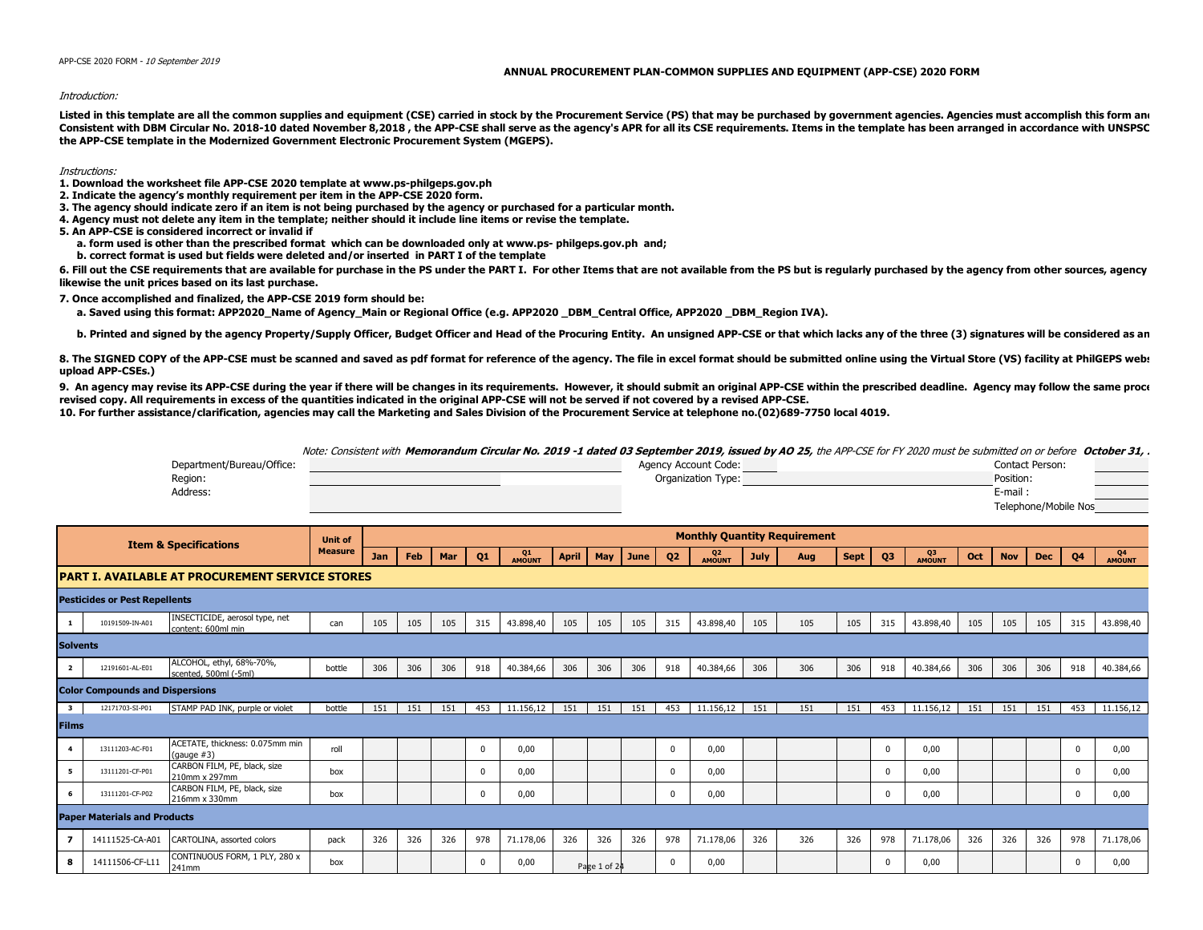APP-CSE 2020 FORM - *10 September 2019*

## ANNUAL PROCUREMENT PLAN-COMMON SUPPLIES AND EQUIPMENT (APP-CSE) 2020 FORM

*Introduction:*

**Listed in this template are all the common supplies and equipment (CSE) carried in stock by the Procurement Service (PS) that may be purchased by government agencies. Agencies must accomplish this form and Consistent with DBM Circular No. 2018-10 dated November 8,2018 , the APP-CSE shall serve as the agency's APR for all its CSE requirements. Items in the template has been arranged in accordance with UNSPSC the APP-CSE template in the Modernized Government Electronic Procurement System (MGEPS).**

*Instructions:*

**1. Download the worksheet file APP-CSE 2020 template at www.ps-philgeps.gov.ph**
**2. Indicate the agency's monthly requirement per item in the APP-CSE 2020 form.**
**3. The agency should indicate zero if an item is not being purchased by the agency or purchased for a particular month.**
**4. Agency must not delete any item in the template; neither should it include line items or revise the template.**
**5. An APP-CSE is considered incorrect or invalid if**
**a. form used is other than the prescribed format which can be downloaded only at www.ps- philgeps.gov.ph and;**
**b. correct format is used but fields were deleted and/or inserted in PART I of the template**
**6. Fill out the CSE requirements that are available for purchase in the PS under the PART I. For other Items that are not available from the PS but is regularly purchased by the agency from other sources, agency likewise the unit prices based on its last purchase.**
**7. Once accomplished and finalized, the APP-CSE 2019 form should be:**
**a. Saved using this format: APP2020_Name of Agency_Main or Regional Office (e.g. APP2020 _DBM_Central Office, APP2020 _DBM_Region IVA).**
**b. Printed and signed by the agency Property/Supply Officer, Budget Officer and Head of the Procuring Entity. An unsigned APP-CSE or that which lacks any of the three (3) signatures will be considered as an**
**8. The SIGNED COPY of the APP-CSE must be scanned and saved as pdf format for reference of the agency. The file in excel format should be submitted online using the Virtual Store (VS) facility at PhilGEPS webs upload APP-CSEs.)**
**9. An agency may revise its APP-CSE during the year if there will be changes in its requirements. However, it should submit an original APP-CSE within the prescribed deadline. Agency may follow the same proce revised copy. All requirements in excess of the quantities indicated in the original APP-CSE will not be served if not covered by a revised APP-CSE.**
**10. For further assistance/clarification, agencies may call the Marketing and Sales Division of the Procurement Service at telephone no.(02)689-7750 local 4019.**

*Note: Consistent with **Memorandum Circular No. 2019 -1 dated 03 September 2019, issued by AO 25,** the APP-CSE for FY 2020 must be submitted on or before **October 31,***

Department/Bureau/Office:
Region:
Address:
Agency Account Code:
Organization Type:
Contact Person:
Position:
E-mail :
Telephone/Mobile Nos

| | Item & Specifications | | Unit of Measure | Monthly Quantity Requirement | | | | | | | | | | | | | | | | | | | |
|---|---|---|---|---|---|---|---|---|---|---|---|---|---|---|---|---|---|---|---|---|---|---|---|
| | | | | Jan | Feb | Mar | Q1 | Q1 AMOUNT | April | May | June | Q2 | Q2 AMOUNT | July | Aug | Sept | Q3 | Q3 AMOUNT | Oct | Nov | Dec | Q4 | Q4 AMOUNT |
| **PART I. AVAILABLE AT PROCUREMENT SERVICE STORES** | | | | | | | | | | | | | | | | | | | | | | | |
| **Pesticides or Pest Repellents** | | | | | | | | | | | | | | | | | | | | | | | |
| 1 | 10191509-IN-A01 | INSECTICIDE, aerosol type, net content: 600ml min | can | 105 | 105 | 105 | 315 | 43.898,40 | 105 | 105 | 105 | 315 | 43.898,40 | 105 | 105 | 105 | 315 | 43.898,40 | 105 | 105 | 105 | 315 | 43.898,40 |
| **Solvents** | | | | | | | | | | | | | | | | | | | | | | | |
| 2 | 12191601-AL-E01 | ALCOHOL, ethyl, 68%-70%, scented, 500ml (-5ml) | bottle | 306 | 306 | 306 | 918 | 40.384,66 | 306 | 306 | 306 | 918 | 40.384,66 | 306 | 306 | 306 | 918 | 40.384,66 | 306 | 306 | 306 | 918 | 40.384,66 |
| **Color Compounds and Dispersions** | | | | | | | | | | | | | | | | | | | | | | | |
| 3 | 12171703-SI-P01 | STAMP PAD INK, purple or violet | bottle | 151 | 151 | 151 | 453 | 11.156,12 | 151 | 151 | 151 | 453 | 11.156,12 | 151 | 151 | 151 | 453 | 11.156,12 | 151 | 151 | 151 | 453 | 11.156,12 |
| **Films** | | | | | | | | | | | | | | | | | | | | | | | |
| 4 | 13111203-AC-F01 | ACETATE, thickness: 0.075mm min (gauge #3) | roll | | | | 0 | 0,00 | | | | 0 | 0,00 | | | | 0 | 0,00 | | | | 0 | 0,00 |
| 5 | 13111201-CF-P01 | CARBON FILM, PE, black, size 210mm x 297mm | box | | | | 0 | 0,00 | | | | 0 | 0,00 | | | | 0 | 0,00 | | | | 0 | 0,00 |
| 6 | 13111201-CF-P02 | CARBON FILM, PE, black, size 216mm x 330mm | box | | | | 0 | 0,00 | | | | 0 | 0,00 | | | | 0 | 0,00 | | | | 0 | 0,00 |
| **Paper Materials and Products** | | | | | | | | | | | | | | | | | | | | | | | |
| 7 | 14111525-CA-A01 | CARTOLINA, assorted colors | pack | 326 | 326 | 326 | 978 | 71.178,06 | 326 | 326 | 326 | 978 | 71.178,06 | 326 | 326 | 326 | 978 | 71.178,06 | 326 | 326 | 326 | 978 | 71.178,06 |
| 8 | 14111506-CF-L11 | CONTINUOUS FORM, 1 PLY, 280 x 241mm | box | | | | 0 | 0,00 | | | | 0 | 0,00 | | | | 0 | 0,00 | | | | 0 | 0,00 |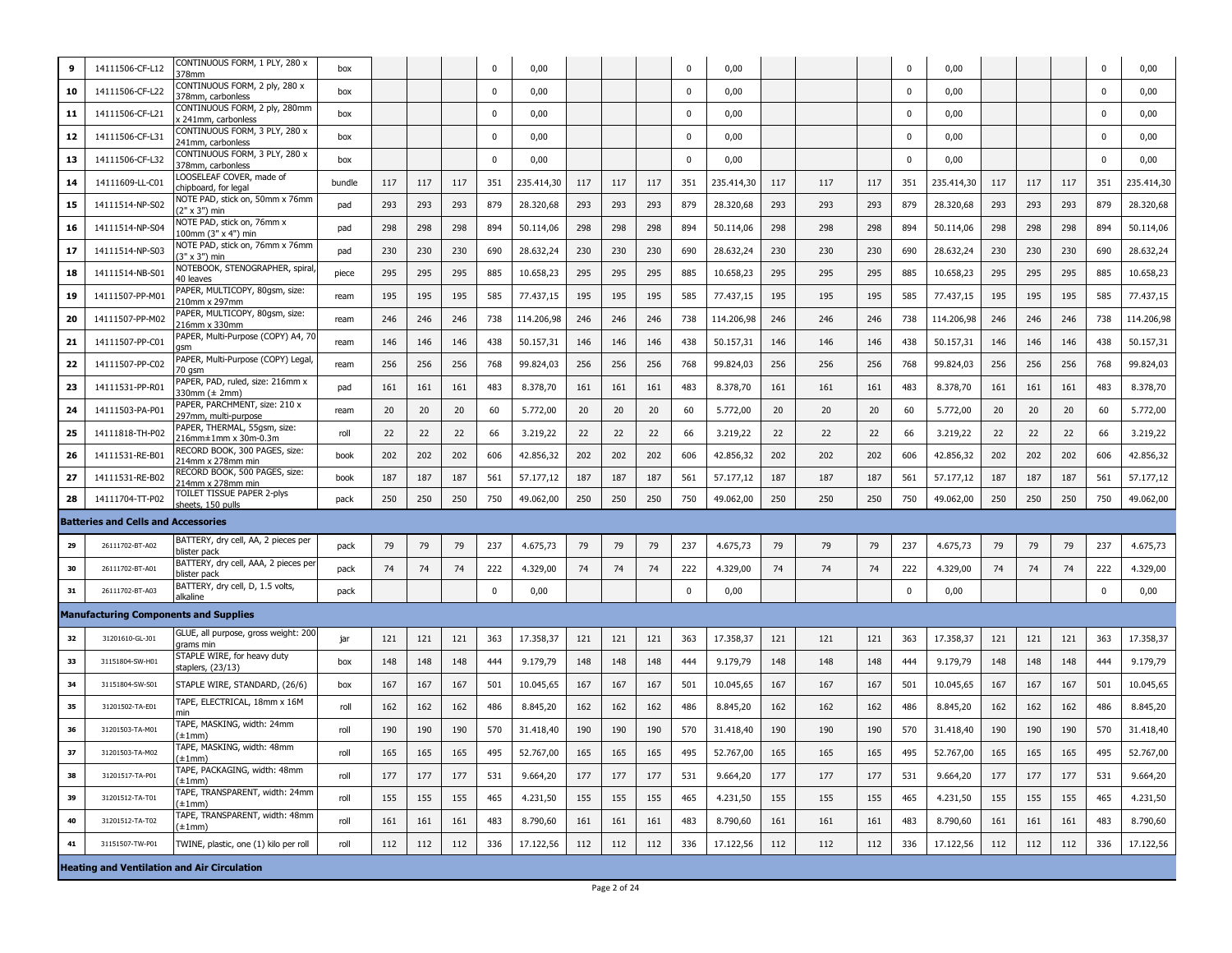| 9 | 14111506-CF-L12 | CONTINUOUS FORM, 1 PLY, 280 x 378mm | box | | | | 0 | 0,00 | | | | 0 | 0,00 | | | | 0 | 0,00 | | | | 0 | 0,00 |
|---|---|---|---|---|---|---|---|---|---|---|---|---|---|---|---|---|---|---|---|---|---|---|---|
| 10 | 14111506-CF-L22 | CONTINUOUS FORM, 2 ply, 280 x 378mm, carbonless | box | | | | 0 | 0,00 | | | | 0 | 0,00 | | | | 0 | 0,00 | | | | 0 | 0,00 |
| 11 | 14111506-CF-L21 | CONTINUOUS FORM, 2 ply, 280mm x 241mm, carbonless | box | | | | 0 | 0,00 | | | | 0 | 0,00 | | | | 0 | 0,00 | | | | 0 | 0,00 |
| 12 | 14111506-CF-L31 | CONTINUOUS FORM, 3 PLY, 280 x 241mm, carbonless | box | | | | 0 | 0,00 | | | | 0 | 0,00 | | | | 0 | 0,00 | | | | 0 | 0,00 |
| 13 | 14111506-CF-L32 | CONTINUOUS FORM, 3 PLY, 280 x 378mm, carbonless | box | | | | 0 | 0,00 | | | | 0 | 0,00 | | | | 0 | 0,00 | | | | 0 | 0,00 |
| 14 | 14111609-LL-C01 | LOOSELEAF COVER, made of chipboard, for legal | bundle | 117 | 117 | 117 | 351 | 235.414,30 | 117 | 117 | 117 | 351 | 235.414,30 | 117 | 117 | 117 | 351 | 235.414,30 | 117 | 117 | 117 | 351 | 235.414,30 |
| 15 | 14111514-NP-S02 | NOTE PAD, stick on, 50mm x 76mm (2" x 3") min | pad | 293 | 293 | 293 | 879 | 28.320,68 | 293 | 293 | 293 | 879 | 28.320,68 | 293 | 293 | 293 | 879 | 28.320,68 | 293 | 293 | 293 | 879 | 28.320,68 |
| 16 | 14111514-NP-S04 | NOTE PAD, stick on, 76mm x 100mm (3" x 4") min | pad | 298 | 298 | 298 | 894 | 50.114,06 | 298 | 298 | 298 | 894 | 50.114,06 | 298 | 298 | 298 | 894 | 50.114,06 | 298 | 298 | 298 | 894 | 50.114,06 |
| 17 | 14111514-NP-S03 | NOTE PAD, stick on, 76mm x 76mm (3" x 3") min | pad | 230 | 230 | 230 | 690 | 28.632,24 | 230 | 230 | 230 | 690 | 28.632,24 | 230 | 230 | 230 | 690 | 28.632,24 | 230 | 230 | 230 | 690 | 28.632,24 |
| 18 | 14111514-NB-S01 | NOTEBOOK, STENOGRAPHER, spiral, 40 leaves | piece | 295 | 295 | 295 | 885 | 10.658,23 | 295 | 295 | 295 | 885 | 10.658,23 | 295 | 295 | 295 | 885 | 10.658,23 | 295 | 295 | 295 | 885 | 10.658,23 |
| 19 | 14111507-PP-M01 | PAPER, MULTICOPY, 80gsm, size: 210mm x 297mm | ream | 195 | 195 | 195 | 585 | 77.437,15 | 195 | 195 | 195 | 585 | 77.437,15 | 195 | 195 | 195 | 585 | 77.437,15 | 195 | 195 | 195 | 585 | 77.437,15 |
| 20 | 14111507-PP-M02 | PAPER, MULTICOPY, 80gsm, size: 216mm x 330mm | ream | 246 | 246 | 246 | 738 | 114.206,98 | 246 | 246 | 246 | 738 | 114.206,98 | 246 | 246 | 246 | 738 | 114.206,98 | 246 | 246 | 246 | 738 | 114.206,98 |
| 21 | 14111507-PP-C01 | PAPER, Multi-Purpose (COPY) A4, 70 gsm | ream | 146 | 146 | 146 | 438 | 50.157,31 | 146 | 146 | 146 | 438 | 50.157,31 | 146 | 146 | 146 | 438 | 50.157,31 | 146 | 146 | 146 | 438 | 50.157,31 |
| 22 | 14111507-PP-C02 | PAPER, Multi-Purpose (COPY) Legal, 70 gsm | ream | 256 | 256 | 256 | 768 | 99.824,03 | 256 | 256 | 256 | 768 | 99.824,03 | 256 | 256 | 256 | 768 | 99.824,03 | 256 | 256 | 256 | 768 | 99.824,03 |
| 23 | 14111531-PP-R01 | PAPER, PAD, ruled, size: 216mm x 330mm (± 2mm) | pad | 161 | 161 | 161 | 483 | 8.378,70 | 161 | 161 | 161 | 483 | 8.378,70 | 161 | 161 | 161 | 483 | 8.378,70 | 161 | 161 | 161 | 483 | 8.378,70 |
| 24 | 14111503-PA-P01 | PAPER, PARCHMENT, size: 210 x 297mm, multi-purpose | ream | 20 | 20 | 20 | 60 | 5.772,00 | 20 | 20 | 20 | 60 | 5.772,00 | 20 | 20 | 20 | 60 | 5.772,00 | 20 | 20 | 20 | 60 | 5.772,00 |
| 25 | 14111818-TH-P02 | PAPER, THERMAL, 55gsm, size: 216mm±1mm x 30m-0.3m | roll | 22 | 22 | 22 | 66 | 3.219,22 | 22 | 22 | 22 | 66 | 3.219,22 | 22 | 22 | 22 | 66 | 3.219,22 | 22 | 22 | 22 | 66 | 3.219,22 |
| 26 | 14111531-RE-B01 | RECORD BOOK, 300 PAGES, size: 214mm x 278mm min | book | 202 | 202 | 202 | 606 | 42.856,32 | 202 | 202 | 202 | 606 | 42.856,32 | 202 | 202 | 202 | 606 | 42.856,32 | 202 | 202 | 202 | 606 | 42.856,32 |
| 27 | 14111531-RE-B02 | RECORD BOOK, 500 PAGES, size: 214mm x 278mm min | book | 187 | 187 | 187 | 561 | 57.177,12 | 187 | 187 | 187 | 561 | 57.177,12 | 187 | 187 | 187 | 561 | 57.177,12 | 187 | 187 | 187 | 561 | 57.177,12 |
| 28 | 14111704-TT-P02 | TOILET TISSUE PAPER 2-plys sheets, 150 pulls | pack | 250 | 250 | 250 | 750 | 49.062,00 | 250 | 250 | 250 | 750 | 49.062,00 | 250 | 250 | 250 | 750 | 49.062,00 | 250 | 250 | 250 | 750 | 49.062,00 |
| **Batteries and Cells and Accessories** | | | | | | | | | | | | | | | | | | | | | | | |
| 29 | 26111702-BT-A02 | BATTERY, dry cell, AA, 2 pieces per blister pack | pack | 79 | 79 | 79 | 237 | 4.675,73 | 79 | 79 | 79 | 237 | 4.675,73 | 79 | 79 | 79 | 237 | 4.675,73 | 79 | 79 | 79 | 237 | 4.675,73 |
| 30 | 26111702-BT-A01 | BATTERY, dry cell, AAA, 2 pieces per blister pack | pack | 74 | 74 | 74 | 222 | 4.329,00 | 74 | 74 | 74 | 222 | 4.329,00 | 74 | 74 | 74 | 222 | 4.329,00 | 74 | 74 | 74 | 222 | 4.329,00 |
| 31 | 26111702-BT-A03 | BATTERY, dry cell, D, 1.5 volts, alkaline | pack | | | | 0 | 0,00 | | | | 0 | 0,00 | | | | 0 | 0,00 | | | | 0 | 0,00 |
| **Manufacturing Components and Supplies** | | | | | | | | | | | | | | | | | | | | | | | |
| 32 | 31201610-GL-J01 | GLUE, all purpose, gross weight: 200 grams min | jar | 121 | 121 | 121 | 363 | 17.358,37 | 121 | 121 | 121 | 363 | 17.358,37 | 121 | 121 | 121 | 363 | 17.358,37 | 121 | 121 | 121 | 363 | 17.358,37 |
| 33 | 31151804-SW-H01 | STAPLE WIRE, for heavy duty staplers, (23/13) | box | 148 | 148 | 148 | 444 | 9.179,79 | 148 | 148 | 148 | 444 | 9.179,79 | 148 | 148 | 148 | 444 | 9.179,79 | 148 | 148 | 148 | 444 | 9.179,79 |
| 34 | 31151804-SW-S01 | STAPLE WIRE, STANDARD, (26/6) | box | 167 | 167 | 167 | 501 | 10.045,65 | 167 | 167 | 167 | 501 | 10.045,65 | 167 | 167 | 167 | 501 | 10.045,65 | 167 | 167 | 167 | 501 | 10.045,65 |
| 35 | 31201502-TA-E01 | TAPE, ELECTRICAL, 18mm x 16M min | roll | 162 | 162 | 162 | 486 | 8.845,20 | 162 | 162 | 162 | 486 | 8.845,20 | 162 | 162 | 162 | 486 | 8.845,20 | 162 | 162 | 162 | 486 | 8.845,20 |
| 36 | 31201503-TA-M01 | TAPE, MASKING, width: 24mm (±1mm) | roll | 190 | 190 | 190 | 570 | 31.418,40 | 190 | 190 | 190 | 570 | 31.418,40 | 190 | 190 | 190 | 570 | 31.418,40 | 190 | 190 | 190 | 570 | 31.418,40 |
| 37 | 31201503-TA-M02 | TAPE, MASKING, width: 48mm (±1mm) | roll | 165 | 165 | 165 | 495 | 52.767,00 | 165 | 165 | 165 | 495 | 52.767,00 | 165 | 165 | 165 | 495 | 52.767,00 | 165 | 165 | 165 | 495 | 52.767,00 |
| 38 | 31201517-TA-P01 | TAPE, PACKAGING, width: 48mm (±1mm) | roll | 177 | 177 | 177 | 531 | 9.664,20 | 177 | 177 | 177 | 531 | 9.664,20 | 177 | 177 | 177 | 531 | 9.664,20 | 177 | 177 | 177 | 531 | 9.664,20 |
| 39 | 31201512-TA-T01 | TAPE, TRANSPARENT, width: 24mm (±1mm) | roll | 155 | 155 | 155 | 465 | 4.231,50 | 155 | 155 | 155 | 465 | 4.231,50 | 155 | 155 | 155 | 465 | 4.231,50 | 155 | 155 | 155 | 465 | 4.231,50 |
| 40 | 31201512-TA-T02 | TAPE, TRANSPARENT, width: 48mm (±1mm) | roll | 161 | 161 | 161 | 483 | 8.790,60 | 161 | 161 | 161 | 483 | 8.790,60 | 161 | 161 | 161 | 483 | 8.790,60 | 161 | 161 | 161 | 483 | 8.790,60 |
| 41 | 31151507-TW-P01 | TWINE, plastic, one (1) kilo per roll | roll | 112 | 112 | 112 | 336 | 17.122,56 | 112 | 112 | 112 | 336 | 17.122,56 | 112 | 112 | 112 | 336 | 17.122,56 | 112 | 112 | 112 | 336 | 17.122,56 |
| **Heating and Ventilation and Air Circulation** | | | | | | | | | | | | | | | | | | | | | | | |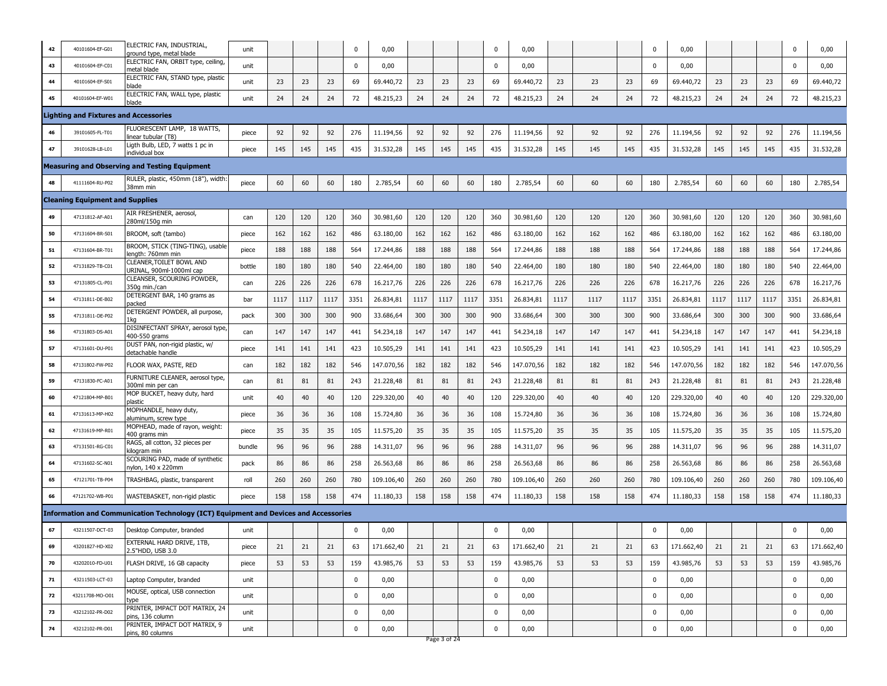| | | | | | | | | | | | | | | | | | | | | | | | |
|---|---|---|---|---|---|---|---|---|---|---|---|---|---|---|---|---|---|---|---|---|---|---|---|
| 42 | 40101604-EF-G01 | ELECTRIC FAN, INDUSTRIAL, ground type, metal blade | unit | | | | 0 | 0,00 | | | | 0 | 0,00 | | | | 0 | 0,00 | | | | 0 | 0,00 |
| 43 | 40101604-EF-C01 | ELECTRIC FAN, ORBIT type, ceiling, metal blade | unit | | | | 0 | 0,00 | | | | 0 | 0,00 | | | | 0 | 0,00 | | | | 0 | 0,00 |
| 44 | 40101604-EF-S01 | ELECTRIC FAN, STAND type, plastic blade | unit | 23 | 23 | 23 | 69 | 69.440,72 | 23 | 23 | 23 | 69 | 69.440,72 | 23 | 23 | 23 | 69 | 69.440,72 | 23 | 23 | 23 | 69 | 69.440,72 |
| 45 | 40101604-EF-W01 | ELECTRIC FAN, WALL type, plastic blade | unit | 24 | 24 | 24 | 72 | 48.215,23 | 24 | 24 | 24 | 72 | 48.215,23 | 24 | 24 | 24 | 72 | 48.215,23 | 24 | 24 | 24 | 72 | 48.215,23 |
| **Lighting and Fixtures and Accessories** | | | | | | | | | | | | | | | | | | | | | | | |
| 46 | 39101605-FL-T01 | FLUORESCENT LAMP, 18 WATTS, linear tubular (T8) | piece | 92 | 92 | 92 | 276 | 11.194,56 | 92 | 92 | 92 | 276 | 11.194,56 | 92 | 92 | 92 | 276 | 11.194,56 | 92 | 92 | 92 | 276 | 11.194,56 |
| 47 | 39101628-LB-L01 | Ligth Bulb, LED, 7 watts 1 pc in individual box | piece | 145 | 145 | 145 | 435 | 31.532,28 | 145 | 145 | 145 | 435 | 31.532,28 | 145 | 145 | 145 | 435 | 31.532,28 | 145 | 145 | 145 | 435 | 31.532,28 |
| **Measuring and Observing and Testing Equipment** | | | | | | | | | | | | | | | | | | | | | | | |
| 48 | 41111604-RU-P02 | RULER, plastic, 450mm (18"), width: 38mm min | piece | 60 | 60 | 60 | 180 | 2.785,54 | 60 | 60 | 60 | 180 | 2.785,54 | 60 | 60 | 60 | 180 | 2.785,54 | 60 | 60 | 60 | 180 | 2.785,54 |
| **Cleaning Equipment and Supplies** | | | | | | | | | | | | | | | | | | | | | | | |
| 49 | 47131812-AF-A01 | AIR FRESHENER, aerosol, 280ml/150g min | can | 120 | 120 | 120 | 360 | 30.981,60 | 120 | 120 | 120 | 360 | 30.981,60 | 120 | 120 | 120 | 360 | 30.981,60 | 120 | 120 | 120 | 360 | 30.981,60 |
| 50 | 47131604-BR-S01 | BROOM, soft (tambo) | piece | 162 | 162 | 162 | 486 | 63.180,00 | 162 | 162 | 162 | 486 | 63.180,00 | 162 | 162 | 162 | 486 | 63.180,00 | 162 | 162 | 162 | 486 | 63.180,00 |
| 51 | 47131604-BR-T01 | BROOM, STICK (TING-TING), usable length: 760mm min | piece | 188 | 188 | 188 | 564 | 17.244,86 | 188 | 188 | 188 | 564 | 17.244,86 | 188 | 188 | 188 | 564 | 17.244,86 | 188 | 188 | 188 | 564 | 17.244,86 |
| 52 | 47131829-TB-C01 | CLEANER,TOILET BOWL AND URINAL, 900ml-1000ml cap | bottle | 180 | 180 | 180 | 540 | 22.464,00 | 180 | 180 | 180 | 540 | 22.464,00 | 180 | 180 | 180 | 540 | 22.464,00 | 180 | 180 | 180 | 540 | 22.464,00 |
| 53 | 47131805-CL-P01 | CLEANSER, SCOURING POWDER, 350g min./can | can | 226 | 226 | 226 | 678 | 16.217,76 | 226 | 226 | 226 | 678 | 16.217,76 | 226 | 226 | 226 | 678 | 16.217,76 | 226 | 226 | 226 | 678 | 16.217,76 |
| 54 | 47131811-DE-B02 | DETERGENT BAR, 140 grams as packed | bar | 1117 | 1117 | 1117 | 3351 | 26.834,81 | 1117 | 1117 | 1117 | 3351 | 26.834,81 | 1117 | 1117 | 1117 | 3351 | 26.834,81 | 1117 | 1117 | 1117 | 3351 | 26.834,81 |
| 55 | 47131811-DE-P02 | DETERGENT POWDER, all purpose, 1kg | pack | 300 | 300 | 300 | 900 | 33.686,64 | 300 | 300 | 300 | 900 | 33.686,64 | 300 | 300 | 300 | 900 | 33.686,64 | 300 | 300 | 300 | 900 | 33.686,64 |
| 56 | 47131803-DS-A01 | DISINFECTANT SPRAY, aerosol type, 400-550 grams | can | 147 | 147 | 147 | 441 | 54.234,18 | 147 | 147 | 147 | 441 | 54.234,18 | 147 | 147 | 147 | 441 | 54.234,18 | 147 | 147 | 147 | 441 | 54.234,18 |
| 57 | 47131601-DU-P01 | DUST PAN, non-rigid plastic, w/ detachable handle | piece | 141 | 141 | 141 | 423 | 10.505,29 | 141 | 141 | 141 | 423 | 10.505,29 | 141 | 141 | 141 | 423 | 10.505,29 | 141 | 141 | 141 | 423 | 10.505,29 |
| 58 | 47131802-FW-P02 | FLOOR WAX, PASTE, RED | can | 182 | 182 | 182 | 546 | 147.070,56 | 182 | 182 | 182 | 546 | 147.070,56 | 182 | 182 | 182 | 546 | 147.070,56 | 182 | 182 | 182 | 546 | 147.070,56 |
| 59 | 47131830-FC-A01 | FURNITURE CLEANER, aerosol type, 300ml min per can | can | 81 | 81 | 81 | 243 | 21.228,48 | 81 | 81 | 81 | 243 | 21.228,48 | 81 | 81 | 81 | 243 | 21.228,48 | 81 | 81 | 81 | 243 | 21.228,48 |
| 60 | 47121804-MP-B01 | MOP BUCKET, heavy duty, hard plastic | unit | 40 | 40 | 40 | 120 | 229.320,00 | 40 | 40 | 40 | 120 | 229.320,00 | 40 | 40 | 40 | 120 | 229.320,00 | 40 | 40 | 40 | 120 | 229.320,00 |
| 61 | 47131613-MP-H02 | MOPHANDLE, heavy duty, aluminum, screw type | piece | 36 | 36 | 36 | 108 | 15.724,80 | 36 | 36 | 36 | 108 | 15.724,80 | 36 | 36 | 36 | 108 | 15.724,80 | 36 | 36 | 36 | 108 | 15.724,80 |
| 62 | 47131619-MP-R01 | MOPHEAD, made of rayon, weight: 400 grams min | piece | 35 | 35 | 35 | 105 | 11.575,20 | 35 | 35 | 35 | 105 | 11.575,20 | 35 | 35 | 35 | 105 | 11.575,20 | 35 | 35 | 35 | 105 | 11.575,20 |
| 63 | 47131501-RG-C01 | RAGS, all cotton, 32 pieces per kilogram min | bundle | 96 | 96 | 96 | 288 | 14.311,07 | 96 | 96 | 96 | 288 | 14.311,07 | 96 | 96 | 96 | 288 | 14.311,07 | 96 | 96 | 96 | 288 | 14.311,07 |
| 64 | 47131602-SC-N01 | SCOURING PAD, made of synthetic nylon, 140 x 220mm | pack | 86 | 86 | 86 | 258 | 26.563,68 | 86 | 86 | 86 | 258 | 26.563,68 | 86 | 86 | 86 | 258 | 26.563,68 | 86 | 86 | 86 | 258 | 26.563,68 |
| 65 | 47121701-TB-P04 | TRASHBAG, plastic, transparent | roll | 260 | 260 | 260 | 780 | 109.106,40 | 260 | 260 | 260 | 780 | 109.106,40 | 260 | 260 | 260 | 780 | 109.106,40 | 260 | 260 | 260 | 780 | 109.106,40 |
| 66 | 47121702-WB-P01 | WASTEBASKET, non-rigid plastic | piece | 158 | 158 | 158 | 474 | 11.180,33 | 158 | 158 | 158 | 474 | 11.180,33 | 158 | 158 | 158 | 474 | 11.180,33 | 158 | 158 | 158 | 474 | 11.180,33 |
| **Information and Communication Technology (ICT) Equipment and Devices and Accessories** | | | | | | | | | | | | | | | | | | | | | | | |
| 67 | 43211507-DCT-03 | Desktop Computer, branded | unit | | | | 0 | 0,00 | | | | 0 | 0,00 | | | | 0 | 0,00 | | | | 0 | 0,00 |
| 69 | 43201827-HD-X02 | EXTERNAL HARD DRIVE, 1TB, 2.5"HDD, USB 3.0 | piece | 21 | 21 | 21 | 63 | 171.662,40 | 21 | 21 | 21 | 63 | 171.662,40 | 21 | 21 | 21 | 63 | 171.662,40 | 21 | 21 | 21 | 63 | 171.662,40 |
| 70 | 43202010-FD-U01 | FLASH DRIVE, 16 GB capacity | piece | 53 | 53 | 53 | 159 | 43.985,76 | 53 | 53 | 53 | 159 | 43.985,76 | 53 | 53 | 53 | 159 | 43.985,76 | 53 | 53 | 53 | 159 | 43.985,76 |
| 71 | 43211503-LCT-03 | Laptop Computer, branded | unit | | | | 0 | 0,00 | | | | 0 | 0,00 | | | | 0 | 0,00 | | | | 0 | 0,00 |
| 72 | 43211708-MO-O01 | MOUSE, optical, USB connection type | unit | | | | 0 | 0,00 | | | | 0 | 0,00 | | | | 0 | 0,00 | | | | 0 | 0,00 |
| 73 | 43212102-PR-D02 | PRINTER, IMPACT DOT MATRIX, 24 pins, 136 column | unit | | | | 0 | 0,00 | | | | 0 | 0,00 | | | | 0 | 0,00 | | | | 0 | 0,00 |
| 74 | 43212102-PR-D01 | PRINTER, IMPACT DOT MATRIX, 9 pins, 80 columns | unit | | | | 0 | 0,00 | | | | 0 | 0,00 | | | | 0 | 0,00 | | | | 0 | 0,00 |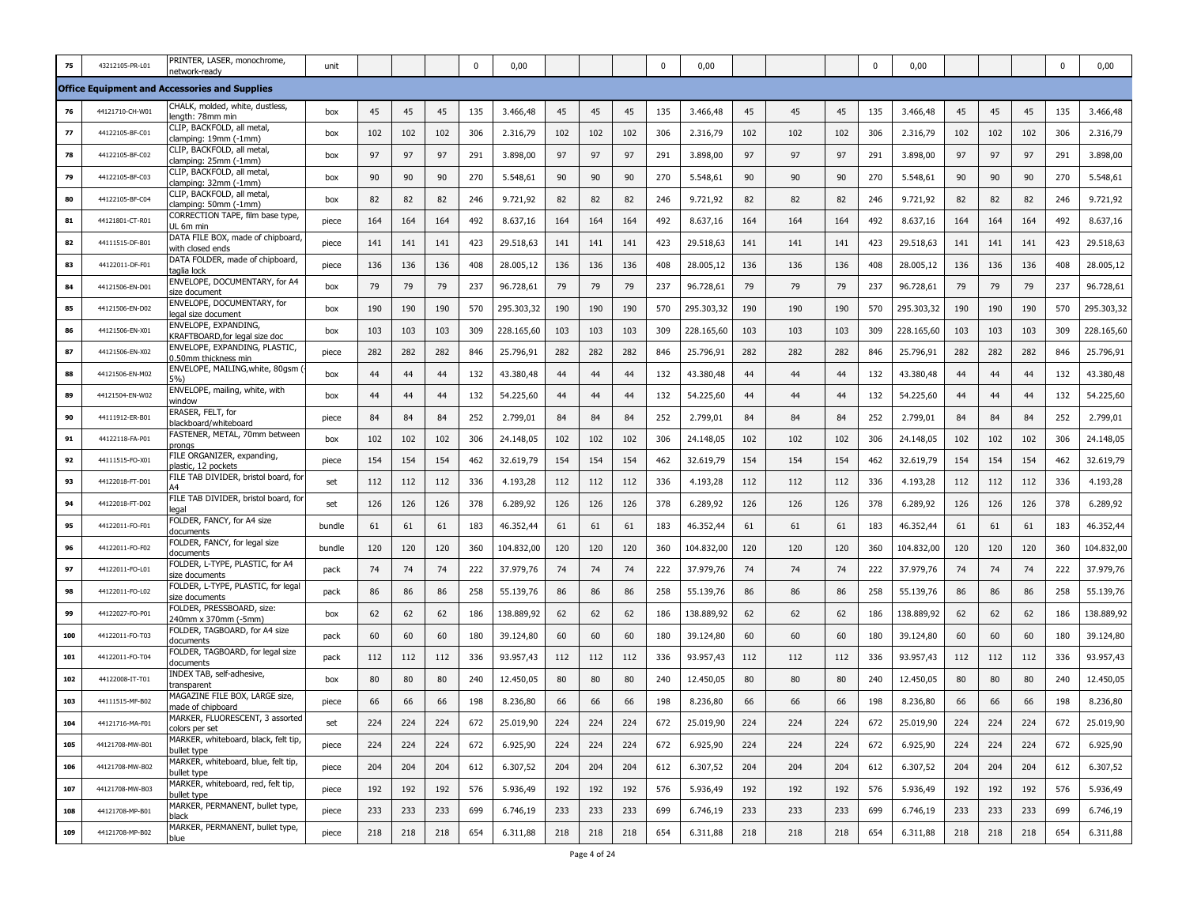| 75 | 43212105-PR-L01 | PRINTER, LASER, monochrome, network-ready | unit | | | | 0 | 0,00 | | | | 0 | 0,00 | | | | 0 | 0,00 | | | | 0 | 0,00 |
|---|---|---|---|---|---|---|---|---|---|---|---|---|---|---|---|---|---|---|---|---|---|---|---|
| **Office Equipment and Accessories and Supplies** | | | | | | | | | | | | | | | | | | | | | | | |
| 76 | 44121710-CH-W01 | CHALK, molded, white, dustless, length: 78mm min | box | 45 | 45 | 45 | 135 | 3.466,48 | 45 | 45 | 45 | 135 | 3.466,48 | 45 | 45 | 45 | 135 | 3.466,48 | 45 | 45 | 45 | 135 | 3.466,48 |
| 77 | 44122105-BF-C01 | CLIP, BACKFOLD, all metal, clamping: 19mm (-1mm) | box | 102 | 102 | 102 | 306 | 2.316,79 | 102 | 102 | 102 | 306 | 2.316,79 | 102 | 102 | 102 | 306 | 2.316,79 | 102 | 102 | 102 | 306 | 2.316,79 |
| 78 | 44122105-BF-C02 | CLIP, BACKFOLD, all metal, clamping: 25mm (-1mm) | box | 97 | 97 | 97 | 291 | 3.898,00 | 97 | 97 | 97 | 291 | 3.898,00 | 97 | 97 | 97 | 291 | 3.898,00 | 97 | 97 | 97 | 291 | 3.898,00 |
| 79 | 44122105-BF-C03 | CLIP, BACKFOLD, all metal, clamping: 32mm (-1mm) | box | 90 | 90 | 90 | 270 | 5.548,61 | 90 | 90 | 90 | 270 | 5.548,61 | 90 | 90 | 90 | 270 | 5.548,61 | 90 | 90 | 90 | 270 | 5.548,61 |
| 80 | 44122105-BF-C04 | CLIP, BACKFOLD, all metal, clamping: 50mm (-1mm) | box | 82 | 82 | 82 | 246 | 9.721,92 | 82 | 82 | 82 | 246 | 9.721,92 | 82 | 82 | 82 | 246 | 9.721,92 | 82 | 82 | 82 | 246 | 9.721,92 |
| 81 | 44121801-CT-R01 | CORRECTION TAPE, film base type, UL 6m min | piece | 164 | 164 | 164 | 492 | 8.637,16 | 164 | 164 | 164 | 492 | 8.637,16 | 164 | 164 | 164 | 492 | 8.637,16 | 164 | 164 | 164 | 492 | 8.637,16 |
| 82 | 44111515-DF-B01 | DATA FILE BOX, made of chipboard, with closed ends | piece | 141 | 141 | 141 | 423 | 29.518,63 | 141 | 141 | 141 | 423 | 29.518,63 | 141 | 141 | 141 | 423 | 29.518,63 | 141 | 141 | 141 | 423 | 29.518,63 |
| 83 | 44122011-DF-F01 | DATA FOLDER, made of chipboard, taglia lock | piece | 136 | 136 | 136 | 408 | 28.005,12 | 136 | 136 | 136 | 408 | 28.005,12 | 136 | 136 | 136 | 408 | 28.005,12 | 136 | 136 | 136 | 408 | 28.005,12 |
| 84 | 44121506-EN-D01 | ENVELOPE, DOCUMENTARY, for A4 size document | box | 79 | 79 | 79 | 237 | 96.728,61 | 79 | 79 | 79 | 237 | 96.728,61 | 79 | 79 | 79 | 237 | 96.728,61 | 79 | 79 | 79 | 237 | 96.728,61 |
| 85 | 44121506-EN-D02 | ENVELOPE, DOCUMENTARY, for legal size document | box | 190 | 190 | 190 | 570 | 295.303,32 | 190 | 190 | 190 | 570 | 295.303,32 | 190 | 190 | 190 | 570 | 295.303,32 | 190 | 190 | 190 | 570 | 295.303,32 |
| 86 | 44121506-EN-X01 | ENVELOPE, EXPANDING, KRAFTBOARD,for legal size doc | box | 103 | 103 | 103 | 309 | 228.165,60 | 103 | 103 | 103 | 309 | 228.165,60 | 103 | 103 | 103 | 309 | 228.165,60 | 103 | 103 | 103 | 309 | 228.165,60 |
| 87 | 44121506-EN-X02 | ENVELOPE, EXPANDING, PLASTIC, 0.50mm thickness min | piece | 282 | 282 | 282 | 846 | 25.796,91 | 282 | 282 | 282 | 846 | 25.796,91 | 282 | 282 | 282 | 846 | 25.796,91 | 282 | 282 | 282 | 846 | 25.796,91 |
| 88 | 44121506-EN-M02 | ENVELOPE, MAILING,white, 80gsm (-5%) | box | 44 | 44 | 44 | 132 | 43.380,48 | 44 | 44 | 44 | 132 | 43.380,48 | 44 | 44 | 44 | 132 | 43.380,48 | 44 | 44 | 44 | 132 | 43.380,48 |
| 89 | 44121504-EN-W02 | ENVELOPE, mailing, white, with window | box | 44 | 44 | 44 | 132 | 54.225,60 | 44 | 44 | 44 | 132 | 54.225,60 | 44 | 44 | 44 | 132 | 54.225,60 | 44 | 44 | 44 | 132 | 54.225,60 |
| 90 | 44111912-ER-B01 | ERASER, FELT, for blackboard/whiteboard | piece | 84 | 84 | 84 | 252 | 2.799,01 | 84 | 84 | 84 | 252 | 2.799,01 | 84 | 84 | 84 | 252 | 2.799,01 | 84 | 84 | 84 | 252 | 2.799,01 |
| 91 | 44122118-FA-P01 | FASTENER, METAL, 70mm between prongs | box | 102 | 102 | 102 | 306 | 24.148,05 | 102 | 102 | 102 | 306 | 24.148,05 | 102 | 102 | 102 | 306 | 24.148,05 | 102 | 102 | 102 | 306 | 24.148,05 |
| 92 | 44111515-FO-X01 | FILE ORGANIZER, expanding, plastic, 12 pockets | piece | 154 | 154 | 154 | 462 | 32.619,79 | 154 | 154 | 154 | 462 | 32.619,79 | 154 | 154 | 154 | 462 | 32.619,79 | 154 | 154 | 154 | 462 | 32.619,79 |
| 93 | 44122018-FT-D01 | FILE TAB DIVIDER, bristol board, for A4 | set | 112 | 112 | 112 | 336 | 4.193,28 | 112 | 112 | 112 | 336 | 4.193,28 | 112 | 112 | 112 | 336 | 4.193,28 | 112 | 112 | 112 | 336 | 4.193,28 |
| 94 | 44122018-FT-D02 | FILE TAB DIVIDER, bristol board, for legal | set | 126 | 126 | 126 | 378 | 6.289,92 | 126 | 126 | 126 | 378 | 6.289,92 | 126 | 126 | 126 | 378 | 6.289,92 | 126 | 126 | 126 | 378 | 6.289,92 |
| 95 | 44122011-FO-F01 | FOLDER, FANCY, for A4 size documents | bundle | 61 | 61 | 61 | 183 | 46.352,44 | 61 | 61 | 61 | 183 | 46.352,44 | 61 | 61 | 61 | 183 | 46.352,44 | 61 | 61 | 61 | 183 | 46.352,44 |
| 96 | 44122011-FO-F02 | FOLDER, FANCY, for legal size documents | bundle | 120 | 120 | 120 | 360 | 104.832,00 | 120 | 120 | 120 | 360 | 104.832,00 | 120 | 120 | 120 | 360 | 104.832,00 | 120 | 120 | 120 | 360 | 104.832,00 |
| 97 | 44122011-FO-L01 | FOLDER, L-TYPE, PLASTIC, for A4 size documents | pack | 74 | 74 | 74 | 222 | 37.979,76 | 74 | 74 | 74 | 222 | 37.979,76 | 74 | 74 | 74 | 222 | 37.979,76 | 74 | 74 | 74 | 222 | 37.979,76 |
| 98 | 44122011-FO-L02 | FOLDER, L-TYPE, PLASTIC, for legal size documents | pack | 86 | 86 | 86 | 258 | 55.139,76 | 86 | 86 | 86 | 258 | 55.139,76 | 86 | 86 | 86 | 258 | 55.139,76 | 86 | 86 | 86 | 258 | 55.139,76 |
| 99 | 44122027-FO-P01 | FOLDER, PRESSBOARD, size: 240mm x 370mm (-5mm) | box | 62 | 62 | 62 | 186 | 138.889,92 | 62 | 62 | 62 | 186 | 138.889,92 | 62 | 62 | 62 | 186 | 138.889,92 | 62 | 62 | 62 | 186 | 138.889,92 |
| 100 | 44122011-FO-T03 | FOLDER, TAGBOARD, for A4 size documents | pack | 60 | 60 | 60 | 180 | 39.124,80 | 60 | 60 | 60 | 180 | 39.124,80 | 60 | 60 | 60 | 180 | 39.124,80 | 60 | 60 | 60 | 180 | 39.124,80 |
| 101 | 44122011-FO-T04 | FOLDER, TAGBOARD, for legal size documents | pack | 112 | 112 | 112 | 336 | 93.957,43 | 112 | 112 | 112 | 336 | 93.957,43 | 112 | 112 | 112 | 336 | 93.957,43 | 112 | 112 | 112 | 336 | 93.957,43 |
| 102 | 44122008-IT-T01 | INDEX TAB, self-adhesive, transparent | box | 80 | 80 | 80 | 240 | 12.450,05 | 80 | 80 | 80 | 240 | 12.450,05 | 80 | 80 | 80 | 240 | 12.450,05 | 80 | 80 | 80 | 240 | 12.450,05 |
| 103 | 44111515-MF-B02 | MAGAZINE FILE BOX, LARGE size, made of chipboard | piece | 66 | 66 | 66 | 198 | 8.236,80 | 66 | 66 | 66 | 198 | 8.236,80 | 66 | 66 | 66 | 198 | 8.236,80 | 66 | 66 | 66 | 198 | 8.236,80 |
| 104 | 44121716-MA-F01 | MARKER, FLUORESCENT, 3 assorted colors per set | set | 224 | 224 | 224 | 672 | 25.019,90 | 224 | 224 | 224 | 672 | 25.019,90 | 224 | 224 | 224 | 672 | 25.019,90 | 224 | 224 | 224 | 672 | 25.019,90 |
| 105 | 44121708-MW-B01 | MARKER, whiteboard, black, felt tip, bullet type | piece | 224 | 224 | 224 | 672 | 6.925,90 | 224 | 224 | 224 | 672 | 6.925,90 | 224 | 224 | 224 | 672 | 6.925,90 | 224 | 224 | 224 | 672 | 6.925,90 |
| 106 | 44121708-MW-B02 | MARKER, whiteboard, blue, felt tip, bullet type | piece | 204 | 204 | 204 | 612 | 6.307,52 | 204 | 204 | 204 | 612 | 6.307,52 | 204 | 204 | 204 | 612 | 6.307,52 | 204 | 204 | 204 | 612 | 6.307,52 |
| 107 | 44121708-MW-B03 | MARKER, whiteboard, red, felt tip, bullet type | piece | 192 | 192 | 192 | 576 | 5.936,49 | 192 | 192 | 192 | 576 | 5.936,49 | 192 | 192 | 192 | 576 | 5.936,49 | 192 | 192 | 192 | 576 | 5.936,49 |
| 108 | 44121708-MP-B01 | MARKER, PERMANENT, bullet type, black | piece | 233 | 233 | 233 | 699 | 6.746,19 | 233 | 233 | 233 | 699 | 6.746,19 | 233 | 233 | 233 | 699 | 6.746,19 | 233 | 233 | 233 | 699 | 6.746,19 |
| 109 | 44121708-MP-B02 | MARKER, PERMANENT, bullet type, blue | piece | 218 | 218 | 218 | 654 | 6.311,88 | 218 | 218 | 218 | 654 | 6.311,88 | 218 | 218 | 218 | 654 | 6.311,88 | 218 | 218 | 218 | 654 | 6.311,88 |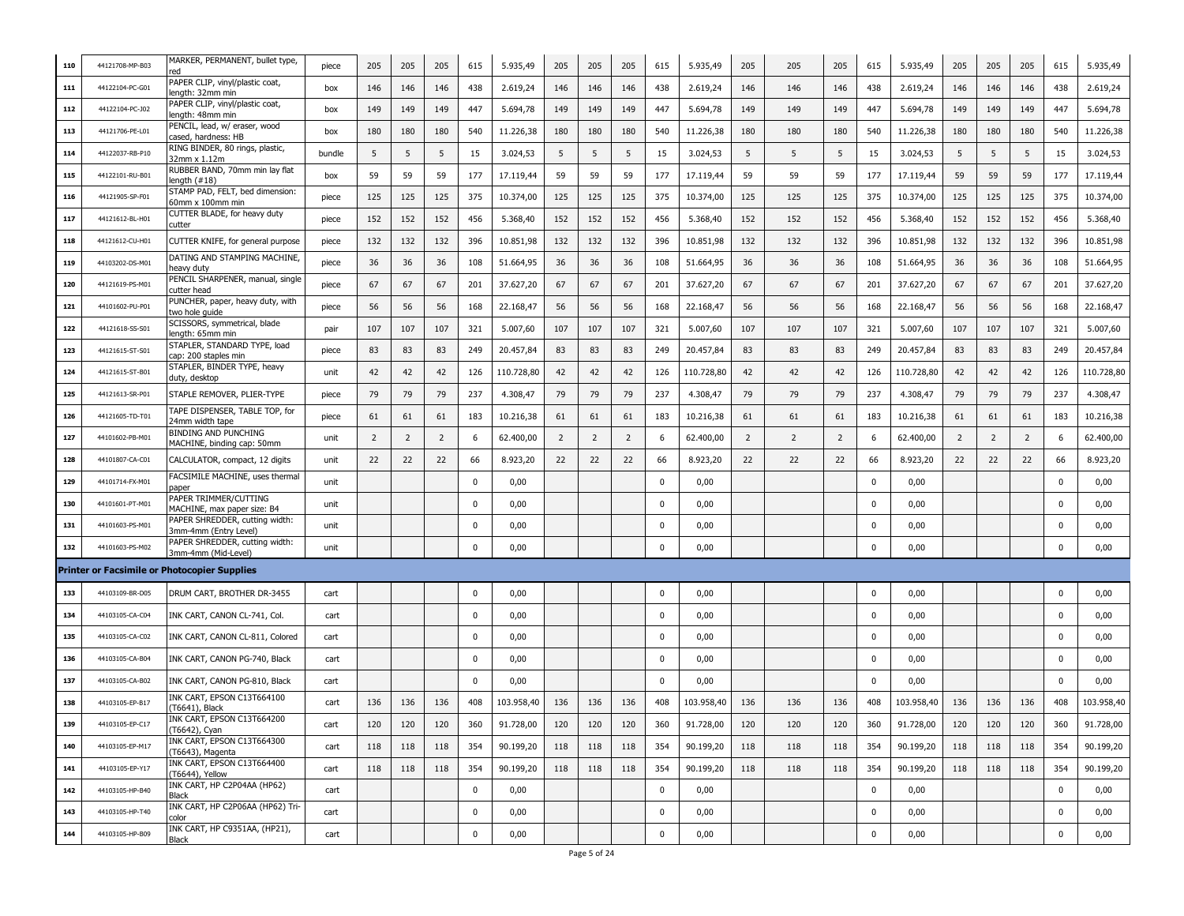| 110 | 44121708-MP-B03 | MARKER, PERMANENT, bullet type, red | piece | 205 | 205 | 205 | 615 | 5.935,49 | 205 | 205 | 205 | 615 | 5.935,49 | 205 | 205 | 205 | 615 | 5.935,49 | 205 | 205 | 205 | 615 | 5.935,49 |
|---|---|---|---|---|---|---|---|---|---|---|---|---|---|---|---|---|---|---|---|---|---|---|---|
| 111 | 44122104-PC-G01 | PAPER CLIP, vinyl/plastic coat, length: 32mm min | box | 146 | 146 | 146 | 438 | 2.619,24 | 146 | 146 | 146 | 438 | 2.619,24 | 146 | 146 | 146 | 438 | 2.619,24 | 146 | 146 | 146 | 438 | 2.619,24 |
| 112 | 44122104-PC-J02 | PAPER CLIP, vinyl/plastic coat, length: 48mm min | box | 149 | 149 | 149 | 447 | 5.694,78 | 149 | 149 | 149 | 447 | 5.694,78 | 149 | 149 | 149 | 447 | 5.694,78 | 149 | 149 | 149 | 447 | 5.694,78 |
| 113 | 44121706-PE-L01 | PENCIL, lead, w/ eraser, wood cased, hardness: HB | box | 180 | 180 | 180 | 540 | 11.226,38 | 180 | 180 | 180 | 540 | 11.226,38 | 180 | 180 | 180 | 540 | 11.226,38 | 180 | 180 | 180 | 540 | 11.226,38 |
| 114 | 44122037-RB-P10 | RING BINDER, 80 rings, plastic, 32mm x 1.12m | bundle | 5 | 5 | 5 | 15 | 3.024,53 | 5 | 5 | 5 | 15 | 3.024,53 | 5 | 5 | 5 | 15 | 3.024,53 | 5 | 5 | 5 | 15 | 3.024,53 |
| 115 | 44122101-RU-B01 | RUBBER BAND, 70mm min lay flat length (#18) | box | 59 | 59 | 59 | 177 | 17.119,44 | 59 | 59 | 59 | 177 | 17.119,44 | 59 | 59 | 59 | 177 | 17.119,44 | 59 | 59 | 59 | 177 | 17.119,44 |
| 116 | 44121905-SP-F01 | STAMP PAD, FELT, bed dimension: 60mm x 100mm min | piece | 125 | 125 | 125 | 375 | 10.374,00 | 125 | 125 | 125 | 375 | 10.374,00 | 125 | 125 | 125 | 375 | 10.374,00 | 125 | 125 | 125 | 375 | 10.374,00 |
| 117 | 44121612-BL-H01 | CUTTER BLADE, for heavy duty cutter | piece | 152 | 152 | 152 | 456 | 5.368,40 | 152 | 152 | 152 | 456 | 5.368,40 | 152 | 152 | 152 | 456 | 5.368,40 | 152 | 152 | 152 | 456 | 5.368,40 |
| 118 | 44121612-CU-H01 | CUTTER KNIFE, for general purpose | piece | 132 | 132 | 132 | 396 | 10.851,98 | 132 | 132 | 132 | 396 | 10.851,98 | 132 | 132 | 132 | 396 | 10.851,98 | 132 | 132 | 132 | 396 | 10.851,98 |
| 119 | 44103202-DS-M01 | DATING AND STAMPING MACHINE, heavy duty | piece | 36 | 36 | 36 | 108 | 51.664,95 | 36 | 36 | 36 | 108 | 51.664,95 | 36 | 36 | 36 | 108 | 51.664,95 | 36 | 36 | 36 | 108 | 51.664,95 |
| 120 | 44121619-PS-M01 | PENCIL SHARPENER, manual, single cutter head | piece | 67 | 67 | 67 | 201 | 37.627,20 | 67 | 67 | 67 | 201 | 37.627,20 | 67 | 67 | 67 | 201 | 37.627,20 | 67 | 67 | 67 | 201 | 37.627,20 |
| 121 | 44101602-PU-P01 | PUNCHER, paper, heavy duty, with two hole guide | piece | 56 | 56 | 56 | 168 | 22.168,47 | 56 | 56 | 56 | 168 | 22.168,47 | 56 | 56 | 56 | 168 | 22.168,47 | 56 | 56 | 56 | 168 | 22.168,47 |
| 122 | 44121618-SS-S01 | SCISSORS, symmetrical, blade length: 65mm min | pair | 107 | 107 | 107 | 321 | 5.007,60 | 107 | 107 | 107 | 321 | 5.007,60 | 107 | 107 | 107 | 321 | 5.007,60 | 107 | 107 | 107 | 321 | 5.007,60 |
| 123 | 44121615-ST-S01 | STAPLER, STANDARD TYPE, load cap: 200 staples min | piece | 83 | 83 | 83 | 249 | 20.457,84 | 83 | 83 | 83 | 249 | 20.457,84 | 83 | 83 | 83 | 249 | 20.457,84 | 83 | 83 | 83 | 249 | 20.457,84 |
| 124 | 44121615-ST-B01 | STAPLER, BINDER TYPE, heavy duty, desktop | unit | 42 | 42 | 42 | 126 | 110.728,80 | 42 | 42 | 42 | 126 | 110.728,80 | 42 | 42 | 42 | 126 | 110.728,80 | 42 | 42 | 42 | 126 | 110.728,80 |
| 125 | 44121613-SR-P01 | STAPLE REMOVER, PLIER-TYPE | piece | 79 | 79 | 79 | 237 | 4.308,47 | 79 | 79 | 79 | 237 | 4.308,47 | 79 | 79 | 79 | 237 | 4.308,47 | 79 | 79 | 79 | 237 | 4.308,47 |
| 126 | 44121605-TD-T01 | TAPE DISPENSER, TABLE TOP, for 24mm width tape | piece | 61 | 61 | 61 | 183 | 10.216,38 | 61 | 61 | 61 | 183 | 10.216,38 | 61 | 61 | 61 | 183 | 10.216,38 | 61 | 61 | 61 | 183 | 10.216,38 |
| 127 | 44101602-PB-M01 | BINDING AND PUNCHING MACHINE, binding cap: 50mm | unit | 2 | 2 | 2 | 6 | 62.400,00 | 2 | 2 | 2 | 6 | 62.400,00 | 2 | 2 | 2 | 6 | 62.400,00 | 2 | 2 | 2 | 6 | 62.400,00 |
| 128 | 44101807-CA-C01 | CALCULATOR, compact, 12 digits | unit | 22 | 22 | 22 | 66 | 8.923,20 | 22 | 22 | 22 | 66 | 8.923,20 | 22 | 22 | 22 | 66 | 8.923,20 | 22 | 22 | 22 | 66 | 8.923,20 |
| 129 | 44101714-FX-M01 | FACSIMILE MACHINE, uses thermal paper | unit | | | | 0 | 0,00 | | | | 0 | 0,00 | | | | 0 | 0,00 | | | | 0 | 0,00 |
| 130 | 44101601-PT-M01 | PAPER TRIMMER/CUTTING MACHINE, max paper size: B4 | unit | | | | 0 | 0,00 | | | | 0 | 0,00 | | | | 0 | 0,00 | | | | 0 | 0,00 |
| 131 | 44101603-PS-M01 | PAPER SHREDDER, cutting width: 3mm-4mm (Entry Level) | unit | | | | 0 | 0,00 | | | | 0 | 0,00 | | | | 0 | 0,00 | | | | 0 | 0,00 |
| 132 | 44101603-PS-M02 | PAPER SHREDDER, cutting width: 3mm-4mm (Mid-Level) | unit | | | | 0 | 0,00 | | | | 0 | 0,00 | | | | 0 | 0,00 | | | | 0 | 0,00 |
| **Printer or Facsimile or Photocopier Supplies** | | | | | | | | | | | | | | | | | | | | | | | |
| 133 | 44103109-BR-D05 | DRUM CART, BROTHER DR-3455 | cart | | | | 0 | 0,00 | | | | 0 | 0,00 | | | | 0 | 0,00 | | | | 0 | 0,00 |
| 134 | 44103105-CA-C04 | INK CART, CANON CL-741, Col. | cart | | | | 0 | 0,00 | | | | 0 | 0,00 | | | | 0 | 0,00 | | | | 0 | 0,00 |
| 135 | 44103105-CA-C02 | INK CART, CANON CL-811, Colored | cart | | | | 0 | 0,00 | | | | 0 | 0,00 | | | | 0 | 0,00 | | | | 0 | 0,00 |
| 136 | 44103105-CA-B04 | INK CART, CANON PG-740, Black | cart | | | | 0 | 0,00 | | | | 0 | 0,00 | | | | 0 | 0,00 | | | | 0 | 0,00 |
| 137 | 44103105-CA-B02 | INK CART, CANON PG-810, Black | cart | | | | 0 | 0,00 | | | | 0 | 0,00 | | | | 0 | 0,00 | | | | 0 | 0,00 |
| 138 | 44103105-EP-B17 | INK CART, EPSON C13T664100 (T6641), Black | cart | 136 | 136 | 136 | 408 | 103.958,40 | 136 | 136 | 136 | 408 | 103.958,40 | 136 | 136 | 136 | 408 | 103.958,40 | 136 | 136 | 136 | 408 | 103.958,40 |
| 139 | 44103105-EP-C17 | INK CART, EPSON C13T664200 (T6642), Cyan | cart | 120 | 120 | 120 | 360 | 91.728,00 | 120 | 120 | 120 | 360 | 91.728,00 | 120 | 120 | 120 | 360 | 91.728,00 | 120 | 120 | 120 | 360 | 91.728,00 |
| 140 | 44103105-EP-M17 | INK CART, EPSON C13T664300 (T6643), Magenta | cart | 118 | 118 | 118 | 354 | 90.199,20 | 118 | 118 | 118 | 354 | 90.199,20 | 118 | 118 | 118 | 354 | 90.199,20 | 118 | 118 | 118 | 354 | 90.199,20 |
| 141 | 44103105-EP-Y17 | INK CART, EPSON C13T664400 (T6644), Yellow | cart | 118 | 118 | 118 | 354 | 90.199,20 | 118 | 118 | 118 | 354 | 90.199,20 | 118 | 118 | 118 | 354 | 90.199,20 | 118 | 118 | 118 | 354 | 90.199,20 |
| 142 | 44103105-HP-B40 | INK CART, HP C2P04AA (HP62) Black | cart | | | | 0 | 0,00 | | | | 0 | 0,00 | | | | 0 | 0,00 | | | | 0 | 0,00 |
| 143 | 44103105-HP-T40 | INK CART, HP C2P06AA (HP62) Tri-color | cart | | | | 0 | 0,00 | | | | 0 | 0,00 | | | | 0 | 0,00 | | | | 0 | 0,00 |
| 144 | 44103105-HP-B09 | INK CART, HP C9351AA, (HP21), Black | cart | | | | 0 | 0,00 | | | | 0 | 0,00 | | | | 0 | 0,00 | | | | 0 | 0,00 |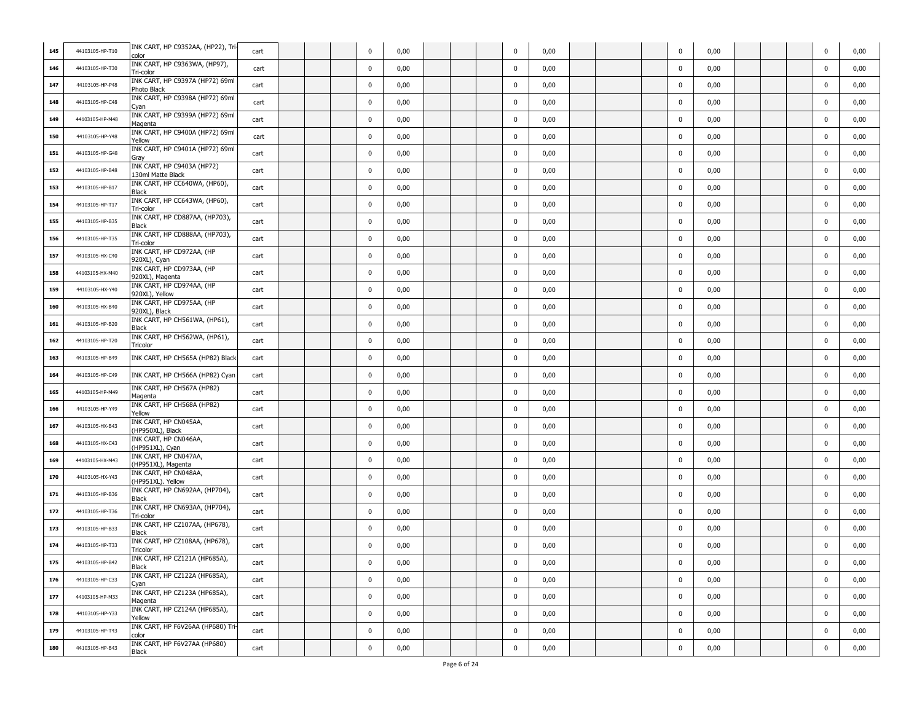| | | | | | | | | | | | | | | | | | | | | | | | |
|---|---|---|---|---|---|---|---|---|---|---|---|---|---|---|---|---|---|---|---|---|---|---|---|
| 145 | 44103105-HP-T10 | INK CART, HP C9352AA, (HP22), Tri-color | cart | | | | 0 | 0,00 | | | | 0 | 0,00 | | | | 0 | 0,00 | | | | 0 | 0,00 |
| 146 | 44103105-HP-T30 | INK CART, HP C9363WA, (HP97), Tri-color | cart | | | | 0 | 0,00 | | | | 0 | 0,00 | | | | 0 | 0,00 | | | | 0 | 0,00 |
| 147 | 44103105-HP-P48 | INK CART, HP C9397A (HP72) 69ml Photo Black | cart | | | | 0 | 0,00 | | | | 0 | 0,00 | | | | 0 | 0,00 | | | | 0 | 0,00 |
| 148 | 44103105-HP-C48 | INK CART, HP C9398A (HP72) 69ml Cyan | cart | | | | 0 | 0,00 | | | | 0 | 0,00 | | | | 0 | 0,00 | | | | 0 | 0,00 |
| 149 | 44103105-HP-M48 | INK CART, HP C9399A (HP72) 69ml Magenta | cart | | | | 0 | 0,00 | | | | 0 | 0,00 | | | | 0 | 0,00 | | | | 0 | 0,00 |
| 150 | 44103105-HP-Y48 | INK CART, HP C9400A (HP72) 69ml Yellow | cart | | | | 0 | 0,00 | | | | 0 | 0,00 | | | | 0 | 0,00 | | | | 0 | 0,00 |
| 151 | 44103105-HP-G48 | INK CART, HP C9401A (HP72) 69ml Gray | cart | | | | 0 | 0,00 | | | | 0 | 0,00 | | | | 0 | 0,00 | | | | 0 | 0,00 |
| 152 | 44103105-HP-B48 | INK CART, HP C9403A (HP72) 130ml Matte Black | cart | | | | 0 | 0,00 | | | | 0 | 0,00 | | | | 0 | 0,00 | | | | 0 | 0,00 |
| 153 | 44103105-HP-B17 | INK CART, HP CC640WA, (HP60), Black | cart | | | | 0 | 0,00 | | | | 0 | 0,00 | | | | 0 | 0,00 | | | | 0 | 0,00 |
| 154 | 44103105-HP-T17 | INK CART, HP CC643WA, (HP60), Tri-color | cart | | | | 0 | 0,00 | | | | 0 | 0,00 | | | | 0 | 0,00 | | | | 0 | 0,00 |
| 155 | 44103105-HP-B35 | INK CART, HP CD887AA, (HP703), Black | cart | | | | 0 | 0,00 | | | | 0 | 0,00 | | | | 0 | 0,00 | | | | 0 | 0,00 |
| 156 | 44103105-HP-T35 | INK CART, HP CD888AA, (HP703), Tri-color | cart | | | | 0 | 0,00 | | | | 0 | 0,00 | | | | 0 | 0,00 | | | | 0 | 0,00 |
| 157 | 44103105-HX-C40 | INK CART, HP CD972AA, (HP 920XL), Cyan | cart | | | | 0 | 0,00 | | | | 0 | 0,00 | | | | 0 | 0,00 | | | | 0 | 0,00 |
| 158 | 44103105-HX-M40 | INK CART, HP CD973AA, (HP 920XL), Magenta | cart | | | | 0 | 0,00 | | | | 0 | 0,00 | | | | 0 | 0,00 | | | | 0 | 0,00 |
| 159 | 44103105-HX-Y40 | INK CART, HP CD974AA, (HP 920XL), Yellow | cart | | | | 0 | 0,00 | | | | 0 | 0,00 | | | | 0 | 0,00 | | | | 0 | 0,00 |
| 160 | 44103105-HX-B40 | INK CART, HP CD975AA, (HP 920XL), Black | cart | | | | 0 | 0,00 | | | | 0 | 0,00 | | | | 0 | 0,00 | | | | 0 | 0,00 |
| 161 | 44103105-HP-B20 | INK CART, HP CH561WA, (HP61), Black | cart | | | | 0 | 0,00 | | | | 0 | 0,00 | | | | 0 | 0,00 | | | | 0 | 0,00 |
| 162 | 44103105-HP-T20 | INK CART, HP CH562WA, (HP61), Tricolor | cart | | | | 0 | 0,00 | | | | 0 | 0,00 | | | | 0 | 0,00 | | | | 0 | 0,00 |
| 163 | 44103105-HP-B49 | INK CART, HP CH565A (HP82) Black | cart | | | | 0 | 0,00 | | | | 0 | 0,00 | | | | 0 | 0,00 | | | | 0 | 0,00 |
| 164 | 44103105-HP-C49 | INK CART, HP CH566A (HP82) Cyan | cart | | | | 0 | 0,00 | | | | 0 | 0,00 | | | | 0 | 0,00 | | | | 0 | 0,00 |
| 165 | 44103105-HP-M49 | INK CART, HP CH567A (HP82) Magenta | cart | | | | 0 | 0,00 | | | | 0 | 0,00 | | | | 0 | 0,00 | | | | 0 | 0,00 |
| 166 | 44103105-HP-Y49 | INK CART, HP CH568A (HP82) Yellow | cart | | | | 0 | 0,00 | | | | 0 | 0,00 | | | | 0 | 0,00 | | | | 0 | 0,00 |
| 167 | 44103105-HX-B43 | INK CART, HP CN045AA, (HP950XL), Black | cart | | | | 0 | 0,00 | | | | 0 | 0,00 | | | | 0 | 0,00 | | | | 0 | 0,00 |
| 168 | 44103105-HX-C43 | INK CART, HP CN046AA, (HP951XL), Cyan | cart | | | | 0 | 0,00 | | | | 0 | 0,00 | | | | 0 | 0,00 | | | | 0 | 0,00 |
| 169 | 44103105-HX-M43 | INK CART, HP CN047AA, (HP951XL), Magenta | cart | | | | 0 | 0,00 | | | | 0 | 0,00 | | | | 0 | 0,00 | | | | 0 | 0,00 |
| 170 | 44103105-HX-Y43 | INK CART, HP CN048AA, (HP951XL). Yellow | cart | | | | 0 | 0,00 | | | | 0 | 0,00 | | | | 0 | 0,00 | | | | 0 | 0,00 |
| 171 | 44103105-HP-B36 | INK CART, HP CN692AA, (HP704), Black | cart | | | | 0 | 0,00 | | | | 0 | 0,00 | | | | 0 | 0,00 | | | | 0 | 0,00 |
| 172 | 44103105-HP-T36 | INK CART, HP CN693AA, (HP704), Tri-color | cart | | | | 0 | 0,00 | | | | 0 | 0,00 | | | | 0 | 0,00 | | | | 0 | 0,00 |
| 173 | 44103105-HP-B33 | INK CART, HP CZ107AA, (HP678), Black | cart | | | | 0 | 0,00 | | | | 0 | 0,00 | | | | 0 | 0,00 | | | | 0 | 0,00 |
| 174 | 44103105-HP-T33 | INK CART, HP CZ108AA, (HP678), Tricolor | cart | | | | 0 | 0,00 | | | | 0 | 0,00 | | | | 0 | 0,00 | | | | 0 | 0,00 |
| 175 | 44103105-HP-B42 | INK CART, HP CZ121A (HP685A), Black | cart | | | | 0 | 0,00 | | | | 0 | 0,00 | | | | 0 | 0,00 | | | | 0 | 0,00 |
| 176 | 44103105-HP-C33 | INK CART, HP CZ122A (HP685A), Cyan | cart | | | | 0 | 0,00 | | | | 0 | 0,00 | | | | 0 | 0,00 | | | | 0 | 0,00 |
| 177 | 44103105-HP-M33 | INK CART, HP CZ123A (HP685A), Magenta | cart | | | | 0 | 0,00 | | | | 0 | 0,00 | | | | 0 | 0,00 | | | | 0 | 0,00 |
| 178 | 44103105-HP-Y33 | INK CART, HP CZ124A (HP685A), Yellow | cart | | | | 0 | 0,00 | | | | 0 | 0,00 | | | | 0 | 0,00 | | | | 0 | 0,00 |
| 179 | 44103105-HP-T43 | INK CART, HP F6V26AA (HP680) Tri-color | cart | | | | 0 | 0,00 | | | | 0 | 0,00 | | | | 0 | 0,00 | | | | 0 | 0,00 |
| 180 | 44103105-HP-B43 | INK CART, HP F6V27AA (HP680) Black | cart | | | | 0 | 0,00 | | | | 0 | 0,00 | | | | 0 | 0,00 | | | | 0 | 0,00 |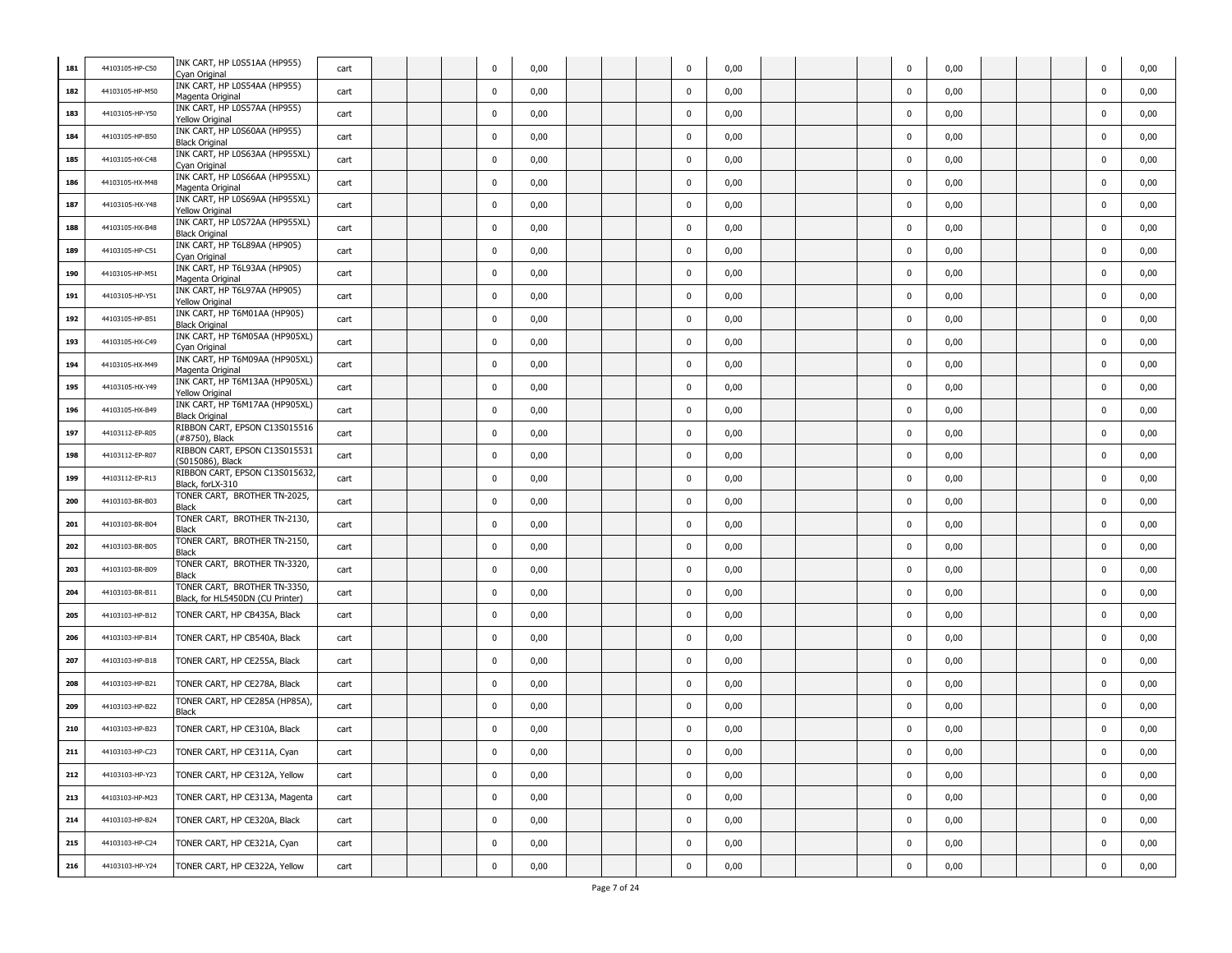| | | | | | | | | | | | | | | | | | | | | | | | |
|---|---|---|---|---|---|---|---|---|---|---|---|---|---|---|---|---|---|---|---|---|---|---|---|
| 181 | 44103105-HP-C50 | INK CART, HP L0S51AA (HP955) Cyan Original | cart | | | | 0 | 0,00 | | | | 0 | 0,00 | | | | 0 | 0,00 | | | | 0 | 0,00 |
| 182 | 44103105-HP-M50 | INK CART, HP L0S54AA (HP955) Magenta Original | cart | | | | 0 | 0,00 | | | | 0 | 0,00 | | | | 0 | 0,00 | | | | 0 | 0,00 |
| 183 | 44103105-HP-Y50 | INK CART, HP L0S57AA (HP955) Yellow Original | cart | | | | 0 | 0,00 | | | | 0 | 0,00 | | | | 0 | 0,00 | | | | 0 | 0,00 |
| 184 | 44103105-HP-B50 | INK CART, HP L0S60AA (HP955) Black Original | cart | | | | 0 | 0,00 | | | | 0 | 0,00 | | | | 0 | 0,00 | | | | 0 | 0,00 |
| 185 | 44103105-HX-C48 | INK CART, HP L0S63AA (HP955XL) Cyan Original | cart | | | | 0 | 0,00 | | | | 0 | 0,00 | | | | 0 | 0,00 | | | | 0 | 0,00 |
| 186 | 44103105-HX-M48 | INK CART, HP L0S66AA (HP955XL) Magenta Original | cart | | | | 0 | 0,00 | | | | 0 | 0,00 | | | | 0 | 0,00 | | | | 0 | 0,00 |
| 187 | 44103105-HX-Y48 | INK CART, HP L0S69AA (HP955XL) Yellow Original | cart | | | | 0 | 0,00 | | | | 0 | 0,00 | | | | 0 | 0,00 | | | | 0 | 0,00 |
| 188 | 44103105-HX-B48 | INK CART, HP L0S72AA (HP955XL) Black Original | cart | | | | 0 | 0,00 | | | | 0 | 0,00 | | | | 0 | 0,00 | | | | 0 | 0,00 |
| 189 | 44103105-HP-C51 | INK CART, HP T6L89AA (HP905) Cyan Original | cart | | | | 0 | 0,00 | | | | 0 | 0,00 | | | | 0 | 0,00 | | | | 0 | 0,00 |
| 190 | 44103105-HP-M51 | INK CART, HP T6L93AA (HP905) Magenta Original | cart | | | | 0 | 0,00 | | | | 0 | 0,00 | | | | 0 | 0,00 | | | | 0 | 0,00 |
| 191 | 44103105-HP-Y51 | INK CART, HP T6L97AA (HP905) Yellow Original | cart | | | | 0 | 0,00 | | | | 0 | 0,00 | | | | 0 | 0,00 | | | | 0 | 0,00 |
| 192 | 44103105-HP-B51 | INK CART, HP T6M01AA (HP905) Black Original | cart | | | | 0 | 0,00 | | | | 0 | 0,00 | | | | 0 | 0,00 | | | | 0 | 0,00 |
| 193 | 44103105-HX-C49 | INK CART, HP T6M05AA (HP905XL) Cyan Original | cart | | | | 0 | 0,00 | | | | 0 | 0,00 | | | | 0 | 0,00 | | | | 0 | 0,00 |
| 194 | 44103105-HX-M49 | INK CART, HP T6M09AA (HP905XL) Magenta Original | cart | | | | 0 | 0,00 | | | | 0 | 0,00 | | | | 0 | 0,00 | | | | 0 | 0,00 |
| 195 | 44103105-HX-Y49 | INK CART, HP T6M13AA (HP905XL) Yellow Original | cart | | | | 0 | 0,00 | | | | 0 | 0,00 | | | | 0 | 0,00 | | | | 0 | 0,00 |
| 196 | 44103105-HX-B49 | INK CART, HP T6M17AA (HP905XL) Black Original | cart | | | | 0 | 0,00 | | | | 0 | 0,00 | | | | 0 | 0,00 | | | | 0 | 0,00 |
| 197 | 44103112-EP-R05 | RIBBON CART, EPSON C13S015516 (#8750), Black | cart | | | | 0 | 0,00 | | | | 0 | 0,00 | | | | 0 | 0,00 | | | | 0 | 0,00 |
| 198 | 44103112-EP-R07 | RIBBON CART, EPSON C13S015531 (S015086), Black | cart | | | | 0 | 0,00 | | | | 0 | 0,00 | | | | 0 | 0,00 | | | | 0 | 0,00 |
| 199 | 44103112-EP-R13 | RIBBON CART, EPSON C13S015632, Black, forLX-310 | cart | | | | 0 | 0,00 | | | | 0 | 0,00 | | | | 0 | 0,00 | | | | 0 | 0,00 |
| 200 | 44103103-BR-B03 | TONER CART, BROTHER TN-2025, Black | cart | | | | 0 | 0,00 | | | | 0 | 0,00 | | | | 0 | 0,00 | | | | 0 | 0,00 |
| 201 | 44103103-BR-B04 | TONER CART, BROTHER TN-2130, Black | cart | | | | 0 | 0,00 | | | | 0 | 0,00 | | | | 0 | 0,00 | | | | 0 | 0,00 |
| 202 | 44103103-BR-B05 | TONER CART, BROTHER TN-2150, Black | cart | | | | 0 | 0,00 | | | | 0 | 0,00 | | | | 0 | 0,00 | | | | 0 | 0,00 |
| 203 | 44103103-BR-B09 | TONER CART, BROTHER TN-3320, Black | cart | | | | 0 | 0,00 | | | | 0 | 0,00 | | | | 0 | 0,00 | | | | 0 | 0,00 |
| 204 | 44103103-BR-B11 | TONER CART, BROTHER TN-3350, Black, for HL5450DN (CU Printer) | cart | | | | 0 | 0,00 | | | | 0 | 0,00 | | | | 0 | 0,00 | | | | 0 | 0,00 |
| 205 | 44103103-HP-B12 | TONER CART, HP CB435A, Black | cart | | | | 0 | 0,00 | | | | 0 | 0,00 | | | | 0 | 0,00 | | | | 0 | 0,00 |
| 206 | 44103103-HP-B14 | TONER CART, HP CB540A, Black | cart | | | | 0 | 0,00 | | | | 0 | 0,00 | | | | 0 | 0,00 | | | | 0 | 0,00 |
| 207 | 44103103-HP-B18 | TONER CART, HP CE255A, Black | cart | | | | 0 | 0,00 | | | | 0 | 0,00 | | | | 0 | 0,00 | | | | 0 | 0,00 |
| 208 | 44103103-HP-B21 | TONER CART, HP CE278A, Black | cart | | | | 0 | 0,00 | | | | 0 | 0,00 | | | | 0 | 0,00 | | | | 0 | 0,00 |
| 209 | 44103103-HP-B22 | TONER CART, HP CE285A (HP85A), Black | cart | | | | 0 | 0,00 | | | | 0 | 0,00 | | | | 0 | 0,00 | | | | 0 | 0,00 |
| 210 | 44103103-HP-B23 | TONER CART, HP CE310A, Black | cart | | | | 0 | 0,00 | | | | 0 | 0,00 | | | | 0 | 0,00 | | | | 0 | 0,00 |
| 211 | 44103103-HP-C23 | TONER CART, HP CE311A, Cyan | cart | | | | 0 | 0,00 | | | | 0 | 0,00 | | | | 0 | 0,00 | | | | 0 | 0,00 |
| 212 | 44103103-HP-Y23 | TONER CART, HP CE312A, Yellow | cart | | | | 0 | 0,00 | | | | 0 | 0,00 | | | | 0 | 0,00 | | | | 0 | 0,00 |
| 213 | 44103103-HP-M23 | TONER CART, HP CE313A, Magenta | cart | | | | 0 | 0,00 | | | | 0 | 0,00 | | | | 0 | 0,00 | | | | 0 | 0,00 |
| 214 | 44103103-HP-B24 | TONER CART, HP CE320A, Black | cart | | | | 0 | 0,00 | | | | 0 | 0,00 | | | | 0 | 0,00 | | | | 0 | 0,00 |
| 215 | 44103103-HP-C24 | TONER CART, HP CE321A, Cyan | cart | | | | 0 | 0,00 | | | | 0 | 0,00 | | | | 0 | 0,00 | | | | 0 | 0,00 |
| 216 | 44103103-HP-Y24 | TONER CART, HP CE322A, Yellow | cart | | | | 0 | 0,00 | | | | 0 | 0,00 | | | | 0 | 0,00 | | | | 0 | 0,00 |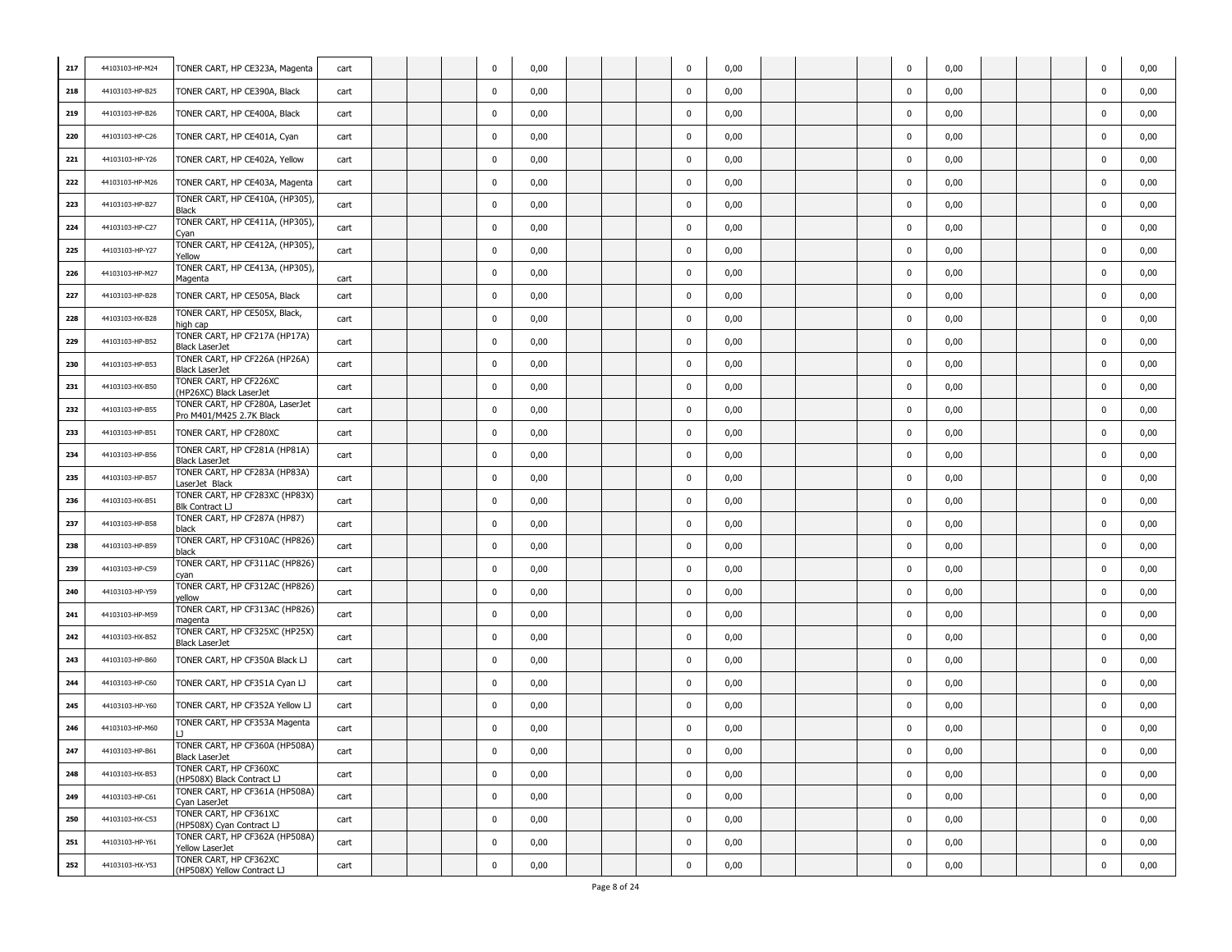| | | | | | | | | | | | | | | | | | | | | | | | |
|---|---|---|---|---|---|---|---|---|---|---|---|---|---|---|---|---|---|---|---|---|---|---|---|
| 217 | 44103103-HP-M24 | TONER CART, HP CE323A, Magenta | cart | | | | 0 | 0,00 | | | | 0 | 0,00 | | | | 0 | 0,00 | | | | 0 | 0,00 |
| 218 | 44103103-HP-B25 | TONER CART, HP CE390A, Black | cart | | | | 0 | 0,00 | | | | 0 | 0,00 | | | | 0 | 0,00 | | | | 0 | 0,00 |
| 219 | 44103103-HP-B26 | TONER CART, HP CE400A, Black | cart | | | | 0 | 0,00 | | | | 0 | 0,00 | | | | 0 | 0,00 | | | | 0 | 0,00 |
| 220 | 44103103-HP-C26 | TONER CART, HP CE401A, Cyan | cart | | | | 0 | 0,00 | | | | 0 | 0,00 | | | | 0 | 0,00 | | | | 0 | 0,00 |
| 221 | 44103103-HP-Y26 | TONER CART, HP CE402A, Yellow | cart | | | | 0 | 0,00 | | | | 0 | 0,00 | | | | 0 | 0,00 | | | | 0 | 0,00 |
| 222 | 44103103-HP-M26 | TONER CART, HP CE403A, Magenta | cart | | | | 0 | 0,00 | | | | 0 | 0,00 | | | | 0 | 0,00 | | | | 0 | 0,00 |
| 223 | 44103103-HP-B27 | TONER CART, HP CE410A, (HP305), Black | cart | | | | 0 | 0,00 | | | | 0 | 0,00 | | | | 0 | 0,00 | | | | 0 | 0,00 |
| 224 | 44103103-HP-C27 | TONER CART, HP CE411A, (HP305), Cyan | cart | | | | 0 | 0,00 | | | | 0 | 0,00 | | | | 0 | 0,00 | | | | 0 | 0,00 |
| 225 | 44103103-HP-Y27 | TONER CART, HP CE412A, (HP305), Yellow | cart | | | | 0 | 0,00 | | | | 0 | 0,00 | | | | 0 | 0,00 | | | | 0 | 0,00 |
| 226 | 44103103-HP-M27 | TONER CART, HP CE413A, (HP305), Magenta | cart | | | | 0 | 0,00 | | | | 0 | 0,00 | | | | 0 | 0,00 | | | | 0 | 0,00 |
| 227 | 44103103-HP-B28 | TONER CART, HP CE505A, Black | cart | | | | 0 | 0,00 | | | | 0 | 0,00 | | | | 0 | 0,00 | | | | 0 | 0,00 |
| 228 | 44103103-HX-B28 | TONER CART, HP CE505X, Black, high cap | cart | | | | 0 | 0,00 | | | | 0 | 0,00 | | | | 0 | 0,00 | | | | 0 | 0,00 |
| 229 | 44103103-HP-B52 | TONER CART, HP CF217A (HP17A) Black LaserJet | cart | | | | 0 | 0,00 | | | | 0 | 0,00 | | | | 0 | 0,00 | | | | 0 | 0,00 |
| 230 | 44103103-HP-B53 | TONER CART, HP CF226A (HP26A) Black LaserJet | cart | | | | 0 | 0,00 | | | | 0 | 0,00 | | | | 0 | 0,00 | | | | 0 | 0,00 |
| 231 | 44103103-HX-B50 | TONER CART, HP CF226XC (HP26XC) Black LaserJet | cart | | | | 0 | 0,00 | | | | 0 | 0,00 | | | | 0 | 0,00 | | | | 0 | 0,00 |
| 232 | 44103103-HP-B55 | TONER CART, HP CF280A, LaserJet Pro M401/M425 2.7K Black | cart | | | | 0 | 0,00 | | | | 0 | 0,00 | | | | 0 | 0,00 | | | | 0 | 0,00 |
| 233 | 44103103-HP-B51 | TONER CART, HP CF280XC | cart | | | | 0 | 0,00 | | | | 0 | 0,00 | | | | 0 | 0,00 | | | | 0 | 0,00 |
| 234 | 44103103-HP-B56 | TONER CART, HP CF281A (HP81A) Black LaserJet | cart | | | | 0 | 0,00 | | | | 0 | 0,00 | | | | 0 | 0,00 | | | | 0 | 0,00 |
| 235 | 44103103-HP-B57 | TONER CART, HP CF283A (HP83A) LaserJet Black | cart | | | | 0 | 0,00 | | | | 0 | 0,00 | | | | 0 | 0,00 | | | | 0 | 0,00 |
| 236 | 44103103-HX-B51 | TONER CART, HP CF283XC (HP83X) Blk Contract LJ | cart | | | | 0 | 0,00 | | | | 0 | 0,00 | | | | 0 | 0,00 | | | | 0 | 0,00 |
| 237 | 44103103-HP-B58 | TONER CART, HP CF287A (HP87) black | cart | | | | 0 | 0,00 | | | | 0 | 0,00 | | | | 0 | 0,00 | | | | 0 | 0,00 |
| 238 | 44103103-HP-B59 | TONER CART, HP CF310AC (HP826) black | cart | | | | 0 | 0,00 | | | | 0 | 0,00 | | | | 0 | 0,00 | | | | 0 | 0,00 |
| 239 | 44103103-HP-C59 | TONER CART, HP CF311AC (HP826) cyan | cart | | | | 0 | 0,00 | | | | 0 | 0,00 | | | | 0 | 0,00 | | | | 0 | 0,00 |
| 240 | 44103103-HP-Y59 | TONER CART, HP CF312AC (HP826) yellow | cart | | | | 0 | 0,00 | | | | 0 | 0,00 | | | | 0 | 0,00 | | | | 0 | 0,00 |
| 241 | 44103103-HP-M59 | TONER CART, HP CF313AC (HP826) magenta | cart | | | | 0 | 0,00 | | | | 0 | 0,00 | | | | 0 | 0,00 | | | | 0 | 0,00 |
| 242 | 44103103-HX-B52 | TONER CART, HP CF325XC (HP25X) Black LaserJet | cart | | | | 0 | 0,00 | | | | 0 | 0,00 | | | | 0 | 0,00 | | | | 0 | 0,00 |
| 243 | 44103103-HP-B60 | TONER CART, HP CF350A Black LJ | cart | | | | 0 | 0,00 | | | | 0 | 0,00 | | | | 0 | 0,00 | | | | 0 | 0,00 |
| 244 | 44103103-HP-C60 | TONER CART, HP CF351A Cyan LJ | cart | | | | 0 | 0,00 | | | | 0 | 0,00 | | | | 0 | 0,00 | | | | 0 | 0,00 |
| 245 | 44103103-HP-Y60 | TONER CART, HP CF352A Yellow LJ | cart | | | | 0 | 0,00 | | | | 0 | 0,00 | | | | 0 | 0,00 | | | | 0 | 0,00 |
| 246 | 44103103-HP-M60 | TONER CART, HP CF353A Magenta LJ | cart | | | | 0 | 0,00 | | | | 0 | 0,00 | | | | 0 | 0,00 | | | | 0 | 0,00 |
| 247 | 44103103-HP-B61 | TONER CART, HP CF360A (HP508A) Black LaserJet | cart | | | | 0 | 0,00 | | | | 0 | 0,00 | | | | 0 | 0,00 | | | | 0 | 0,00 |
| 248 | 44103103-HX-B53 | TONER CART, HP CF360XC (HP508X) Black Contract LJ | cart | | | | 0 | 0,00 | | | | 0 | 0,00 | | | | 0 | 0,00 | | | | 0 | 0,00 |
| 249 | 44103103-HP-C61 | TONER CART, HP CF361A (HP508A) Cyan LaserJet | cart | | | | 0 | 0,00 | | | | 0 | 0,00 | | | | 0 | 0,00 | | | | 0 | 0,00 |
| 250 | 44103103-HX-C53 | TONER CART, HP CF361XC (HP508X) Cyan Contract LJ | cart | | | | 0 | 0,00 | | | | 0 | 0,00 | | | | 0 | 0,00 | | | | 0 | 0,00 |
| 251 | 44103103-HP-Y61 | TONER CART, HP CF362A (HP508A) Yellow LaserJet | cart | | | | 0 | 0,00 | | | | 0 | 0,00 | | | | 0 | 0,00 | | | | 0 | 0,00 |
| 252 | 44103103-HX-Y53 | TONER CART, HP CF362XC (HP508X) Yellow Contract LJ | cart | | | | 0 | 0,00 | | | | 0 | 0,00 | | | | 0 | 0,00 | | | | 0 | 0,00 |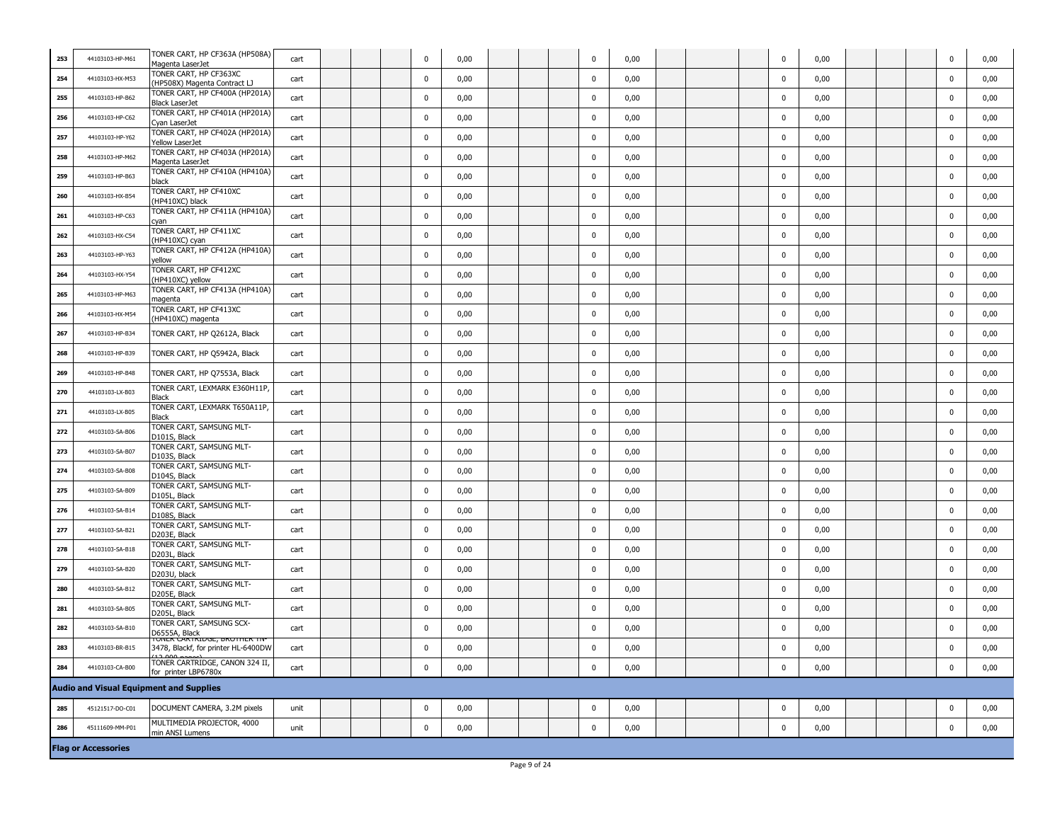| | | | | | | | 0 | 0,00 | | | | 0 | 0,00 | | | | 0 | 0,00 | | | | 0 | 0,00 |
|---|---|---|---|---|---|---|---|---|---|---|---|---|---|---|---|---|---|---|---|---|---|---|---|
| 253 | 44103103-HP-M61 | TONER CART, HP CF363A (HP508A) Magenta LaserJet | cart | | | | 0 | 0,00 | | | | 0 | 0,00 | | | | 0 | 0,00 | | | | 0 | 0,00 |
| 254 | 44103103-HX-M53 | TONER CART, HP CF363XC (HP508X) Magenta Contract LJ | cart | | | | 0 | 0,00 | | | | 0 | 0,00 | | | | 0 | 0,00 | | | | 0 | 0,00 |
| 255 | 44103103-HP-B62 | TONER CART, HP CF400A (HP201A) Black LaserJet | cart | | | | 0 | 0,00 | | | | 0 | 0,00 | | | | 0 | 0,00 | | | | 0 | 0,00 |
| 256 | 44103103-HP-C62 | TONER CART, HP CF401A (HP201A) Cyan LaserJet | cart | | | | 0 | 0,00 | | | | 0 | 0,00 | | | | 0 | 0,00 | | | | 0 | 0,00 |
| 257 | 44103103-HP-Y62 | TONER CART, HP CF402A (HP201A) Yellow LaserJet | cart | | | | 0 | 0,00 | | | | 0 | 0,00 | | | | 0 | 0,00 | | | | 0 | 0,00 |
| 258 | 44103103-HP-M62 | TONER CART, HP CF403A (HP201A) Magenta LaserJet | cart | | | | 0 | 0,00 | | | | 0 | 0,00 | | | | 0 | 0,00 | | | | 0 | 0,00 |
| 259 | 44103103-HP-B63 | TONER CART, HP CF410A (HP410A) black | cart | | | | 0 | 0,00 | | | | 0 | 0,00 | | | | 0 | 0,00 | | | | 0 | 0,00 |
| 260 | 44103103-HX-B54 | TONER CART, HP CF410XC (HP410XC) black | cart | | | | 0 | 0,00 | | | | 0 | 0,00 | | | | 0 | 0,00 | | | | 0 | 0,00 |
| 261 | 44103103-HP-C63 | TONER CART, HP CF411A (HP410A) cyan | cart | | | | 0 | 0,00 | | | | 0 | 0,00 | | | | 0 | 0,00 | | | | 0 | 0,00 |
| 262 | 44103103-HX-C54 | TONER CART, HP CF411XC (HP410XC) cyan | cart | | | | 0 | 0,00 | | | | 0 | 0,00 | | | | 0 | 0,00 | | | | 0 | 0,00 |
| 263 | 44103103-HP-Y63 | TONER CART, HP CF412A (HP410A) yellow | cart | | | | 0 | 0,00 | | | | 0 | 0,00 | | | | 0 | 0,00 | | | | 0 | 0,00 |
| 264 | 44103103-HX-Y54 | TONER CART, HP CF412XC (HP410XC) yellow | cart | | | | 0 | 0,00 | | | | 0 | 0,00 | | | | 0 | 0,00 | | | | 0 | 0,00 |
| 265 | 44103103-HP-M63 | TONER CART, HP CF413A (HP410A) magenta | cart | | | | 0 | 0,00 | | | | 0 | 0,00 | | | | 0 | 0,00 | | | | 0 | 0,00 |
| 266 | 44103103-HX-M54 | TONER CART, HP CF413XC (HP410XC) magenta | cart | | | | 0 | 0,00 | | | | 0 | 0,00 | | | | 0 | 0,00 | | | | 0 | 0,00 |
| 267 | 44103103-HP-B34 | TONER CART, HP Q2612A, Black | cart | | | | 0 | 0,00 | | | | 0 | 0,00 | | | | 0 | 0,00 | | | | 0 | 0,00 |
| 268 | 44103103-HP-B39 | TONER CART, HP Q5942A, Black | cart | | | | 0 | 0,00 | | | | 0 | 0,00 | | | | 0 | 0,00 | | | | 0 | 0,00 |
| 269 | 44103103-HP-B48 | TONER CART, HP Q7553A, Black | cart | | | | 0 | 0,00 | | | | 0 | 0,00 | | | | 0 | 0,00 | | | | 0 | 0,00 |
| 270 | 44103103-LX-B03 | TONER CART, LEXMARK E360H11P, Black | cart | | | | 0 | 0,00 | | | | 0 | 0,00 | | | | 0 | 0,00 | | | | 0 | 0,00 |
| 271 | 44103103-LX-B05 | TONER CART, LEXMARK T650A11P, Black | cart | | | | 0 | 0,00 | | | | 0 | 0,00 | | | | 0 | 0,00 | | | | 0 | 0,00 |
| 272 | 44103103-SA-B06 | TONER CART, SAMSUNG MLT-D101S, Black | cart | | | | 0 | 0,00 | | | | 0 | 0,00 | | | | 0 | 0,00 | | | | 0 | 0,00 |
| 273 | 44103103-SA-B07 | TONER CART, SAMSUNG MLT-D103S, Black | cart | | | | 0 | 0,00 | | | | 0 | 0,00 | | | | 0 | 0,00 | | | | 0 | 0,00 |
| 274 | 44103103-SA-B08 | TONER CART, SAMSUNG MLT-D104S, Black | cart | | | | 0 | 0,00 | | | | 0 | 0,00 | | | | 0 | 0,00 | | | | 0 | 0,00 |
| 275 | 44103103-SA-B09 | TONER CART, SAMSUNG MLT-D105L, Black | cart | | | | 0 | 0,00 | | | | 0 | 0,00 | | | | 0 | 0,00 | | | | 0 | 0,00 |
| 276 | 44103103-SA-B14 | TONER CART, SAMSUNG MLT-D108S, Black | cart | | | | 0 | 0,00 | | | | 0 | 0,00 | | | | 0 | 0,00 | | | | 0 | 0,00 |
| 277 | 44103103-SA-B21 | TONER CART, SAMSUNG MLT-D203E, Black | cart | | | | 0 | 0,00 | | | | 0 | 0,00 | | | | 0 | 0,00 | | | | 0 | 0,00 |
| 278 | 44103103-SA-B18 | TONER CART, SAMSUNG MLT-D203L, Black | cart | | | | 0 | 0,00 | | | | 0 | 0,00 | | | | 0 | 0,00 | | | | 0 | 0,00 |
| 279 | 44103103-SA-B20 | TONER CART, SAMSUNG MLT-D203U, black | cart | | | | 0 | 0,00 | | | | 0 | 0,00 | | | | 0 | 0,00 | | | | 0 | 0,00 |
| 280 | 44103103-SA-B12 | TONER CART, SAMSUNG MLT-D205E, Black | cart | | | | 0 | 0,00 | | | | 0 | 0,00 | | | | 0 | 0,00 | | | | 0 | 0,00 |
| 281 | 44103103-SA-B05 | TONER CART, SAMSUNG MLT-D205L, Black | cart | | | | 0 | 0,00 | | | | 0 | 0,00 | | | | 0 | 0,00 | | | | 0 | 0,00 |
| 282 | 44103103-SA-B10 | TONER CART, SAMSUNG SCX-D6555A, Black | cart | | | | 0 | 0,00 | | | | 0 | 0,00 | | | | 0 | 0,00 | | | | 0 | 0,00 |
| 283 | 44103103-BR-B15 | TONER CARTRIDGE, BROTHER TN-3478, Blackf, for printer HL-6400DW (12,000 pages) | cart | | | | 0 | 0,00 | | | | 0 | 0,00 | | | | 0 | 0,00 | | | | 0 | 0,00 |
| 284 | 44103103-CA-B00 | TONER CARTRIDGE, CANON 324 II, for printer LBP6780x | cart | | | | 0 | 0,00 | | | | 0 | 0,00 | | | | 0 | 0,00 | | | | 0 | 0,00 |
| **Audio and Visual Equipment and Supplies** | | | | | | | | | | | | | | | | | | | | | | | |
| 285 | 45121517-DO-C01 | DOCUMENT CAMERA, 3.2M pixels | unit | | | | 0 | 0,00 | | | | 0 | 0,00 | | | | 0 | 0,00 | | | | 0 | 0,00 |
| 286 | 45111609-MM-P01 | MULTIMEDIA PROJECTOR, 4000 min ANSI Lumens | unit | | | | 0 | 0,00 | | | | 0 | 0,00 | | | | 0 | 0,00 | | | | 0 | 0,00 |
| **Flag or Accessories** | | | | | | | | | | | | | | | | | | | | | | | |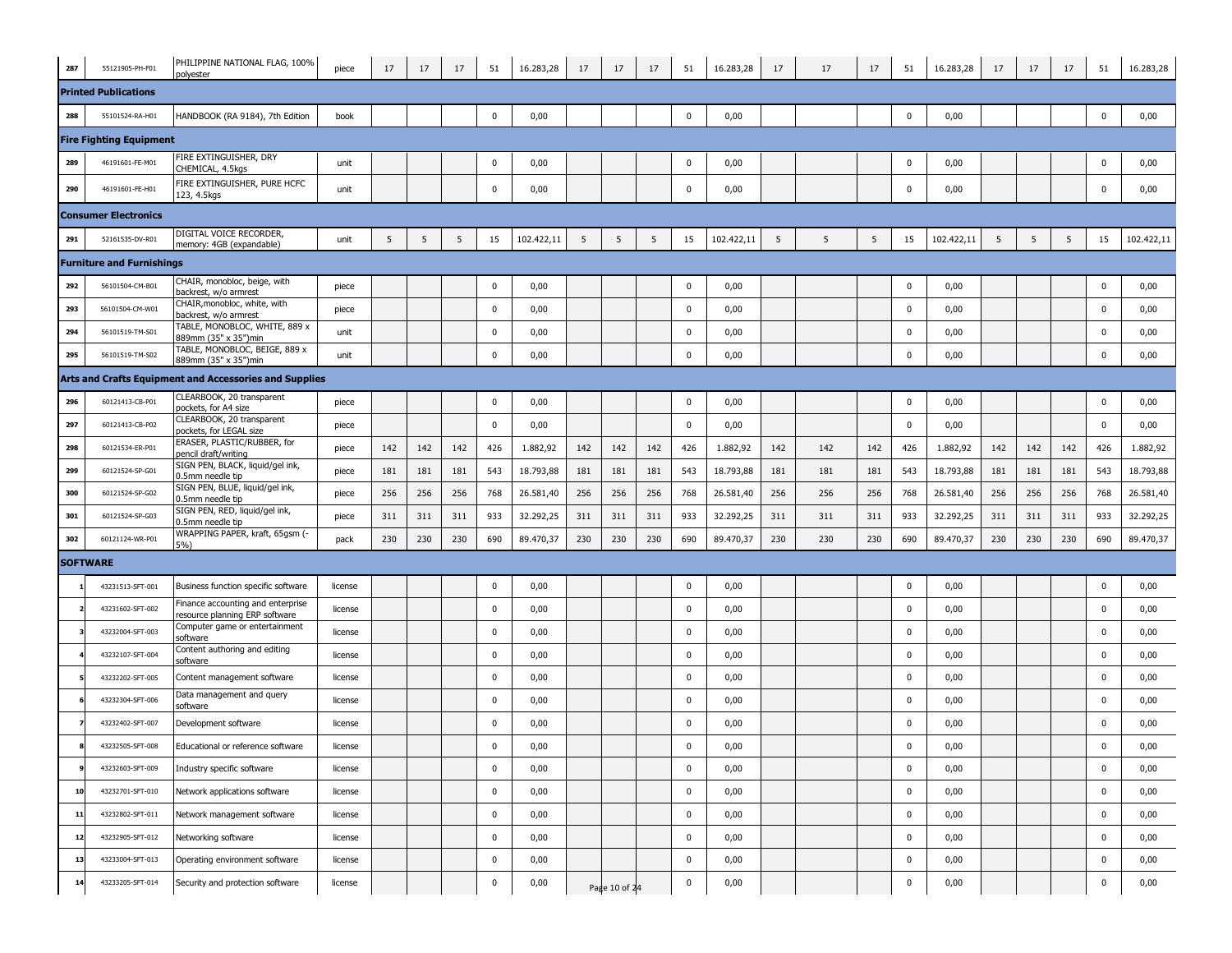| 287 | 55121905-PH-F01 | PHILIPPINE NATIONAL FLAG, 100% polyester | piece | 17 | 17 | 17 | 51 | 16.283,28 | 17 | 17 | 17 | 51 | 16.283,28 | 17 | 17 | 17 | 51 | 16.283,28 | 17 | 17 | 17 | 51 | 16.283,28 |
|---|---|---|---|---|---|---|---|---|---|---|---|---|---|---|---|---|---|---|---|---|---|---|---|
| **Printed Publications** | | | | | | | | | | | | | | | | | | | | | | | |
| 288 | 55101524-RA-H01 | HANDBOOK (RA 9184), 7th Edition | book | | | | 0 | 0,00 | | | | 0 | 0,00 | | | | 0 | 0,00 | | | | 0 | 0,00 |
| **Fire Fighting Equipment** | | | | | | | | | | | | | | | | | | | | | | | |
| 289 | 46191601-FE-M01 | FIRE EXTINGUISHER, DRY CHEMICAL, 4.5kgs | unit | | | | 0 | 0,00 | | | | 0 | 0,00 | | | | 0 | 0,00 | | | | 0 | 0,00 |
| 290 | 46191601-FE-H01 | FIRE EXTINGUISHER, PURE HCFC 123, 4.5kgs | unit | | | | 0 | 0,00 | | | | 0 | 0,00 | | | | 0 | 0,00 | | | | 0 | 0,00 |
| **Consumer Electronics** | | | | | | | | | | | | | | | | | | | | | | | |
| 291 | 52161535-DV-R01 | DIGITAL VOICE RECORDER, memory: 4GB (expandable) | unit | 5 | 5 | 5 | 15 | 102.422,11 | 5 | 5 | 5 | 15 | 102.422,11 | 5 | 5 | 5 | 15 | 102.422,11 | 5 | 5 | 5 | 15 | 102.422,11 |
| **Furniture and Furnishings** | | | | | | | | | | | | | | | | | | | | | | | |
| 292 | 56101504-CM-B01 | CHAIR, monobloc, beige, with backrest, w/o armrest | piece | | | | 0 | 0,00 | | | | 0 | 0,00 | | | | 0 | 0,00 | | | | 0 | 0,00 |
| 293 | 56101504-CM-W01 | CHAIR,monobloc, white, with backrest, w/o armrest | piece | | | | 0 | 0,00 | | | | 0 | 0,00 | | | | 0 | 0,00 | | | | 0 | 0,00 |
| 294 | 56101519-TM-S01 | TABLE, MONOBLOC, WHITE, 889 x 889mm (35" x 35")min | unit | | | | 0 | 0,00 | | | | 0 | 0,00 | | | | 0 | 0,00 | | | | 0 | 0,00 |
| 295 | 56101519-TM-S02 | TABLE, MONOBLOC, BEIGE, 889 x 889mm (35" x 35")min | unit | | | | 0 | 0,00 | | | | 0 | 0,00 | | | | 0 | 0,00 | | | | 0 | 0,00 |
| **Arts and Crafts Equipment and Accessories and Supplies** | | | | | | | | | | | | | | | | | | | | | | | |
| 296 | 60121413-CB-P01 | CLEARBOOK, 20 transparent pockets, for A4 size | piece | | | | 0 | 0,00 | | | | 0 | 0,00 | | | | 0 | 0,00 | | | | 0 | 0,00 |
| 297 | 60121413-CB-P02 | CLEARBOOK, 20 transparent pockets, for LEGAL size | piece | | | | 0 | 0,00 | | | | 0 | 0,00 | | | | 0 | 0,00 | | | | 0 | 0,00 |
| 298 | 60121534-ER-P01 | ERASER, PLASTIC/RUBBER, for pencil draft/writing | piece | 142 | 142 | 142 | 426 | 1.882,92 | 142 | 142 | 142 | 426 | 1.882,92 | 142 | 142 | 142 | 426 | 1.882,92 | 142 | 142 | 142 | 426 | 1.882,92 |
| 299 | 60121524-SP-G01 | SIGN PEN, BLACK, liquid/gel ink, 0.5mm needle tip | piece | 181 | 181 | 181 | 543 | 18.793,88 | 181 | 181 | 181 | 543 | 18.793,88 | 181 | 181 | 181 | 543 | 18.793,88 | 181 | 181 | 181 | 543 | 18.793,88 |
| 300 | 60121524-SP-G02 | SIGN PEN, BLUE, liquid/gel ink, 0.5mm needle tip | piece | 256 | 256 | 256 | 768 | 26.581,40 | 256 | 256 | 256 | 768 | 26.581,40 | 256 | 256 | 256 | 768 | 26.581,40 | 256 | 256 | 256 | 768 | 26.581,40 |
| 301 | 60121524-SP-G03 | SIGN PEN, RED, liquid/gel ink, 0.5mm needle tip | piece | 311 | 311 | 311 | 933 | 32.292,25 | 311 | 311 | 311 | 933 | 32.292,25 | 311 | 311 | 311 | 933 | 32.292,25 | 311 | 311 | 311 | 933 | 32.292,25 |
| 302 | 60121124-WR-P01 | WRAPPING PAPER, kraft, 65gsm (-5%) | pack | 230 | 230 | 230 | 690 | 89.470,37 | 230 | 230 | 230 | 690 | 89.470,37 | 230 | 230 | 230 | 690 | 89.470,37 | 230 | 230 | 230 | 690 | 89.470,37 |
| **SOFTWARE** | | | | | | | | | | | | | | | | | | | | | | | |
| 1 | 43231513-SFT-001 | Business function specific software | license | | | | 0 | 0,00 | | | | 0 | 0,00 | | | | 0 | 0,00 | | | | 0 | 0,00 |
| 2 | 43231602-SFT-002 | Finance accounting and enterprise resource planning ERP software | license | | | | 0 | 0,00 | | | | 0 | 0,00 | | | | 0 | 0,00 | | | | 0 | 0,00 |
| 3 | 43232004-SFT-003 | Computer game or entertainment software | license | | | | 0 | 0,00 | | | | 0 | 0,00 | | | | 0 | 0,00 | | | | 0 | 0,00 |
| 4 | 43232107-SFT-004 | Content authoring and editing software | license | | | | 0 | 0,00 | | | | 0 | 0,00 | | | | 0 | 0,00 | | | | 0 | 0,00 |
| 5 | 43232202-SFT-005 | Content management software | license | | | | 0 | 0,00 | | | | 0 | 0,00 | | | | 0 | 0,00 | | | | 0 | 0,00 |
| 6 | 43232304-SFT-006 | Data management and query software | license | | | | 0 | 0,00 | | | | 0 | 0,00 | | | | 0 | 0,00 | | | | 0 | 0,00 |
| 7 | 43232402-SFT-007 | Development software | license | | | | 0 | 0,00 | | | | 0 | 0,00 | | | | 0 | 0,00 | | | | 0 | 0,00 |
| 8 | 43232505-SFT-008 | Educational or reference software | license | | | | 0 | 0,00 | | | | 0 | 0,00 | | | | 0 | 0,00 | | | | 0 | 0,00 |
| 9 | 43232603-SFT-009 | Industry specific software | license | | | | 0 | 0,00 | | | | 0 | 0,00 | | | | 0 | 0,00 | | | | 0 | 0,00 |
| 10 | 43232701-SFT-010 | Network applications software | license | | | | 0 | 0,00 | | | | 0 | 0,00 | | | | 0 | 0,00 | | | | 0 | 0,00 |
| 11 | 43232802-SFT-011 | Network management software | license | | | | 0 | 0,00 | | | | 0 | 0,00 | | | | 0 | 0,00 | | | | 0 | 0,00 |
| 12 | 43232905-SFT-012 | Networking software | license | | | | 0 | 0,00 | | | | 0 | 0,00 | | | | 0 | 0,00 | | | | 0 | 0,00 |
| 13 | 43233004-SFT-013 | Operating environment software | license | | | | 0 | 0,00 | | | | 0 | 0,00 | | | | 0 | 0,00 | | | | 0 | 0,00 |
| 14 | 43233205-SFT-014 | Security and protection software | license | | | | 0 | 0,00 | | | | 0 | 0,00 | | | | 0 | 0,00 | | | | 0 | 0,00 |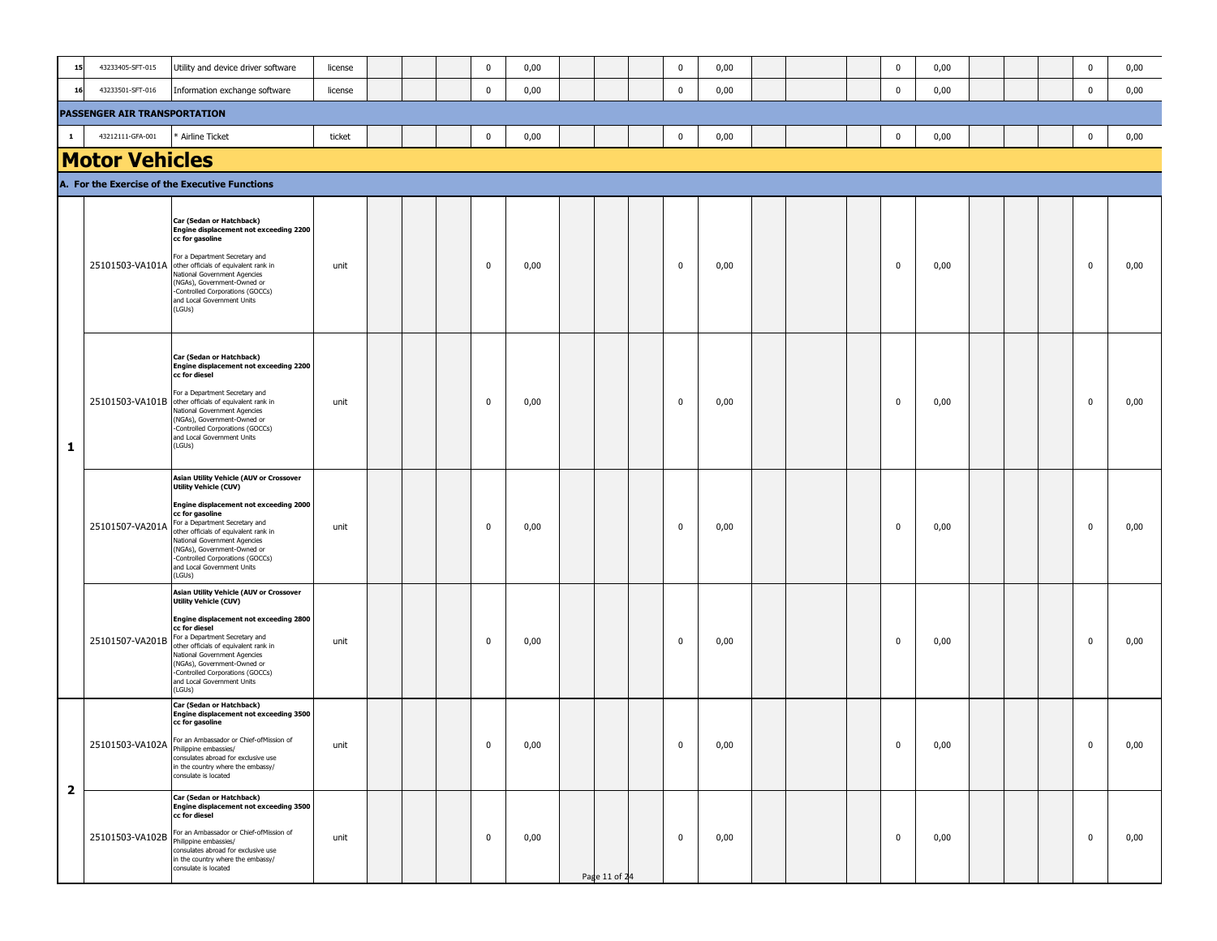| | | | | | | | | | | | | | | | | | | | | | | | | |
|---|---|---|---|---|---|---|---|---|---|---|---|---|---|---|---|---|---|---|---|---|---|---|---|---|
| 15 | 43233405-SFT-015 | Utility and device driver software | license | | | | 0 | 0,00 | | | | 0 | 0,00 | | | | 0 | 0,00 | | | | 0 | 0,00 |
| 16 | 43233501-SFT-016 | Information exchange software | license | | | | 0 | 0,00 | | | | 0 | 0,00 | | | | 0 | 0,00 | | | | 0 | 0,00 |
| **PASSENGER AIR TRANSPORTATION** | | | | | | | | | | | | | | | | | | | | | | | |
| 1 | 43212111-GFA-001 | * Airline Ticket | ticket | | | | 0 | 0,00 | | | | 0 | 0,00 | | | | 0 | 0,00 | | | | 0 | 0,00 |

# Motor Vehicles

**A. For the Exercise of the Executive Functions**

| | | | | | | | | | | | | | | | | | | | | | | | |
|---|---|---|---|---|---|---|---|---|---|---|---|---|---|---|---|---|---|---|---|---|---|---|---|
| 1 | 25101503-VA101A | **Car (Sedan or Hatchback) Engine displacement not exceeding 2200 cc for gasoline** For a Department Secretary and other officials of equivalent rank in National Government Agencies (NGAs), Government-Owned or -Controlled Corporations (GOCCs) and Local Government Units (LGUs) | unit | | | | 0 | 0,00 | | | | 0 | 0,00 | | | | 0 | 0,00 | | | | 0 | 0,00 |
| | 25101503-VA101B | **Car (Sedan or Hatchback) Engine displacement not exceeding 2200 cc for diesel** For a Department Secretary and other officials of equivalent rank in National Government Agencies (NGAs), Government-Owned or -Controlled Corporations (GOCCs) and Local Government Units (LGUs) | unit | | | | 0 | 0,00 | | | | 0 | 0,00 | | | | 0 | 0,00 | | | | 0 | 0,00 |
| | 25101507-VA201A | **Asian Utility Vehicle (AUV or Crossover Utility Vehicle (CUV) Engine displacement not exceeding 2000 cc for gasoline** For a Department Secretary and other officials of equivalent rank in National Government Agencies (NGAs), Government-Owned or -Controlled Corporations (GOCCs) and Local Government Units (LGUs) | unit | | | | 0 | 0,00 | | | | 0 | 0,00 | | | | 0 | 0,00 | | | | 0 | 0,00 |
| | 25101507-VA201B | **Asian Utility Vehicle (AUV or Crossover Utility Vehicle (CUV) Engine displacement not exceeding 2800 cc for diesel** For a Department Secretary and other officials of equivalent rank in National Government Agencies (NGAs), Government-Owned or -Controlled Corporations (GOCCs) and Local Government Units (LGUs) | unit | | | | 0 | 0,00 | | | | 0 | 0,00 | | | | 0 | 0,00 | | | | 0 | 0,00 |
| 2 | 25101503-VA102A | **Car (Sedan or Hatchback) Engine displacement not exceeding 3500 cc for gasoline** For an Ambassador or Chief-ofMission of Philippine embassies/ consulates abroad for exclusive use in the country where the embassy/ consulate is located | unit | | | | 0 | 0,00 | | | | 0 | 0,00 | | | | 0 | 0,00 | | | | 0 | 0,00 |
| | 25101503-VA102B | **Car (Sedan or Hatchback) Engine displacement not exceeding 3500 cc for diesel** For an Ambassador or Chief-ofMission of Philippine embassies/ consulates abroad for exclusive use in the country where the embassy/ consulate is located | unit | | | | 0 | 0,00 | | | | 0 | 0,00 | | | | 0 | 0,00 | | | | 0 | 0,00 |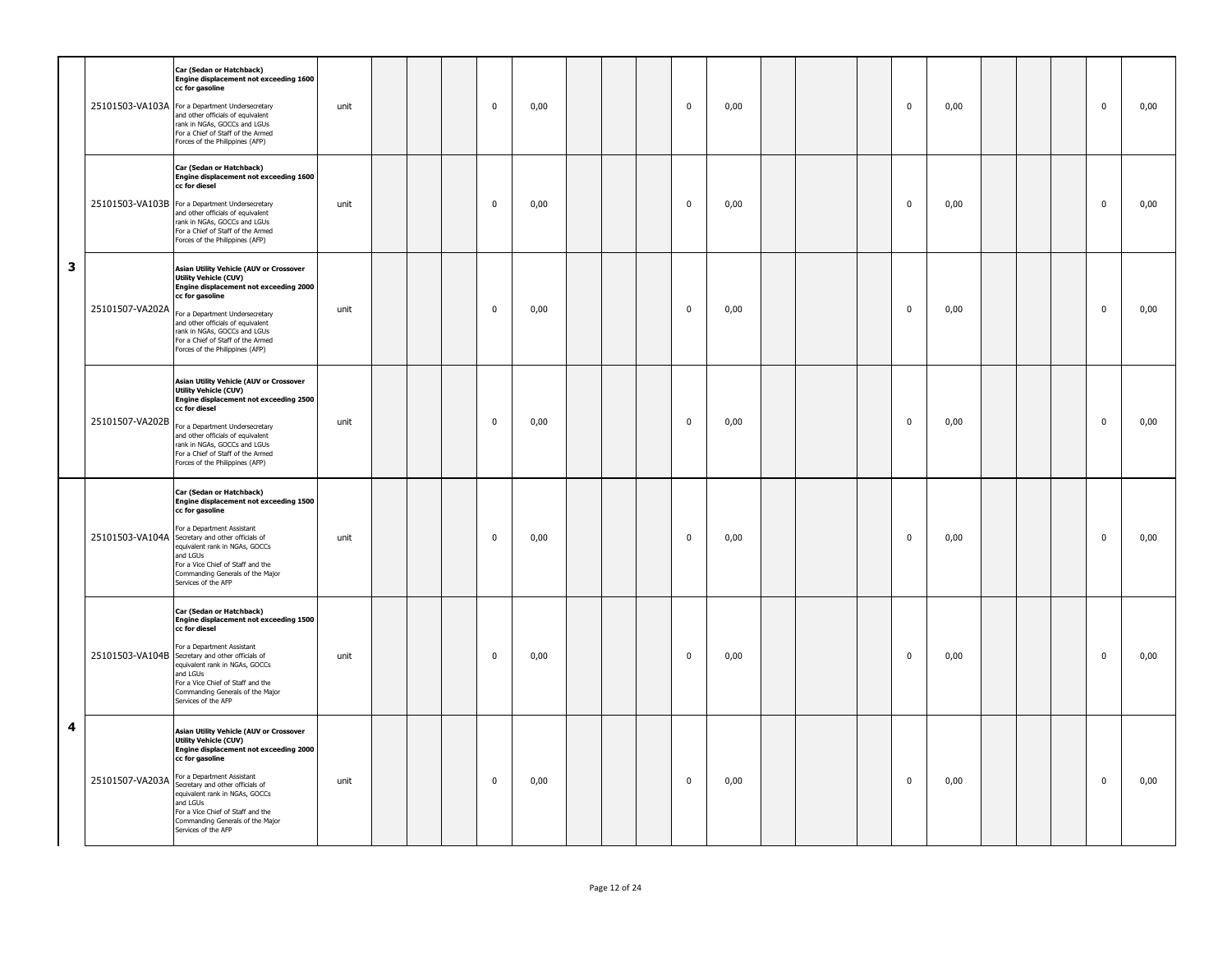| | | | | | | | | | | | | | | | | | | | | | | | |
|---|---|---|---|---|---|---|---|---|---|---|---|---|---|---|---|---|---|---|---|---|---|---|---|
| 3 | 25101503-VA103A | **Car (Sedan or Hatchback) Engine displacement not exceeding 1600 cc for gasoline** For a Department Undersecretary and other officials of equivalent rank in NGAs, GOCCs and LGUs For a Chief of Staff of the Armed Forces of the Philippines (AFP) | unit | | | | 0 | 0,00 | | | | 0 | 0,00 | | | | 0 | 0,00 | | | | 0 | 0,00 |
| | 25101503-VA103B | **Car (Sedan or Hatchback) Engine displacement not exceeding 1600 cc for diesel** For a Department Undersecretary and other officials of equivalent rank in NGAs, GOCCs and LGUs For a Chief of Staff of the Armed Forces of the Philippines (AFP) | unit | | | | 0 | 0,00 | | | | 0 | 0,00 | | | | 0 | 0,00 | | | | 0 | 0,00 |
| | 25101507-VA202A | **Asian Utility Vehicle (AUV or Crossover Utility Vehicle (CUV) Engine displacement not exceeding 2000 cc for gasoline** For a Department Undersecretary and other officials of equivalent rank in NGAs, GOCCs and LGUs For a Chief of Staff of the Armed Forces of the Philippines (AFP) | unit | | | | 0 | 0,00 | | | | 0 | 0,00 | | | | 0 | 0,00 | | | | 0 | 0,00 |
| | 25101507-VA202B | **Asian Utility Vehicle (AUV or Crossover Utility Vehicle (CUV) Engine displacement not exceeding 2500 cc for diesel** For a Department Undersecretary and other officials of equivalent rank in NGAs, GOCCs and LGUs For a Chief of Staff of the Armed Forces of the Philippines (AFP) | unit | | | | 0 | 0,00 | | | | 0 | 0,00 | | | | 0 | 0,00 | | | | 0 | 0,00 |
| 4 | 25101503-VA104A | **Car (Sedan or Hatchback) Engine displacement not exceeding 1500 cc for gasoline** For a Department Assistant Secretary and other officials of equivalent rank in NGAs, GOCCs and LGUs For a Vice Chief of Staff and the Commanding Generals of the Major Services of the AFP | unit | | | | 0 | 0,00 | | | | 0 | 0,00 | | | | 0 | 0,00 | | | | 0 | 0,00 |
| | 25101503-VA104B | **Car (Sedan or Hatchback) Engine displacement not exceeding 1500 cc for diesel** For a Department Assistant Secretary and other officials of equivalent rank in NGAs, GOCCs and LGUs For a Vice Chief of Staff and the Commanding Generals of the Major Services of the AFP | unit | | | | 0 | 0,00 | | | | 0 | 0,00 | | | | 0 | 0,00 | | | | 0 | 0,00 |
| | 25101507-VA203A | **Asian Utility Vehicle (AUV or Crossover Utility Vehicle (CUV) Engine displacement not exceeding 2000 cc for gasoline** For a Department Assistant Secretary and other officials of equivalent rank in NGAs, GOCCs and LGUs For a Vice Chief of Staff and the Commanding Generals of the Major Services of the AFP | unit | | | | 0 | 0,00 | | | | 0 | 0,00 | | | | 0 | 0,00 | | | | 0 | 0,00 |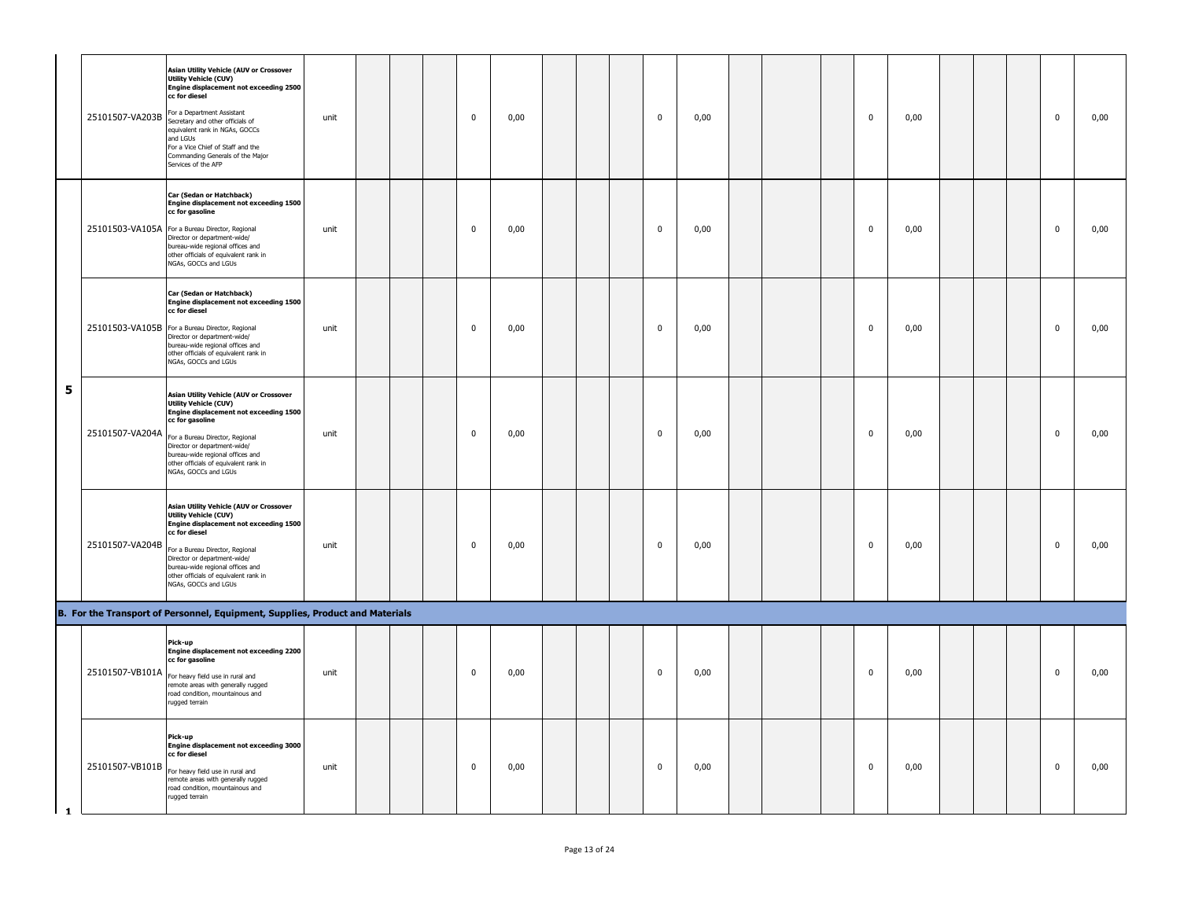| | | | | | | | | | | | | | | | | | | | | | | | |
|---|---|---|---|---|---|---|---|---|---|---|---|---|---|---|---|---|---|---|---|---|---|---|---|
| | 25101507-VA203B | **Asian Utility Vehicle (AUV or Crossover Utility Vehicle (CUV) Engine displacement not exceeding 2500 cc for diesel** For a Department Assistant Secretary and other officials of equivalent rank in NGAs, GOCCs and LGUs For a Vice Chief of Staff and the Commanding Generals of the Major Services of the AFP | unit | | | | 0 | 0,00 | | | | 0 | 0,00 | | | | 0 | 0,00 | | | | 0 | 0,00 |
| 5 | 25101503-VA105A | **Car (Sedan or Hatchback) Engine displacement not exceeding 1500 cc for gasoline** For a Bureau Director, Regional Director or department-wide/ bureau-wide regional offices and other officials of equivalent rank in NGAs, GOCCs and LGUs | unit | | | | 0 | 0,00 | | | | 0 | 0,00 | | | | 0 | 0,00 | | | | 0 | 0,00 |
| | 25101503-VA105B | **Car (Sedan or Hatchback) Engine displacement not exceeding 1500 cc for diesel** For a Bureau Director, Regional Director or department-wide/ bureau-wide regional offices and other officials of equivalent rank in NGAs, GOCCs and LGUs | unit | | | | 0 | 0,00 | | | | 0 | 0,00 | | | | 0 | 0,00 | | | | 0 | 0,00 |
| | 25101507-VA204A | **Asian Utility Vehicle (AUV or Crossover Utility Vehicle (CUV) Engine displacement not exceeding 1500 cc for gasoline** For a Bureau Director, Regional Director or department-wide/ bureau-wide regional offices and other officials of equivalent rank in NGAs, GOCCs and LGUs | unit | | | | 0 | 0,00 | | | | 0 | 0,00 | | | | 0 | 0,00 | | | | 0 | 0,00 |
| | 25101507-VA204B | **Asian Utility Vehicle (AUV or Crossover Utility Vehicle (CUV) Engine displacement not exceeding 1500 cc for diesel** For a Bureau Director, Regional Director or department-wide/ bureau-wide regional offices and other officials of equivalent rank in NGAs, GOCCs and LGUs | unit | | | | 0 | 0,00 | | | | 0 | 0,00 | | | | 0 | 0,00 | | | | 0 | 0,00 |
| **B. For the Transport of Personnel, Equipment, Supplies, Product and Materials** | | | | | | | | | | | | | | | | | | | | | | | |
| 1 | 25101507-VB101A | **Pick-up Engine displacement not exceeding 2200 cc for gasoline** For heavy field use in rural and remote areas with generally rugged road condition, mountainous and rugged terrain | unit | | | | 0 | 0,00 | | | | 0 | 0,00 | | | | 0 | 0,00 | | | | 0 | 0,00 |
| | 25101507-VB101B | **Pick-up Engine displacement not exceeding 3000 cc for diesel** For heavy field use in rural and remote areas with generally rugged road condition, mountainous and rugged terrain | unit | | | | 0 | 0,00 | | | | 0 | 0,00 | | | | 0 | 0,00 | | | | 0 | 0,00 |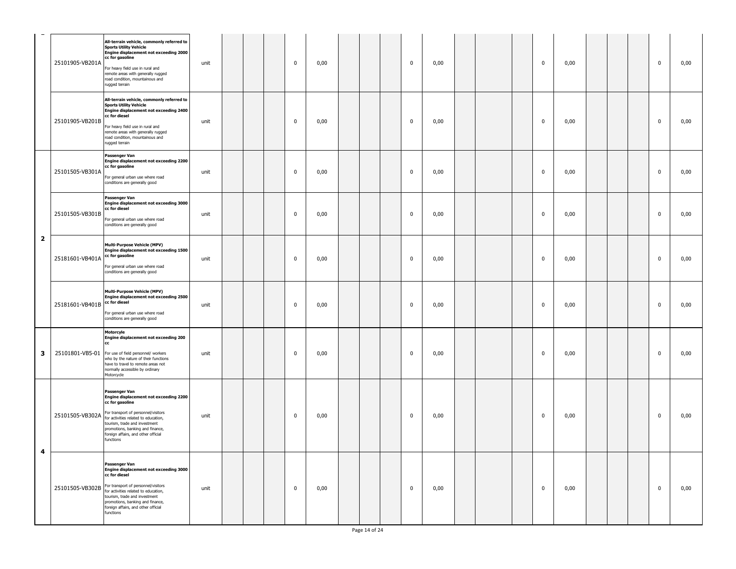| | | | | | | | | | | | | | | | | | | | | | | | |
|---|---|---|---|---|---|---|---|---|---|---|---|---|---|---|---|---|---|---|---|---|---|---|---|
| | 25101905-VB201A | **All-terrain vehicle, commonly referred to Sports Utility Vehicle Engine displacement not exceeding 2000 cc for gasoline** For heavy field use in rural and remote areas with generally rugged road condition, mountainous and rugged terrain | unit | | | | 0 | 0,00 | | | | 0 | 0,00 | | | | 0 | 0,00 | | | | 0 | 0,00 |
| | 25101905-VB201B | **All-terrain vehicle, commonly referred to Sports Utility Vehicle Engine displacement not exceeding 2400 cc for diesel** For heavy field use in rural and remote areas with generally rugged road condition, mountainous and rugged terrain | unit | | | | 0 | 0,00 | | | | 0 | 0,00 | | | | 0 | 0,00 | | | | 0 | 0,00 |
| **2** | 25101505-VB301A | **Passenger Van Engine displacement not exceeding 2200 cc for gasoline** For general urban use where road conditions are generally good | unit | | | | 0 | 0,00 | | | | 0 | 0,00 | | | | 0 | 0,00 | | | | 0 | 0,00 |
| | 25101505-VB301B | **Passenger Van Engine displacement not exceeding 3000 cc for diesel** For general urban use where road conditions are generally good | unit | | | | 0 | 0,00 | | | | 0 | 0,00 | | | | 0 | 0,00 | | | | 0 | 0,00 |
| | 25181601-VB401A | **Multi-Purpose Vehicle (MPV) Engine displacement not exceeding 1500 cc for gasoline** For general urban use where road conditions are generally good | unit | | | | 0 | 0,00 | | | | 0 | 0,00 | | | | 0 | 0,00 | | | | 0 | 0,00 |
| | 25181601-VB401B | **Multi-Purpose Vehicle (MPV) Engine displacement not exceeding 2500 cc for diesel** For general urban use where road conditions are generally good | unit | | | | 0 | 0,00 | | | | 0 | 0,00 | | | | 0 | 0,00 | | | | 0 | 0,00 |
| **3** | 25101801-VB5-01 | **Motorcyle Engine displacement not exceeding 200 cc** For use of field personnel/ workers who by the nature of their functions have to travel to remote areas not normally accessible by ordinary Motorcycle | unit | | | | 0 | 0,00 | | | | 0 | 0,00 | | | | 0 | 0,00 | | | | 0 | 0,00 |
| **4** | 25101505-VB302A | **Passenger Van Engine displacement not exceeding 2200 cc for gasoline** For transport of personnel/visitors for activities related to education, tourism, trade and investment promotions, banking and finance, foreign affairs, and other official functions | unit | | | | 0 | 0,00 | | | | 0 | 0,00 | | | | 0 | 0,00 | | | | 0 | 0,00 |
| | 25101505-VB302B | **Passenger Van Engine displacement not exceeding 3000 cc for diesel** For transport of personnel/visitors for activities related to education, tourism, trade and investment promotions, banking and finance, foreign affairs, and other official functions | unit | | | | 0 | 0,00 | | | | 0 | 0,00 | | | | 0 | 0,00 | | | | 0 | 0,00 |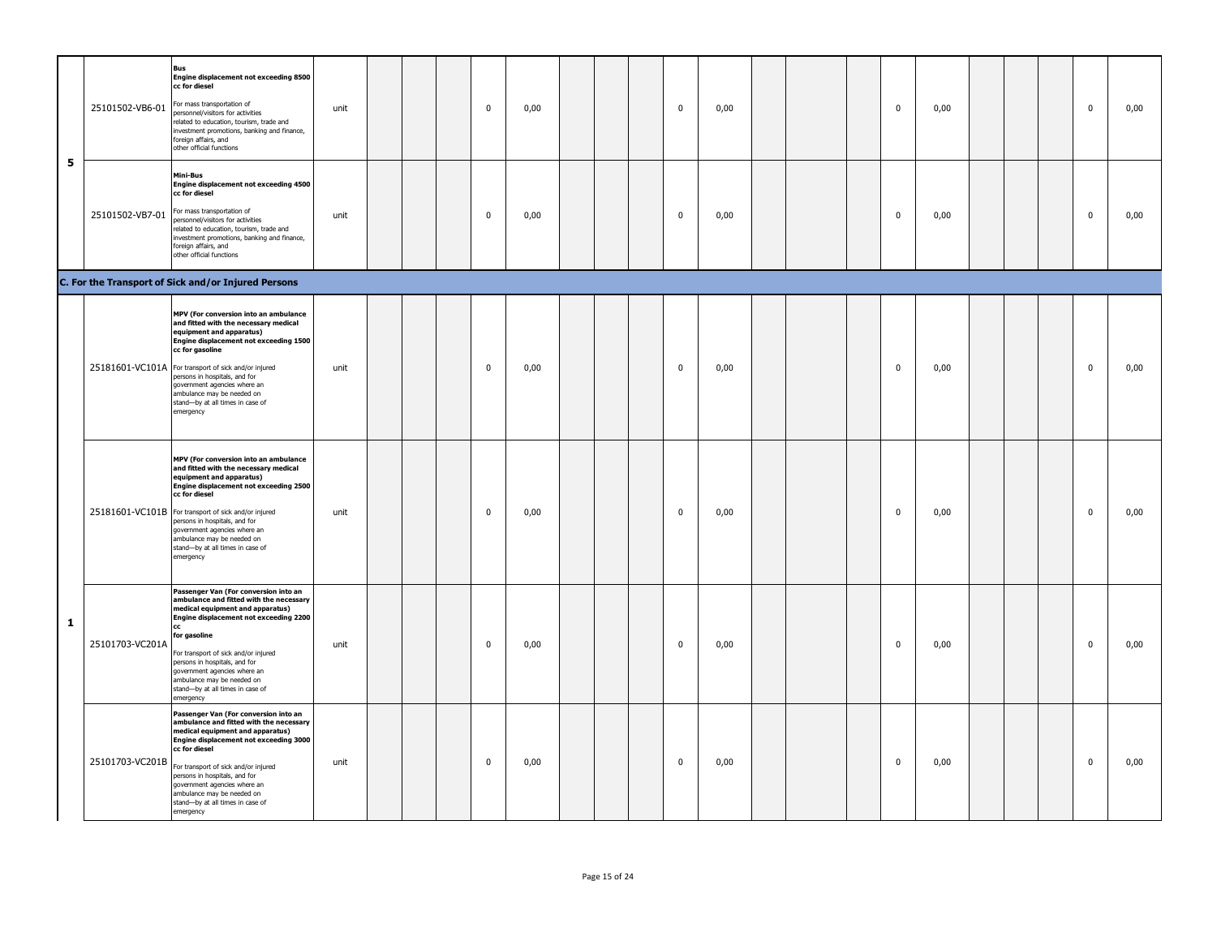| | | | | | | | | | | | | | | | | | | | | | | | |
|---|---|---|---|---|---|---|---|---|---|---|---|---|---|---|---|---|---|---|---|---|---|---|---|
| 5 | 25101502-VB6-01 | **Bus Engine displacement not exceeding 8500 cc for diesel** For mass transportation of personnel/visitors for activities related to education, tourism, trade and investment promotions, banking and finance, foreign affairs, and other official functions | unit | | | | 0 | 0,00 | | | | 0 | 0,00 | | | | 0 | 0,00 | | | | 0 | 0,00 |
| | 25101502-VB7-01 | **Mini-Bus Engine displacement not exceeding 4500 cc for diesel** For mass transportation of personnel/visitors for activities related to education, tourism, trade and investment promotions, banking and finance, foreign affairs, and other official functions | unit | | | | 0 | 0,00 | | | | 0 | 0,00 | | | | 0 | 0,00 | | | | 0 | 0,00 |
| **C. For the Transport of Sick and/or Injured Persons** | | | | | | | | | | | | | | | | | | | | | | | |
| 1 | 25181601-VC101A | **MPV (For conversion into an ambulance and fitted with the necessary medical equipment and apparatus) Engine displacement not exceeding 1500 cc for gasoline** For transport of sick and/or injured persons in hospitals, and for government agencies where an ambulance may be needed on stand—by at all times in case of emergency | unit | | | | 0 | 0,00 | | | | 0 | 0,00 | | | | 0 | 0,00 | | | | 0 | 0,00 |
| | 25181601-VC101B | **MPV (For conversion into an ambulance and fitted with the necessary medical equipment and apparatus) Engine displacement not exceeding 2500 cc for diesel** For transport of sick and/or injured persons in hospitals, and for government agencies where an ambulance may be needed on stand—by at all times in case of emergency | unit | | | | 0 | 0,00 | | | | 0 | 0,00 | | | | 0 | 0,00 | | | | 0 | 0,00 |
| | 25101703-VC201A | **Passenger Van (For conversion into an ambulance and fitted with the necessary medical equipment and apparatus) Engine displacement not exceeding 2200 cc for gasoline** For transport of sick and/or injured persons in hospitals, and for government agencies where an ambulance may be needed on stand—by at all times in case of emergency | unit | | | | 0 | 0,00 | | | | 0 | 0,00 | | | | 0 | 0,00 | | | | 0 | 0,00 |
| | 25101703-VC201B | **Passenger Van (For conversion into an ambulance and fitted with the necessary medical equipment and apparatus) Engine displacement not exceeding 3000 cc for diesel** For transport of sick and/or injured persons in hospitals, and for government agencies where an ambulance may be needed on stand—by at all times in case of emergency | unit | | | | 0 | 0,00 | | | | 0 | 0,00 | | | | 0 | 0,00 | | | | 0 | 0,00 |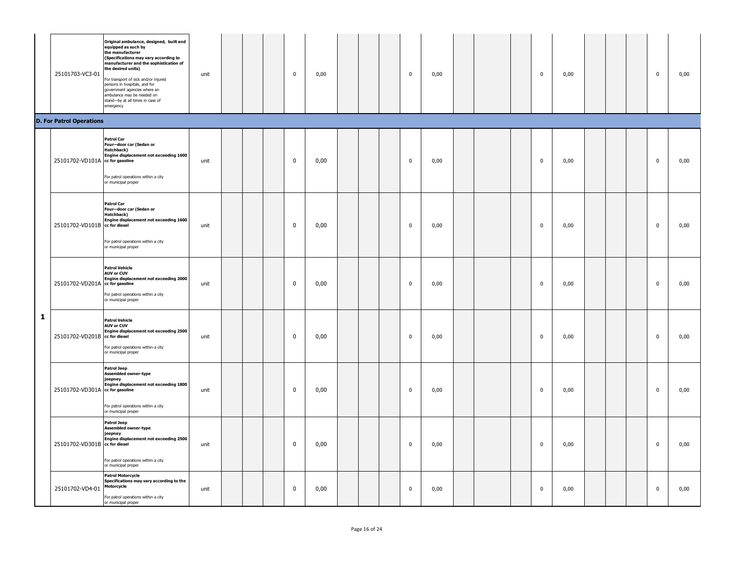| | | | | | | | | | | | | | | | | | | | | | | |
|---|---|---|---|---|---|---|---|---|---|---|---|---|---|---|---|---|---|---|---|---|---|---|
| | 25101703-VC3-01 | **Original ambulance, designed, built and equipped as such by the manufacturer (Specifications may vary according to manufacturer and the sophistication of the desired units)** For transport of sick and/or injured persons in hospitals, and for government agencies where an ambulance may be needed on stand—by at all times in case of emergency | unit | | | | 0 | 0,00 | | | | 0 | 0,00 | | | | 0 | 0,00 | | | | 0 | 0,00 |
| **D. For Patrol Operations** | | | | | | | | | | | | | | | | | | | | | | |
| 1 | 25101702-VD101A | **Patrol Car Four—door car (Sedan or Hatchback) Engine displacement not exceeding 1600 cc for gasoline** For patrol operations within a city or municipal proper | unit | | | | 0 | 0,00 | | | | 0 | 0,00 | | | | 0 | 0,00 | | | | 0 | 0,00 |
| | 25101702-VD101B | **Patrol Car Four—door car (Sedan or Hatchback) Engine displacement not exceeding 1600 cc for diesel** For patrol operations within a city or municipal proper | unit | | | | 0 | 0,00 | | | | 0 | 0,00 | | | | 0 | 0,00 | | | | 0 | 0,00 |
| | 25101702-VD201A | **Patrol Vehicle AUV or CUV Engine displacement not exceeding 2000 cc for gasoline** For patrol operations within a city or municipal proper | unit | | | | 0 | 0,00 | | | | 0 | 0,00 | | | | 0 | 0,00 | | | | 0 | 0,00 |
| | 25101702-VD201B | **Patrol Vehicle AUV or CUV Engine displacement not exceeding 2500 cc for diesel** For patrol operations within a city or municipal proper | unit | | | | 0 | 0,00 | | | | 0 | 0,00 | | | | 0 | 0,00 | | | | 0 | 0,00 |
| | 25101702-VD301A | **Patrol Jeep Assembled owner-type jeepney Engine displacement not exceeding 1800 cc for gasoline** For patrol operations within a city or municipal proper | unit | | | | 0 | 0,00 | | | | 0 | 0,00 | | | | 0 | 0,00 | | | | 0 | 0,00 |
| | 25101702-VD301B | **Patrol Jeep Assembled owner-type jeepney Engine displacement not exceeding 2500 cc for diesel** For patrol operations within a city or municipal proper | unit | | | | 0 | 0,00 | | | | 0 | 0,00 | | | | 0 | 0,00 | | | | 0 | 0,00 |
| | 25101702-VD4-01 | **Patrol Motorcycle Specifications may vary according to the Motorcycle** For patrol operations within a city or municipal proper | unit | | | | 0 | 0,00 | | | | 0 | 0,00 | | | | 0 | 0,00 | | | | 0 | 0,00 |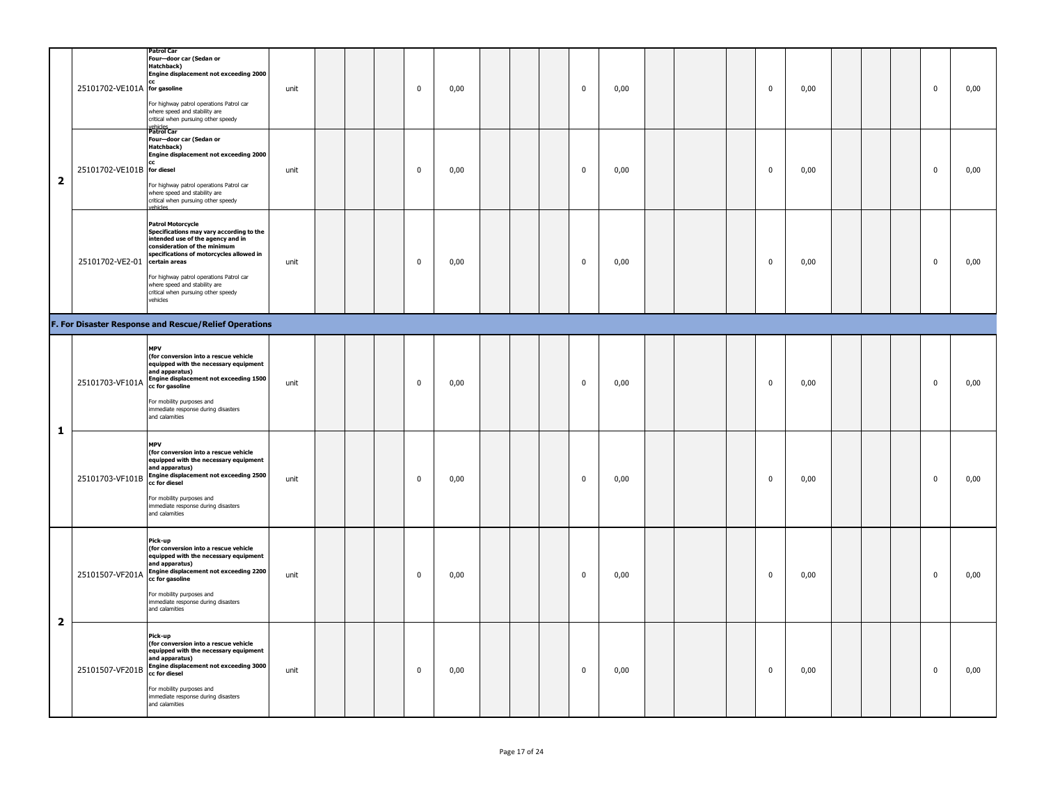| | | | | | | | | | | | | | | | | | | | | | | | |
|---|---|---|---|---|---|---|---|---|---|---|---|---|---|---|---|---|---|---|---|---|---|---|---|
| 2 | 25101702-VE101A | **Patrol Car Four—door car (Sedan or Hatchback) Engine displacement not exceeding 2000 cc for gasoline** For highway patrol operations Patrol car where speed and stability are critical when pursuing other speedy vehicles | unit | | | | 0 | 0,00 | | | | 0 | 0,00 | | | | 0 | 0,00 | | | | 0 | 0,00 |
| | 25101702-VE101B | **Patrol Car Four—door car (Sedan or Hatchback) Engine displacement not exceeding 2000 cc for diesel** For highway patrol operations Patrol car where speed and stability are critical when pursuing other speedy vehicles | unit | | | | 0 | 0,00 | | | | 0 | 0,00 | | | | 0 | 0,00 | | | | 0 | 0,00 |
| | 25101702-VE2-01 | **Patrol Motorcycle Specifications may vary according to the intended use of the agency and in consideration of the minimum specifications of motorcycles allowed in certain areas** For highway patrol operations Patrol car where speed and stability are critical when pursuing other speedy vehicles | unit | | | | 0 | 0,00 | | | | 0 | 0,00 | | | | 0 | 0,00 | | | | 0 | 0,00 |
| **F. For Disaster Response and Rescue/Relief Operations** | | | | | | | | | | | | | | | | | | | | | | | |
| 1 | 25101703-VF101A | **MPV (for conversion into a rescue vehicle equipped with the necessary equipment and apparatus) Engine displacement not exceeding 1500 cc for gasoline** For mobility purposes and immediate response during disasters and calamities | unit | | | | 0 | 0,00 | | | | 0 | 0,00 | | | | 0 | 0,00 | | | | 0 | 0,00 |
| | 25101703-VF101B | **MPV (for conversion into a rescue vehicle equipped with the necessary equipment and apparatus) Engine displacement not exceeding 2500 cc for diesel** For mobility purposes and immediate response during disasters and calamities | unit | | | | 0 | 0,00 | | | | 0 | 0,00 | | | | 0 | 0,00 | | | | 0 | 0,00 |
| 2 | 25101507-VF201A | **Pick-up (for conversion into a rescue vehicle equipped with the necessary equipment and apparatus) Engine displacement not exceeding 2200 cc for gasoline** For mobility purposes and immediate response during disasters and calamities | unit | | | | 0 | 0,00 | | | | 0 | 0,00 | | | | 0 | 0,00 | | | | 0 | 0,00 |
| | 25101507-VF201B | **Pick-up (for conversion into a rescue vehicle equipped with the necessary equipment and apparatus) Engine displacement not exceeding 3000 cc for diesel** For mobility purposes and immediate response during disasters and calamities | unit | | | | 0 | 0,00 | | | | 0 | 0,00 | | | | 0 | 0,00 | | | | 0 | 0,00 |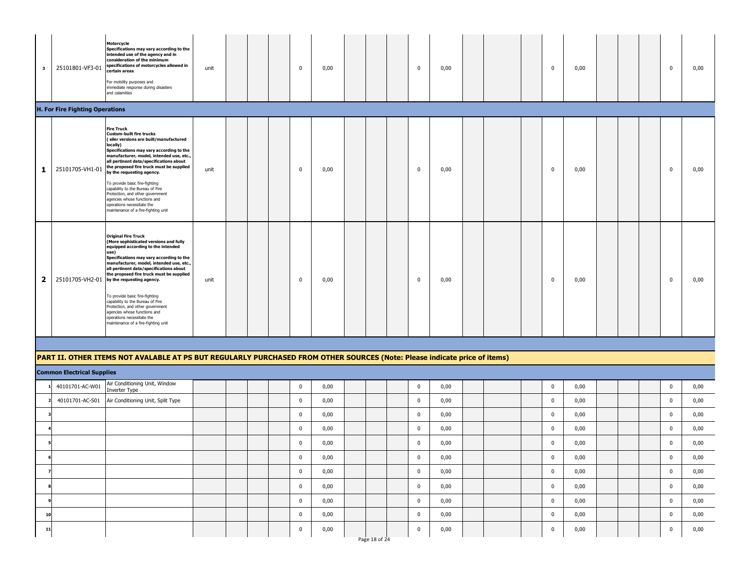| | | | | | | | | | | | | | | | | | | | | | | | | | |
|---|---|---|---|---|---|---|---|---|---|---|---|---|---|---|---|---|---|---|---|---|---|---|---|---|---|
| 3 | 25101801-VF3-01 | **Motorcycle** **Specifications may vary according to the intended use of the agency and in consideration of the minimum specifications of motorcycles allowed in certain areas** For mobility purposes and immediate response during disasters and calamities | unit | | | | | 0 | 0,00 | | | | 0 | 0,00 | | | | 0 | 0,00 | | | | 0 | 0,00 |
| **H. For Fire Fighting Operations** | | | | | | | | | | | | | | | | | | | | | | | | | |
| 1 | 25101705-VH1-01 | **Fire Truck** **Custom-built fire trucks ( siler versions are built/manufactured locally)** **Specifications may vary according to the manufacturer, model, intended use, etc., all pertinent data/specifications about the proposed fire truck must be supplied by the requesting agency.** To provide basic fire-fighting capability to the Bureau of Fire Protection, and other government agencies whose functions and operations necessitate the maintenance of a fire-fighting unit | unit | | | | | 0 | 0,00 | | | | 0 | 0,00 | | | | 0 | 0,00 | | | | 0 | 0,00 |
| 2 | 25101705-VH2-01 | **Original Fire Truck** **(More sophisticated versions and fully equipped according to the intended use)** **Specifications may vary according to the manufacturer, model, intended use, etc., all pertinent data/specifications about the proposed fire truck must be supplied by the requesting agency.** To provide basic fire-fighting capability to the Bureau of Fire Protection, and other government agencies whose functions and operations necessitate the maintenance of a fire-fighting unit | unit | | | | | 0 | 0,00 | | | | 0 | 0,00 | | | | 0 | 0,00 | | | | 0 | 0,00 |

**PART II. OTHER ITEMS NOT AVALABLE AT PS BUT REGULARLY PURCHASED FROM OTHER SOURCES (Note: Please indicate price of items)**

| | | | | | | | | | | | | | | | | | | | | | | | | | |
|---|---|---|---|---|---|---|---|---|---|---|---|---|---|---|---|---|---|---|---|---|---|---|---|---|---|
| **Common Electrical Supplies** | | | | | | | | | | | | | | | | | | | | | | | | | |
| 1 | 40101701-AC-W01 | Air Conditioning Unit, Window Inverter Type | | | | | | 0 | 0,00 | | | | 0 | 0,00 | | | | 0 | 0,00 | | | | 0 | 0,00 |
| 2 | 40101701-AC-S01 | Air Conditioning Unit, Split Type | | | | | | 0 | 0,00 | | | | 0 | 0,00 | | | | 0 | 0,00 | | | | 0 | 0,00 |
| 3 | | | | | | | | 0 | 0,00 | | | | 0 | 0,00 | | | | 0 | 0,00 | | | | 0 | 0,00 |
| 4 | | | | | | | | 0 | 0,00 | | | | 0 | 0,00 | | | | 0 | 0,00 | | | | 0 | 0,00 |
| 5 | | | | | | | | 0 | 0,00 | | | | 0 | 0,00 | | | | 0 | 0,00 | | | | 0 | 0,00 |
| 6 | | | | | | | | 0 | 0,00 | | | | 0 | 0,00 | | | | 0 | 0,00 | | | | 0 | 0,00 |
| 7 | | | | | | | | 0 | 0,00 | | | | 0 | 0,00 | | | | 0 | 0,00 | | | | 0 | 0,00 |
| 8 | | | | | | | | 0 | 0,00 | | | | 0 | 0,00 | | | | 0 | 0,00 | | | | 0 | 0,00 |
| 9 | | | | | | | | 0 | 0,00 | | | | 0 | 0,00 | | | | 0 | 0,00 | | | | 0 | 0,00 |
| 10 | | | | | | | | 0 | 0,00 | | | | 0 | 0,00 | | | | 0 | 0,00 | | | | 0 | 0,00 |
| 11 | | | | | | | | 0 | 0,00 | | | | 0 | 0,00 | | | | 0 | 0,00 | | | | 0 | 0,00 |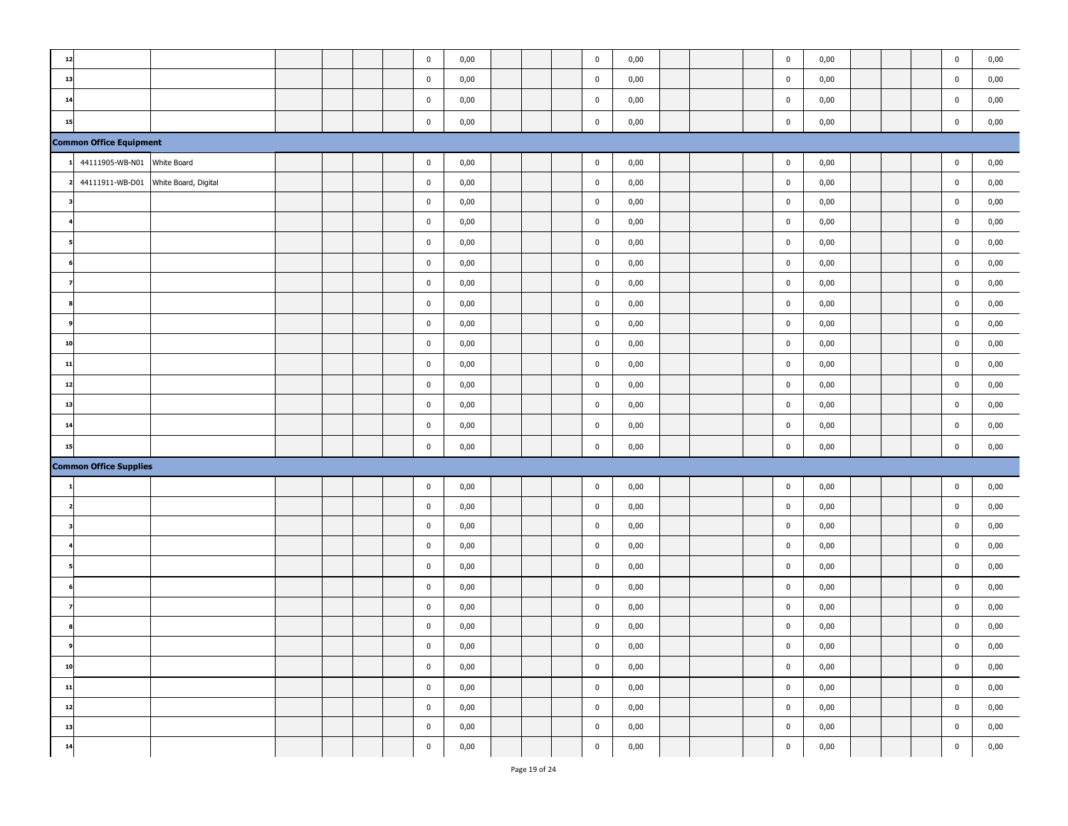| | | | | | | | | | | | | | | | | | | | | | | | |
|---|---|---|---|---|---|---|---|---|---|---|---|---|---|---|---|---|---|---|---|---|---|---|---|
| 12 | | | | | | | 0 | 0,00 | | | | 0 | 0,00 | | | | 0 | 0,00 | | | | 0 | 0,00 |
| 13 | | | | | | | 0 | 0,00 | | | | 0 | 0,00 | | | | 0 | 0,00 | | | | 0 | 0,00 |
| 14 | | | | | | | 0 | 0,00 | | | | 0 | 0,00 | | | | 0 | 0,00 | | | | 0 | 0,00 |
| 15 | | | | | | | 0 | 0,00 | | | | 0 | 0,00 | | | | 0 | 0,00 | | | | 0 | 0,00 |
| **Common Office Equipment** | | | | | | | | | | | | | | | | | | | | | | | |
| 1 | 44111905-WB-N01 | White Board | | | | | 0 | 0,00 | | | | 0 | 0,00 | | | | 0 | 0,00 | | | | 0 | 0,00 |
| 2 | 44111911-WB-D01 | White Board, Digital | | | | | 0 | 0,00 | | | | 0 | 0,00 | | | | 0 | 0,00 | | | | 0 | 0,00 |
| 3 | | | | | | | 0 | 0,00 | | | | 0 | 0,00 | | | | 0 | 0,00 | | | | 0 | 0,00 |
| 4 | | | | | | | 0 | 0,00 | | | | 0 | 0,00 | | | | 0 | 0,00 | | | | 0 | 0,00 |
| 5 | | | | | | | 0 | 0,00 | | | | 0 | 0,00 | | | | 0 | 0,00 | | | | 0 | 0,00 |
| 6 | | | | | | | 0 | 0,00 | | | | 0 | 0,00 | | | | 0 | 0,00 | | | | 0 | 0,00 |
| 7 | | | | | | | 0 | 0,00 | | | | 0 | 0,00 | | | | 0 | 0,00 | | | | 0 | 0,00 |
| 8 | | | | | | | 0 | 0,00 | | | | 0 | 0,00 | | | | 0 | 0,00 | | | | 0 | 0,00 |
| 9 | | | | | | | 0 | 0,00 | | | | 0 | 0,00 | | | | 0 | 0,00 | | | | 0 | 0,00 |
| 10 | | | | | | | 0 | 0,00 | | | | 0 | 0,00 | | | | 0 | 0,00 | | | | 0 | 0,00 |
| 11 | | | | | | | 0 | 0,00 | | | | 0 | 0,00 | | | | 0 | 0,00 | | | | 0 | 0,00 |
| 12 | | | | | | | 0 | 0,00 | | | | 0 | 0,00 | | | | 0 | 0,00 | | | | 0 | 0,00 |
| 13 | | | | | | | 0 | 0,00 | | | | 0 | 0,00 | | | | 0 | 0,00 | | | | 0 | 0,00 |
| 14 | | | | | | | 0 | 0,00 | | | | 0 | 0,00 | | | | 0 | 0,00 | | | | 0 | 0,00 |
| 15 | | | | | | | 0 | 0,00 | | | | 0 | 0,00 | | | | 0 | 0,00 | | | | 0 | 0,00 |
| **Common Office Supplies** | | | | | | | | | | | | | | | | | | | | | | | |
| 1 | | | | | | | 0 | 0,00 | | | | 0 | 0,00 | | | | 0 | 0,00 | | | | 0 | 0,00 |
| 2 | | | | | | | 0 | 0,00 | | | | 0 | 0,00 | | | | 0 | 0,00 | | | | 0 | 0,00 |
| 3 | | | | | | | 0 | 0,00 | | | | 0 | 0,00 | | | | 0 | 0,00 | | | | 0 | 0,00 |
| 4 | | | | | | | 0 | 0,00 | | | | 0 | 0,00 | | | | 0 | 0,00 | | | | 0 | 0,00 |
| 5 | | | | | | | 0 | 0,00 | | | | 0 | 0,00 | | | | 0 | 0,00 | | | | 0 | 0,00 |
| 6 | | | | | | | 0 | 0,00 | | | | 0 | 0,00 | | | | 0 | 0,00 | | | | 0 | 0,00 |
| 7 | | | | | | | 0 | 0,00 | | | | 0 | 0,00 | | | | 0 | 0,00 | | | | 0 | 0,00 |
| 8 | | | | | | | 0 | 0,00 | | | | 0 | 0,00 | | | | 0 | 0,00 | | | | 0 | 0,00 |
| 9 | | | | | | | 0 | 0,00 | | | | 0 | 0,00 | | | | 0 | 0,00 | | | | 0 | 0,00 |
| 10 | | | | | | | 0 | 0,00 | | | | 0 | 0,00 | | | | 0 | 0,00 | | | | 0 | 0,00 |
| 11 | | | | | | | 0 | 0,00 | | | | 0 | 0,00 | | | | 0 | 0,00 | | | | 0 | 0,00 |
| 12 | | | | | | | 0 | 0,00 | | | | 0 | 0,00 | | | | 0 | 0,00 | | | | 0 | 0,00 |
| 13 | | | | | | | 0 | 0,00 | | | | 0 | 0,00 | | | | 0 | 0,00 | | | | 0 | 0,00 |
| 14 | | | | | | | 0 | 0,00 | | | | 0 | 0,00 | | | | 0 | 0,00 | | | | 0 | 0,00 |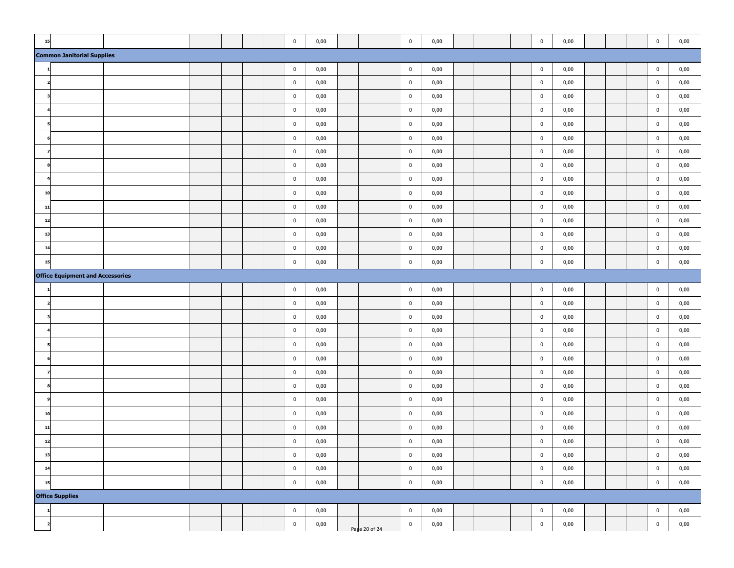| | | | | | | | | | | | | | | | | | | | | | | | |
|---|---|---|---|---|---|---|---|---|---|---|---|---|---|---|---|---|---|---|---|---|---|---|---|
| 15 | | | | | | | 0 | 0,00 | | | | 0 | 0,00 | | | | 0 | 0,00 | | | | 0 | 0,00 |
| **Common Janitorial Supplies** | | | | | | | | | | | | | | | | | | | | | | | |
| 1 | | | | | | | 0 | 0,00 | | | | 0 | 0,00 | | | | 0 | 0,00 | | | | 0 | 0,00 |
| 2 | | | | | | | 0 | 0,00 | | | | 0 | 0,00 | | | | 0 | 0,00 | | | | 0 | 0,00 |
| 3 | | | | | | | 0 | 0,00 | | | | 0 | 0,00 | | | | 0 | 0,00 | | | | 0 | 0,00 |
| 4 | | | | | | | 0 | 0,00 | | | | 0 | 0,00 | | | | 0 | 0,00 | | | | 0 | 0,00 |
| 5 | | | | | | | 0 | 0,00 | | | | 0 | 0,00 | | | | 0 | 0,00 | | | | 0 | 0,00 |
| 6 | | | | | | | 0 | 0,00 | | | | 0 | 0,00 | | | | 0 | 0,00 | | | | 0 | 0,00 |
| 7 | | | | | | | 0 | 0,00 | | | | 0 | 0,00 | | | | 0 | 0,00 | | | | 0 | 0,00 |
| 8 | | | | | | | 0 | 0,00 | | | | 0 | 0,00 | | | | 0 | 0,00 | | | | 0 | 0,00 |
| 9 | | | | | | | 0 | 0,00 | | | | 0 | 0,00 | | | | 0 | 0,00 | | | | 0 | 0,00 |
| 10 | | | | | | | 0 | 0,00 | | | | 0 | 0,00 | | | | 0 | 0,00 | | | | 0 | 0,00 |
| 11 | | | | | | | 0 | 0,00 | | | | 0 | 0,00 | | | | 0 | 0,00 | | | | 0 | 0,00 |
| 12 | | | | | | | 0 | 0,00 | | | | 0 | 0,00 | | | | 0 | 0,00 | | | | 0 | 0,00 |
| 13 | | | | | | | 0 | 0,00 | | | | 0 | 0,00 | | | | 0 | 0,00 | | | | 0 | 0,00 |
| 14 | | | | | | | 0 | 0,00 | | | | 0 | 0,00 | | | | 0 | 0,00 | | | | 0 | 0,00 |
| 15 | | | | | | | 0 | 0,00 | | | | 0 | 0,00 | | | | 0 | 0,00 | | | | 0 | 0,00 |
| **Office Equipment and Accessories** | | | | | | | | | | | | | | | | | | | | | | | |
| 1 | | | | | | | 0 | 0,00 | | | | 0 | 0,00 | | | | 0 | 0,00 | | | | 0 | 0,00 |
| 2 | | | | | | | 0 | 0,00 | | | | 0 | 0,00 | | | | 0 | 0,00 | | | | 0 | 0,00 |
| 3 | | | | | | | 0 | 0,00 | | | | 0 | 0,00 | | | | 0 | 0,00 | | | | 0 | 0,00 |
| 4 | | | | | | | 0 | 0,00 | | | | 0 | 0,00 | | | | 0 | 0,00 | | | | 0 | 0,00 |
| 5 | | | | | | | 0 | 0,00 | | | | 0 | 0,00 | | | | 0 | 0,00 | | | | 0 | 0,00 |
| 6 | | | | | | | 0 | 0,00 | | | | 0 | 0,00 | | | | 0 | 0,00 | | | | 0 | 0,00 |
| 7 | | | | | | | 0 | 0,00 | | | | 0 | 0,00 | | | | 0 | 0,00 | | | | 0 | 0,00 |
| 8 | | | | | | | 0 | 0,00 | | | | 0 | 0,00 | | | | 0 | 0,00 | | | | 0 | 0,00 |
| 9 | | | | | | | 0 | 0,00 | | | | 0 | 0,00 | | | | 0 | 0,00 | | | | 0 | 0,00 |
| 10 | | | | | | | 0 | 0,00 | | | | 0 | 0,00 | | | | 0 | 0,00 | | | | 0 | 0,00 |
| 11 | | | | | | | 0 | 0,00 | | | | 0 | 0,00 | | | | 0 | 0,00 | | | | 0 | 0,00 |
| 12 | | | | | | | 0 | 0,00 | | | | 0 | 0,00 | | | | 0 | 0,00 | | | | 0 | 0,00 |
| 13 | | | | | | | 0 | 0,00 | | | | 0 | 0,00 | | | | 0 | 0,00 | | | | 0 | 0,00 |
| 14 | | | | | | | 0 | 0,00 | | | | 0 | 0,00 | | | | 0 | 0,00 | | | | 0 | 0,00 |
| 15 | | | | | | | 0 | 0,00 | | | | 0 | 0,00 | | | | 0 | 0,00 | | | | 0 | 0,00 |
| **Office Supplies** | | | | | | | | | | | | | | | | | | | | | | | |
| 1 | | | | | | | 0 | 0,00 | | | | 0 | 0,00 | | | | 0 | 0,00 | | | | 0 | 0,00 |
| 2 | | | | | | | 0 | 0,00 | | | | 0 | 0,00 | | | | 0 | 0,00 | | | | 0 | 0,00 |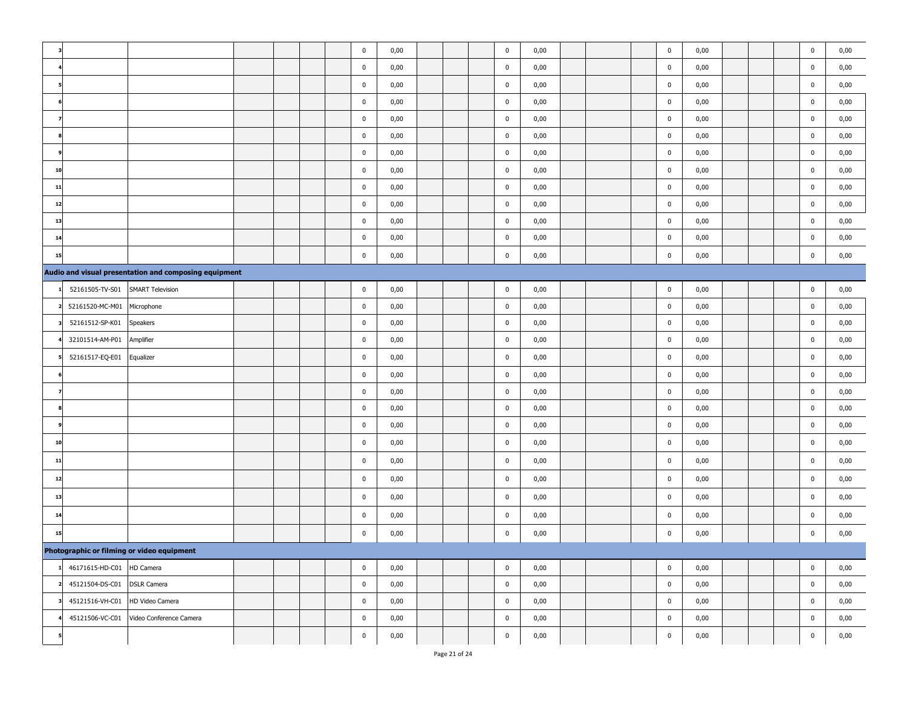| | | | | | | | | | | | | | | | | | | | | | | | |
|---|---|---|---|---|---|---|---|---|---|---|---|---|---|---|---|---|---|---|---|---|---|---|---|
| 3 | | | | | | | 0 | 0,00 | | | | 0 | 0,00 | | | | 0 | 0,00 | | | | 0 | 0,00 |
| 4 | | | | | | | 0 | 0,00 | | | | 0 | 0,00 | | | | 0 | 0,00 | | | | 0 | 0,00 |
| 5 | | | | | | | 0 | 0,00 | | | | 0 | 0,00 | | | | 0 | 0,00 | | | | 0 | 0,00 |
| 6 | | | | | | | 0 | 0,00 | | | | 0 | 0,00 | | | | 0 | 0,00 | | | | 0 | 0,00 |
| 7 | | | | | | | 0 | 0,00 | | | | 0 | 0,00 | | | | 0 | 0,00 | | | | 0 | 0,00 |
| 8 | | | | | | | 0 | 0,00 | | | | 0 | 0,00 | | | | 0 | 0,00 | | | | 0 | 0,00 |
| 9 | | | | | | | 0 | 0,00 | | | | 0 | 0,00 | | | | 0 | 0,00 | | | | 0 | 0,00 |
| 10 | | | | | | | 0 | 0,00 | | | | 0 | 0,00 | | | | 0 | 0,00 | | | | 0 | 0,00 |
| 11 | | | | | | | 0 | 0,00 | | | | 0 | 0,00 | | | | 0 | 0,00 | | | | 0 | 0,00 |
| 12 | | | | | | | 0 | 0,00 | | | | 0 | 0,00 | | | | 0 | 0,00 | | | | 0 | 0,00 |
| 13 | | | | | | | 0 | 0,00 | | | | 0 | 0,00 | | | | 0 | 0,00 | | | | 0 | 0,00 |
| 14 | | | | | | | 0 | 0,00 | | | | 0 | 0,00 | | | | 0 | 0,00 | | | | 0 | 0,00 |
| 15 | | | | | | | 0 | 0,00 | | | | 0 | 0,00 | | | | 0 | 0,00 | | | | 0 | 0,00 |
| **Audio and visual presentation and composing equipment** | | | | | | | | | | | | | | | | | | | | | | | |
| 1 | 52161505-TV-S01 | SMART Television | | | | | 0 | 0,00 | | | | 0 | 0,00 | | | | 0 | 0,00 | | | | 0 | 0,00 |
| 2 | 52161520-MC-M01 | Microphone | | | | | 0 | 0,00 | | | | 0 | 0,00 | | | | 0 | 0,00 | | | | 0 | 0,00 |
| 3 | 52161512-SP-K01 | Speakers | | | | | 0 | 0,00 | | | | 0 | 0,00 | | | | 0 | 0,00 | | | | 0 | 0,00 |
| 4 | 32101514-AM-P01 | Amplifier | | | | | 0 | 0,00 | | | | 0 | 0,00 | | | | 0 | 0,00 | | | | 0 | 0,00 |
| 5 | 52161517-EQ-E01 | Equalizer | | | | | 0 | 0,00 | | | | 0 | 0,00 | | | | 0 | 0,00 | | | | 0 | 0,00 |
| 6 | | | | | | | 0 | 0,00 | | | | 0 | 0,00 | | | | 0 | 0,00 | | | | 0 | 0,00 |
| 7 | | | | | | | 0 | 0,00 | | | | 0 | 0,00 | | | | 0 | 0,00 | | | | 0 | 0,00 |
| 8 | | | | | | | 0 | 0,00 | | | | 0 | 0,00 | | | | 0 | 0,00 | | | | 0 | 0,00 |
| 9 | | | | | | | 0 | 0,00 | | | | 0 | 0,00 | | | | 0 | 0,00 | | | | 0 | 0,00 |
| 10 | | | | | | | 0 | 0,00 | | | | 0 | 0,00 | | | | 0 | 0,00 | | | | 0 | 0,00 |
| 11 | | | | | | | 0 | 0,00 | | | | 0 | 0,00 | | | | 0 | 0,00 | | | | 0 | 0,00 |
| 12 | | | | | | | 0 | 0,00 | | | | 0 | 0,00 | | | | 0 | 0,00 | | | | 0 | 0,00 |
| 13 | | | | | | | 0 | 0,00 | | | | 0 | 0,00 | | | | 0 | 0,00 | | | | 0 | 0,00 |
| 14 | | | | | | | 0 | 0,00 | | | | 0 | 0,00 | | | | 0 | 0,00 | | | | 0 | 0,00 |
| 15 | | | | | | | 0 | 0,00 | | | | 0 | 0,00 | | | | 0 | 0,00 | | | | 0 | 0,00 |
| **Photographic or filming or video equipment** | | | | | | | | | | | | | | | | | | | | | | | |
| 1 | 46171615-HD-C01 | HD Camera | | | | | 0 | 0,00 | | | | 0 | 0,00 | | | | 0 | 0,00 | | | | 0 | 0,00 |
| 2 | 45121504-DS-C01 | DSLR Camera | | | | | 0 | 0,00 | | | | 0 | 0,00 | | | | 0 | 0,00 | | | | 0 | 0,00 |
| 3 | 45121516-VH-C01 | HD Video Camera | | | | | 0 | 0,00 | | | | 0 | 0,00 | | | | 0 | 0,00 | | | | 0 | 0,00 |
| 4 | 45121506-VC-C01 | Video Conference Camera | | | | | 0 | 0,00 | | | | 0 | 0,00 | | | | 0 | 0,00 | | | | 0 | 0,00 |
| 5 | | | | | | | 0 | 0,00 | | | | 0 | 0,00 | | | | 0 | 0,00 | | | | 0 | 0,00 |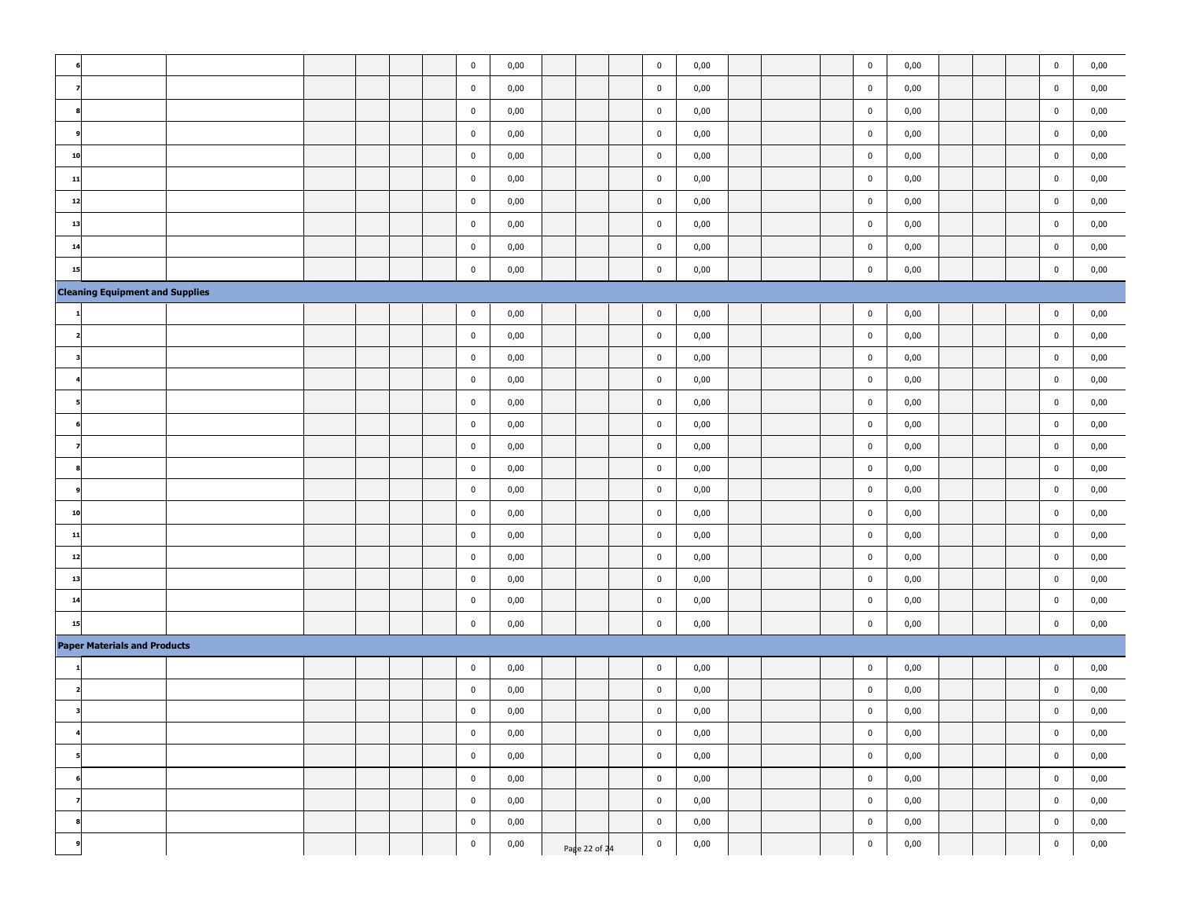| | | | | | | | | | | | | | | | | | | | | | | | | |
|---|---|---|---|---|---|---|---|---|---|---|---|---|---|---|---|---|---|---|---|---|---|---|---|---|
| 6 | | | | | | | 0 | 0,00 | | | | 0 | 0,00 | | | | 0 | 0,00 | | | | 0 | 0,00 |
| 7 | | | | | | | 0 | 0,00 | | | | 0 | 0,00 | | | | 0 | 0,00 | | | | 0 | 0,00 |
| 8 | | | | | | | 0 | 0,00 | | | | 0 | 0,00 | | | | 0 | 0,00 | | | | 0 | 0,00 |
| 9 | | | | | | | 0 | 0,00 | | | | 0 | 0,00 | | | | 0 | 0,00 | | | | 0 | 0,00 |
| 10 | | | | | | | 0 | 0,00 | | | | 0 | 0,00 | | | | 0 | 0,00 | | | | 0 | 0,00 |
| 11 | | | | | | | 0 | 0,00 | | | | 0 | 0,00 | | | | 0 | 0,00 | | | | 0 | 0,00 |
| 12 | | | | | | | 0 | 0,00 | | | | 0 | 0,00 | | | | 0 | 0,00 | | | | 0 | 0,00 |
| 13 | | | | | | | 0 | 0,00 | | | | 0 | 0,00 | | | | 0 | 0,00 | | | | 0 | 0,00 |
| 14 | | | | | | | 0 | 0,00 | | | | 0 | 0,00 | | | | 0 | 0,00 | | | | 0 | 0,00 |
| 15 | | | | | | | 0 | 0,00 | | | | 0 | 0,00 | | | | 0 | 0,00 | | | | 0 | 0,00 |
| **Cleaning Equipment and Supplies** | | | | | | | | | | | | | | | | | | | | | | | |
| 1 | | | | | | | 0 | 0,00 | | | | 0 | 0,00 | | | | 0 | 0,00 | | | | 0 | 0,00 |
| 2 | | | | | | | 0 | 0,00 | | | | 0 | 0,00 | | | | 0 | 0,00 | | | | 0 | 0,00 |
| 3 | | | | | | | 0 | 0,00 | | | | 0 | 0,00 | | | | 0 | 0,00 | | | | 0 | 0,00 |
| 4 | | | | | | | 0 | 0,00 | | | | 0 | 0,00 | | | | 0 | 0,00 | | | | 0 | 0,00 |
| 5 | | | | | | | 0 | 0,00 | | | | 0 | 0,00 | | | | 0 | 0,00 | | | | 0 | 0,00 |
| 6 | | | | | | | 0 | 0,00 | | | | 0 | 0,00 | | | | 0 | 0,00 | | | | 0 | 0,00 |
| 7 | | | | | | | 0 | 0,00 | | | | 0 | 0,00 | | | | 0 | 0,00 | | | | 0 | 0,00 |
| 8 | | | | | | | 0 | 0,00 | | | | 0 | 0,00 | | | | 0 | 0,00 | | | | 0 | 0,00 |
| 9 | | | | | | | 0 | 0,00 | | | | 0 | 0,00 | | | | 0 | 0,00 | | | | 0 | 0,00 |
| 10 | | | | | | | 0 | 0,00 | | | | 0 | 0,00 | | | | 0 | 0,00 | | | | 0 | 0,00 |
| 11 | | | | | | | 0 | 0,00 | | | | 0 | 0,00 | | | | 0 | 0,00 | | | | 0 | 0,00 |
| 12 | | | | | | | 0 | 0,00 | | | | 0 | 0,00 | | | | 0 | 0,00 | | | | 0 | 0,00 |
| 13 | | | | | | | 0 | 0,00 | | | | 0 | 0,00 | | | | 0 | 0,00 | | | | 0 | 0,00 |
| 14 | | | | | | | 0 | 0,00 | | | | 0 | 0,00 | | | | 0 | 0,00 | | | | 0 | 0,00 |
| 15 | | | | | | | 0 | 0,00 | | | | 0 | 0,00 | | | | 0 | 0,00 | | | | 0 | 0,00 |
| **Paper Materials and Products** | | | | | | | | | | | | | | | | | | | | | | | |
| 1 | | | | | | | 0 | 0,00 | | | | 0 | 0,00 | | | | 0 | 0,00 | | | | 0 | 0,00 |
| 2 | | | | | | | 0 | 0,00 | | | | 0 | 0,00 | | | | 0 | 0,00 | | | | 0 | 0,00 |
| 3 | | | | | | | 0 | 0,00 | | | | 0 | 0,00 | | | | 0 | 0,00 | | | | 0 | 0,00 |
| 4 | | | | | | | 0 | 0,00 | | | | 0 | 0,00 | | | | 0 | 0,00 | | | | 0 | 0,00 |
| 5 | | | | | | | 0 | 0,00 | | | | 0 | 0,00 | | | | 0 | 0,00 | | | | 0 | 0,00 |
| 6 | | | | | | | 0 | 0,00 | | | | 0 | 0,00 | | | | 0 | 0,00 | | | | 0 | 0,00 |
| 7 | | | | | | | 0 | 0,00 | | | | 0 | 0,00 | | | | 0 | 0,00 | | | | 0 | 0,00 |
| 8 | | | | | | | 0 | 0,00 | | | | 0 | 0,00 | | | | 0 | 0,00 | | | | 0 | 0,00 |
| 9 | | | | | | | 0 | 0,00 | | | | 0 | 0,00 | | | | 0 | 0,00 | | | | 0 | 0,00 |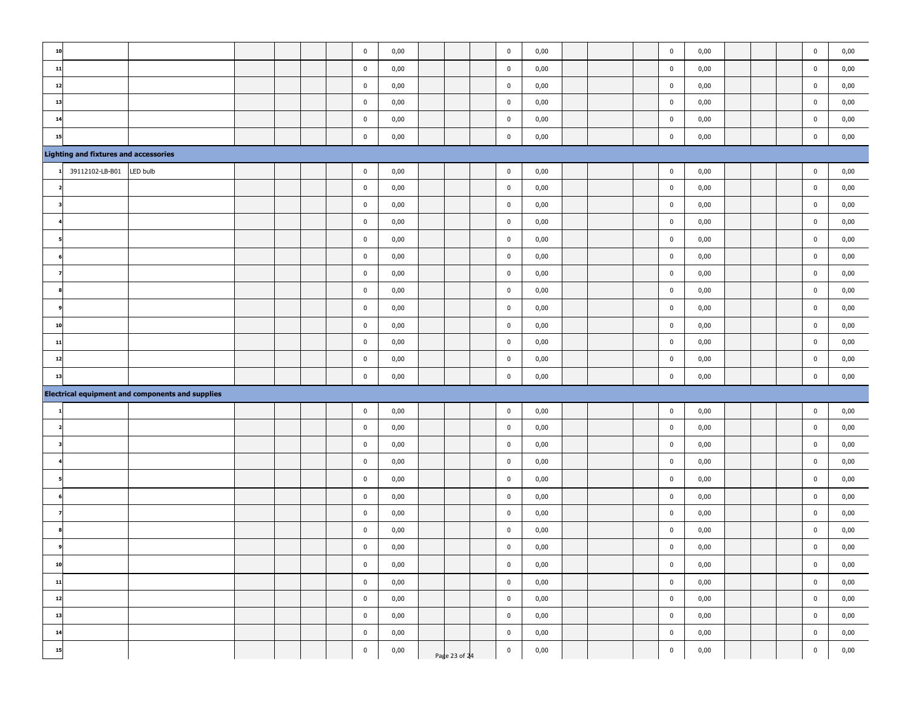| | | | | | | | | | | | | | | | | | | | | | | |
|---|---|---|---|---|---|---|---|---|---|---|---|---|---|---|---|---|---|---|---|---|---|---|
| 10 | | | | | | | 0 | 0,00 | | | | 0 | 0,00 | | | | 0 | 0,00 | | | | 0 | 0,00 |
| 11 | | | | | | | 0 | 0,00 | | | | 0 | 0,00 | | | | 0 | 0,00 | | | | 0 | 0,00 |
| 12 | | | | | | | 0 | 0,00 | | | | 0 | 0,00 | | | | 0 | 0,00 | | | | 0 | 0,00 |
| 13 | | | | | | | 0 | 0,00 | | | | 0 | 0,00 | | | | 0 | 0,00 | | | | 0 | 0,00 |
| 14 | | | | | | | 0 | 0,00 | | | | 0 | 0,00 | | | | 0 | 0,00 | | | | 0 | 0,00 |
| 15 | | | | | | | 0 | 0,00 | | | | 0 | 0,00 | | | | 0 | 0,00 | | | | 0 | 0,00 |
| **Lighting and fixtures and accessories** | | | | | | | | | | | | | | | | | | | | | | | |
| 1 | 39112102-LB-B01 | LED bulb | | | | | 0 | 0,00 | | | | 0 | 0,00 | | | | 0 | 0,00 | | | | 0 | 0,00 |
| 2 | | | | | | | 0 | 0,00 | | | | 0 | 0,00 | | | | 0 | 0,00 | | | | 0 | 0,00 |
| 3 | | | | | | | 0 | 0,00 | | | | 0 | 0,00 | | | | 0 | 0,00 | | | | 0 | 0,00 |
| 4 | | | | | | | 0 | 0,00 | | | | 0 | 0,00 | | | | 0 | 0,00 | | | | 0 | 0,00 |
| 5 | | | | | | | 0 | 0,00 | | | | 0 | 0,00 | | | | 0 | 0,00 | | | | 0 | 0,00 |
| 6 | | | | | | | 0 | 0,00 | | | | 0 | 0,00 | | | | 0 | 0,00 | | | | 0 | 0,00 |
| 7 | | | | | | | 0 | 0,00 | | | | 0 | 0,00 | | | | 0 | 0,00 | | | | 0 | 0,00 |
| 8 | | | | | | | 0 | 0,00 | | | | 0 | 0,00 | | | | 0 | 0,00 | | | | 0 | 0,00 |
| 9 | | | | | | | 0 | 0,00 | | | | 0 | 0,00 | | | | 0 | 0,00 | | | | 0 | 0,00 |
| 10 | | | | | | | 0 | 0,00 | | | | 0 | 0,00 | | | | 0 | 0,00 | | | | 0 | 0,00 |
| 11 | | | | | | | 0 | 0,00 | | | | 0 | 0,00 | | | | 0 | 0,00 | | | | 0 | 0,00 |
| 12 | | | | | | | 0 | 0,00 | | | | 0 | 0,00 | | | | 0 | 0,00 | | | | 0 | 0,00 |
| 13 | | | | | | | 0 | 0,00 | | | | 0 | 0,00 | | | | 0 | 0,00 | | | | 0 | 0,00 |
| **Electrical equipment and components and supplies** | | | | | | | | | | | | | | | | | | | | | | | |
| 1 | | | | | | | 0 | 0,00 | | | | 0 | 0,00 | | | | 0 | 0,00 | | | | 0 | 0,00 |
| 2 | | | | | | | 0 | 0,00 | | | | 0 | 0,00 | | | | 0 | 0,00 | | | | 0 | 0,00 |
| 3 | | | | | | | 0 | 0,00 | | | | 0 | 0,00 | | | | 0 | 0,00 | | | | 0 | 0,00 |
| 4 | | | | | | | 0 | 0,00 | | | | 0 | 0,00 | | | | 0 | 0,00 | | | | 0 | 0,00 |
| 5 | | | | | | | 0 | 0,00 | | | | 0 | 0,00 | | | | 0 | 0,00 | | | | 0 | 0,00 |
| 6 | | | | | | | 0 | 0,00 | | | | 0 | 0,00 | | | | 0 | 0,00 | | | | 0 | 0,00 |
| 7 | | | | | | | 0 | 0,00 | | | | 0 | 0,00 | | | | 0 | 0,00 | | | | 0 | 0,00 |
| 8 | | | | | | | 0 | 0,00 | | | | 0 | 0,00 | | | | 0 | 0,00 | | | | 0 | 0,00 |
| 9 | | | | | | | 0 | 0,00 | | | | 0 | 0,00 | | | | 0 | 0,00 | | | | 0 | 0,00 |
| 10 | | | | | | | 0 | 0,00 | | | | 0 | 0,00 | | | | 0 | 0,00 | | | | 0 | 0,00 |
| 11 | | | | | | | 0 | 0,00 | | | | 0 | 0,00 | | | | 0 | 0,00 | | | | 0 | 0,00 |
| 12 | | | | | | | 0 | 0,00 | | | | 0 | 0,00 | | | | 0 | 0,00 | | | | 0 | 0,00 |
| 13 | | | | | | | 0 | 0,00 | | | | 0 | 0,00 | | | | 0 | 0,00 | | | | 0 | 0,00 |
| 14 | | | | | | | 0 | 0,00 | | | | 0 | 0,00 | | | | 0 | 0,00 | | | | 0 | 0,00 |
| 15 | | | | | | | 0 | 0,00 | | | | 0 | 0,00 | | | | 0 | 0,00 | | | | 0 | 0,00 |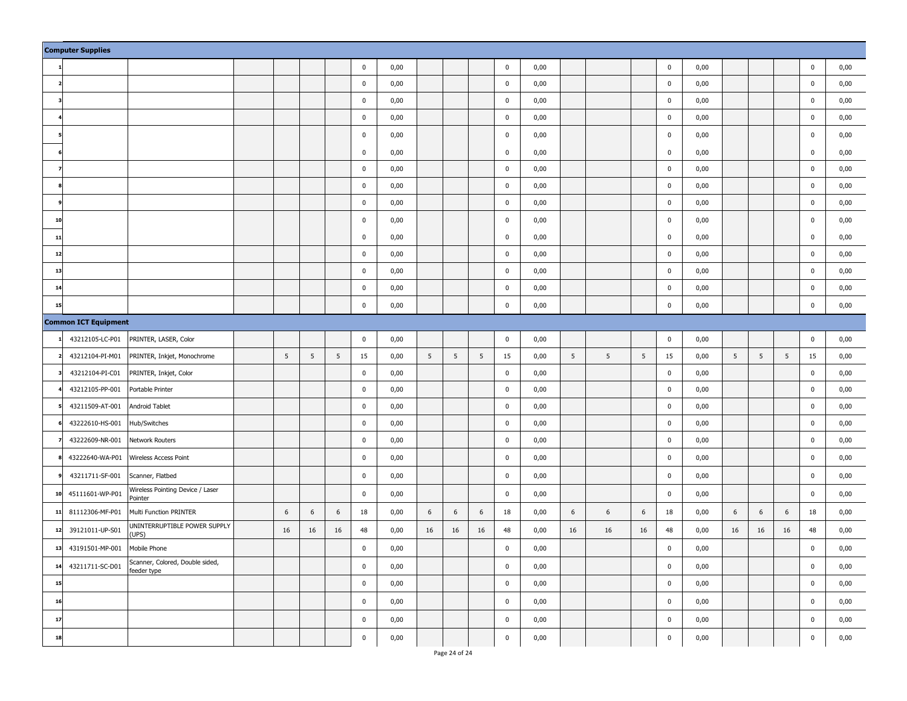| Computer Supplies | | | | | | | | | | | | | | | | | | | | | | | |
|---|---|---|---|---|---|---|---|---|---|---|---|---|---|---|---|---|---|---|---|---|---|---|---|
| 1 | | | | | | | 0 | 0,00 | | | | 0 | 0,00 | | | | 0 | 0,00 | | | | 0 | 0,00 |
| 2 | | | | | | | 0 | 0,00 | | | | 0 | 0,00 | | | | 0 | 0,00 | | | | 0 | 0,00 |
| 3 | | | | | | | 0 | 0,00 | | | | 0 | 0,00 | | | | 0 | 0,00 | | | | 0 | 0,00 |
| 4 | | | | | | | 0 | 0,00 | | | | 0 | 0,00 | | | | 0 | 0,00 | | | | 0 | 0,00 |
| 5 | | | | | | | 0 | 0,00 | | | | 0 | 0,00 | | | | 0 | 0,00 | | | | 0 | 0,00 |
| 6 | | | | | | | 0 | 0,00 | | | | 0 | 0,00 | | | | 0 | 0,00 | | | | 0 | 0,00 |
| 7 | | | | | | | 0 | 0,00 | | | | 0 | 0,00 | | | | 0 | 0,00 | | | | 0 | 0,00 |
| 8 | | | | | | | 0 | 0,00 | | | | 0 | 0,00 | | | | 0 | 0,00 | | | | 0 | 0,00 |
| 9 | | | | | | | 0 | 0,00 | | | | 0 | 0,00 | | | | 0 | 0,00 | | | | 0 | 0,00 |
| 10 | | | | | | | 0 | 0,00 | | | | 0 | 0,00 | | | | 0 | 0,00 | | | | 0 | 0,00 |
| 11 | | | | | | | 0 | 0,00 | | | | 0 | 0,00 | | | | 0 | 0,00 | | | | 0 | 0,00 |
| 12 | | | | | | | 0 | 0,00 | | | | 0 | 0,00 | | | | 0 | 0,00 | | | | 0 | 0,00 |
| 13 | | | | | | | 0 | 0,00 | | | | 0 | 0,00 | | | | 0 | 0,00 | | | | 0 | 0,00 |
| 14 | | | | | | | 0 | 0,00 | | | | 0 | 0,00 | | | | 0 | 0,00 | | | | 0 | 0,00 |
| 15 | | | | | | | 0 | 0,00 | | | | 0 | 0,00 | | | | 0 | 0,00 | | | | 0 | 0,00 |
| **Common ICT Equipment** | | | | | | | | | | | | | | | | | | | | | | | |
| 1 | 43212105-LC-P01 | PRINTER, LASER, Color | | | | | 0 | 0,00 | | | | 0 | 0,00 | | | | 0 | 0,00 | | | | 0 | 0,00 |
| 2 | 43212104-PI-M01 | PRINTER, Inkjet, Monochrome | | 5 | 5 | 5 | 15 | 0,00 | 5 | 5 | 5 | 15 | 0,00 | 5 | 5 | 5 | 15 | 0,00 | 5 | 5 | 5 | 15 | 0,00 |
| 3 | 43212104-PI-C01 | PRINTER, Inkjet, Color | | | | | 0 | 0,00 | | | | 0 | 0,00 | | | | 0 | 0,00 | | | | 0 | 0,00 |
| 4 | 43212105-PP-001 | Portable Printer | | | | | 0 | 0,00 | | | | 0 | 0,00 | | | | 0 | 0,00 | | | | 0 | 0,00 |
| 5 | 43211509-AT-001 | Android Tablet | | | | | 0 | 0,00 | | | | 0 | 0,00 | | | | 0 | 0,00 | | | | 0 | 0,00 |
| 6 | 43222610-HS-001 | Hub/Switches | | | | | 0 | 0,00 | | | | 0 | 0,00 | | | | 0 | 0,00 | | | | 0 | 0,00 |
| 7 | 43222609-NR-001 | Network Routers | | | | | 0 | 0,00 | | | | 0 | 0,00 | | | | 0 | 0,00 | | | | 0 | 0,00 |
| 8 | 43222640-WA-P01 | Wireless Access Point | | | | | 0 | 0,00 | | | | 0 | 0,00 | | | | 0 | 0,00 | | | | 0 | 0,00 |
| 9 | 43211711-SF-001 | Scanner, Flatbed | | | | | 0 | 0,00 | | | | 0 | 0,00 | | | | 0 | 0,00 | | | | 0 | 0,00 |
| 10 | 45111601-WP-P01 | Wireless Pointing Device / Laser Pointer | | | | | 0 | 0,00 | | | | 0 | 0,00 | | | | 0 | 0,00 | | | | 0 | 0,00 |
| 11 | 81112306-MF-P01 | Multi Function PRINTER | | 6 | 6 | 6 | 18 | 0,00 | 6 | 6 | 6 | 18 | 0,00 | 6 | 6 | 6 | 18 | 0,00 | 6 | 6 | 6 | 18 | 0,00 |
| 12 | 39121011-UP-S01 | UNINTERRUPTIBLE POWER SUPPLY (UPS) | | 16 | 16 | 16 | 48 | 0,00 | 16 | 16 | 16 | 48 | 0,00 | 16 | 16 | 16 | 48 | 0,00 | 16 | 16 | 16 | 48 | 0,00 |
| 13 | 43191501-MP-001 | Mobile Phone | | | | | 0 | 0,00 | | | | 0 | 0,00 | | | | 0 | 0,00 | | | | 0 | 0,00 |
| 14 | 43211711-SC-D01 | Scanner, Colored, Double sided, feeder type | | | | | 0 | 0,00 | | | | 0 | 0,00 | | | | 0 | 0,00 | | | | 0 | 0,00 |
| 15 | | | | | | | 0 | 0,00 | | | | 0 | 0,00 | | | | 0 | 0,00 | | | | 0 | 0,00 |
| 16 | | | | | | | 0 | 0,00 | | | | 0 | 0,00 | | | | 0 | 0,00 | | | | 0 | 0,00 |
| 17 | | | | | | | 0 | 0,00 | | | | 0 | 0,00 | | | | 0 | 0,00 | | | | 0 | 0,00 |
| 18 | | | | | | | 0 | 0,00 | | | | 0 | 0,00 | | | | 0 | 0,00 | | | | 0 | 0,00 |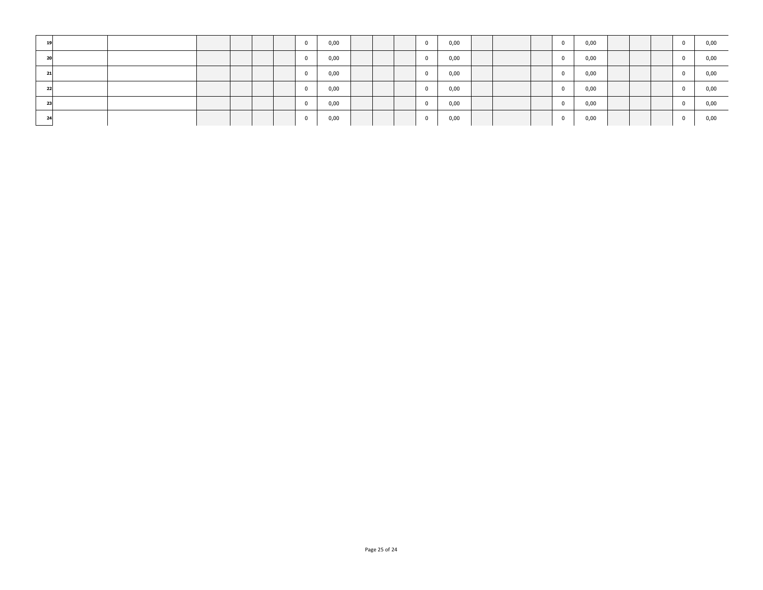| | | | | | | | | | | | | | | | | | | | | | | | |
|---|---|---|---|---|---|---|---|---|---|---|---|---|---|---|---|---|---|---|---|---|---|---|---|
| 19 | | | | | | | 0 | 0,00 | | | | 0 | 0,00 | | | | 0 | 0,00 | | | | 0 | 0,00 |
| 20 | | | | | | | 0 | 0,00 | | | | 0 | 0,00 | | | | 0 | 0,00 | | | | 0 | 0,00 |
| 21 | | | | | | | 0 | 0,00 | | | | 0 | 0,00 | | | | 0 | 0,00 | | | | 0 | 0,00 |
| 22 | | | | | | | 0 | 0,00 | | | | 0 | 0,00 | | | | 0 | 0,00 | | | | 0 | 0,00 |
| 23 | | | | | | | 0 | 0,00 | | | | 0 | 0,00 | | | | 0 | 0,00 | | | | 0 | 0,00 |
| 24 | | | | | | | 0 | 0,00 | | | | 0 | 0,00 | | | | 0 | 0,00 | | | | 0 | 0,00 |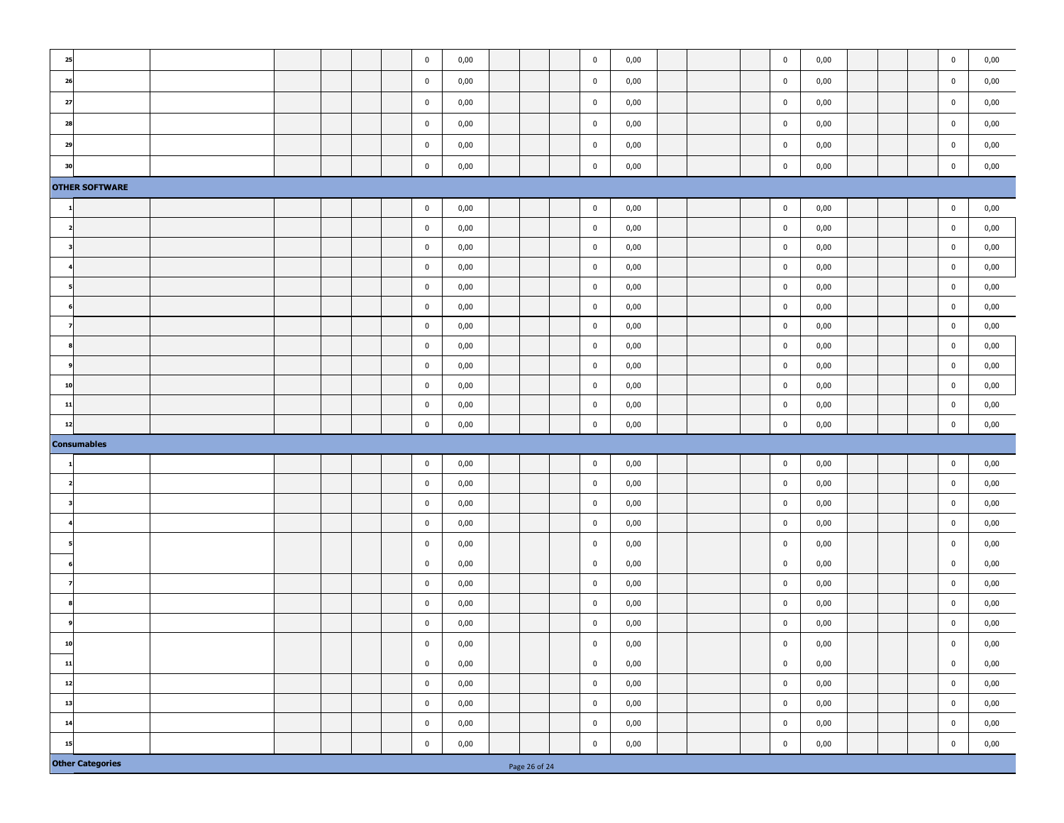| | | | | | | | | | | | | | | | | | | | | | | | |
|---|---|---|---|---|---|---|---|---|---|---|---|---|---|---|---|---|---|---|---|---|---|---|---|
| 25 | | | | | | | 0 | 0,00 | | | | 0 | 0,00 | | | | 0 | 0,00 | | | | 0 | 0,00 |
| 26 | | | | | | | 0 | 0,00 | | | | 0 | 0,00 | | | | 0 | 0,00 | | | | 0 | 0,00 |
| 27 | | | | | | | 0 | 0,00 | | | | 0 | 0,00 | | | | 0 | 0,00 | | | | 0 | 0,00 |
| 28 | | | | | | | 0 | 0,00 | | | | 0 | 0,00 | | | | 0 | 0,00 | | | | 0 | 0,00 |
| 29 | | | | | | | 0 | 0,00 | | | | 0 | 0,00 | | | | 0 | 0,00 | | | | 0 | 0,00 |
| 30 | | | | | | | 0 | 0,00 | | | | 0 | 0,00 | | | | 0 | 0,00 | | | | 0 | 0,00 |
| **OTHER SOFTWARE** | | | | | | | | | | | | | | | | | | | | | | | |
| 1 | | | | | | | 0 | 0,00 | | | | 0 | 0,00 | | | | 0 | 0,00 | | | | 0 | 0,00 |
| 2 | | | | | | | 0 | 0,00 | | | | 0 | 0,00 | | | | 0 | 0,00 | | | | 0 | 0,00 |
| 3 | | | | | | | 0 | 0,00 | | | | 0 | 0,00 | | | | 0 | 0,00 | | | | 0 | 0,00 |
| 4 | | | | | | | 0 | 0,00 | | | | 0 | 0,00 | | | | 0 | 0,00 | | | | 0 | 0,00 |
| 5 | | | | | | | 0 | 0,00 | | | | 0 | 0,00 | | | | 0 | 0,00 | | | | 0 | 0,00 |
| 6 | | | | | | | 0 | 0,00 | | | | 0 | 0,00 | | | | 0 | 0,00 | | | | 0 | 0,00 |
| 7 | | | | | | | 0 | 0,00 | | | | 0 | 0,00 | | | | 0 | 0,00 | | | | 0 | 0,00 |
| 8 | | | | | | | 0 | 0,00 | | | | 0 | 0,00 | | | | 0 | 0,00 | | | | 0 | 0,00 |
| 9 | | | | | | | 0 | 0,00 | | | | 0 | 0,00 | | | | 0 | 0,00 | | | | 0 | 0,00 |
| 10 | | | | | | | 0 | 0,00 | | | | 0 | 0,00 | | | | 0 | 0,00 | | | | 0 | 0,00 |
| 11 | | | | | | | 0 | 0,00 | | | | 0 | 0,00 | | | | 0 | 0,00 | | | | 0 | 0,00 |
| 12 | | | | | | | 0 | 0,00 | | | | 0 | 0,00 | | | | 0 | 0,00 | | | | 0 | 0,00 |
| **Consumables** | | | | | | | | | | | | | | | | | | | | | | | |
| 1 | | | | | | | 0 | 0,00 | | | | 0 | 0,00 | | | | 0 | 0,00 | | | | 0 | 0,00 |
| 2 | | | | | | | 0 | 0,00 | | | | 0 | 0,00 | | | | 0 | 0,00 | | | | 0 | 0,00 |
| 3 | | | | | | | 0 | 0,00 | | | | 0 | 0,00 | | | | 0 | 0,00 | | | | 0 | 0,00 |
| 4 | | | | | | | 0 | 0,00 | | | | 0 | 0,00 | | | | 0 | 0,00 | | | | 0 | 0,00 |
| 5 | | | | | | | 0 | 0,00 | | | | 0 | 0,00 | | | | 0 | 0,00 | | | | 0 | 0,00 |
| 6 | | | | | | | 0 | 0,00 | | | | 0 | 0,00 | | | | 0 | 0,00 | | | | 0 | 0,00 |
| 7 | | | | | | | 0 | 0,00 | | | | 0 | 0,00 | | | | 0 | 0,00 | | | | 0 | 0,00 |
| 8 | | | | | | | 0 | 0,00 | | | | 0 | 0,00 | | | | 0 | 0,00 | | | | 0 | 0,00 |
| 9 | | | | | | | 0 | 0,00 | | | | 0 | 0,00 | | | | 0 | 0,00 | | | | 0 | 0,00 |
| 10 | | | | | | | 0 | 0,00 | | | | 0 | 0,00 | | | | 0 | 0,00 | | | | 0 | 0,00 |
| 11 | | | | | | | 0 | 0,00 | | | | 0 | 0,00 | | | | 0 | 0,00 | | | | 0 | 0,00 |
| 12 | | | | | | | 0 | 0,00 | | | | 0 | 0,00 | | | | 0 | 0,00 | | | | 0 | 0,00 |
| 13 | | | | | | | 0 | 0,00 | | | | 0 | 0,00 | | | | 0 | 0,00 | | | | 0 | 0,00 |
| 14 | | | | | | | 0 | 0,00 | | | | 0 | 0,00 | | | | 0 | 0,00 | | | | 0 | 0,00 |
| 15 | | | | | | | 0 | 0,00 | | | | 0 | 0,00 | | | | 0 | 0,00 | | | | 0 | 0,00 |
| **Other Categories** | | | | | | | | | | | | | | | | | | | | | | | |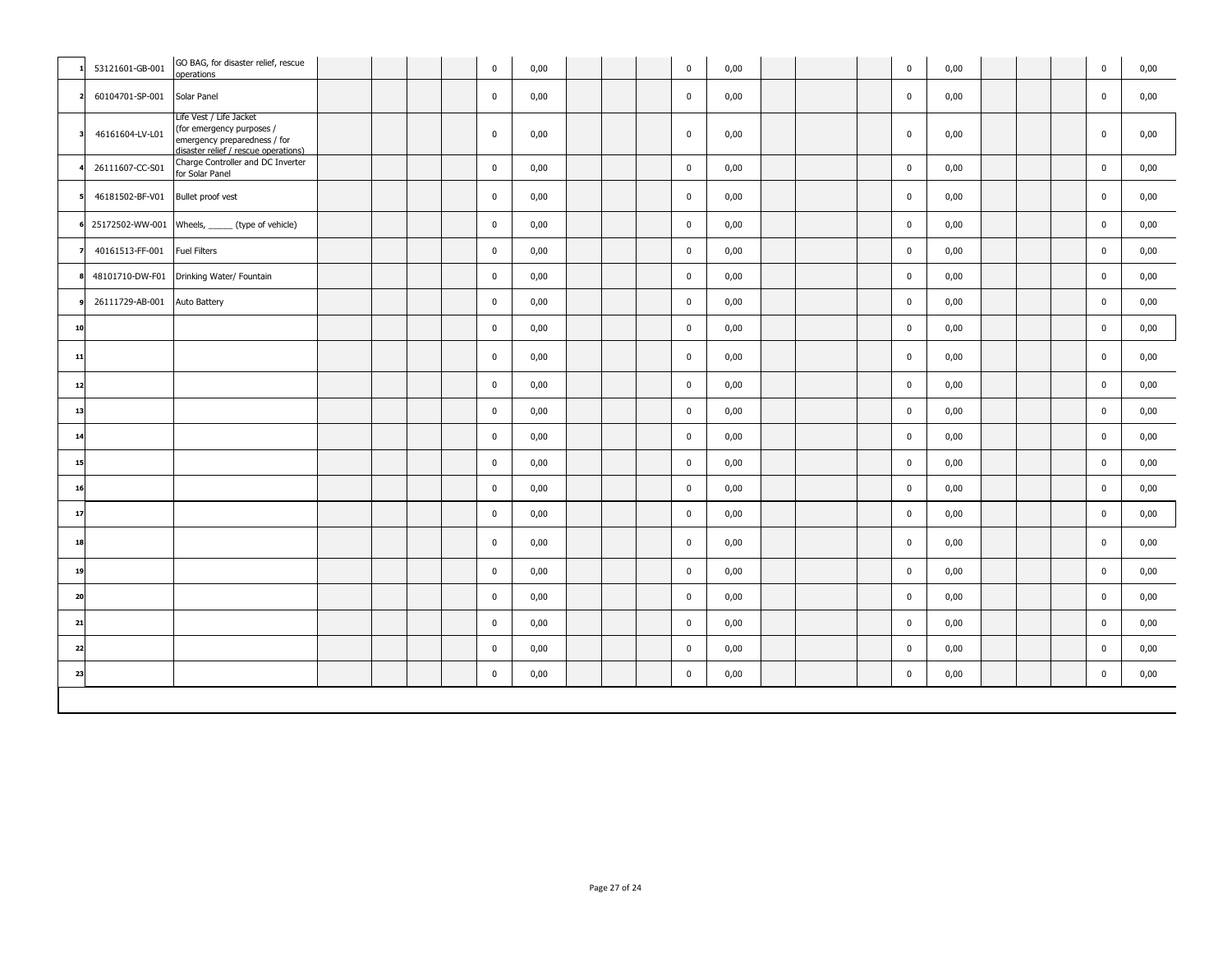| | | | | | | | | | | | | | | | | | | | | | | | |
|---|---|---|---|---|---|---|---|---|---|---|---|---|---|---|---|---|---|---|---|---|---|---|---|
| 1 | 53121601-GB-001 | GO BAG, for disaster relief, rescue operations | | | | | 0 | 0,00 | | | | 0 | 0,00 | | | | 0 | 0,00 | | | | 0 | 0,00 |
| 2 | 60104701-SP-001 | Solar Panel | | | | | 0 | 0,00 | | | | 0 | 0,00 | | | | 0 | 0,00 | | | | 0 | 0,00 |
| 3 | 46161604-LV-L01 | Life Vest / Life Jacket (for emergency purposes / emergency preparedness / for disaster relief / rescue operations) | | | | | 0 | 0,00 | | | | 0 | 0,00 | | | | 0 | 0,00 | | | | 0 | 0,00 |
| 4 | 26111607-CC-S01 | Charge Controller and DC Inverter for Solar Panel | | | | | 0 | 0,00 | | | | 0 | 0,00 | | | | 0 | 0,00 | | | | 0 | 0,00 |
| 5 | 46181502-BF-V01 | Bullet proof vest | | | | | 0 | 0,00 | | | | 0 | 0,00 | | | | 0 | 0,00 | | | | 0 | 0,00 |
| 6 | 25172502-WW-001 | Wheels, _____ (type of vehicle) | | | | | 0 | 0,00 | | | | 0 | 0,00 | | | | 0 | 0,00 | | | | 0 | 0,00 |
| 7 | 40161513-FF-001 | Fuel Filters | | | | | 0 | 0,00 | | | | 0 | 0,00 | | | | 0 | 0,00 | | | | 0 | 0,00 |
| 8 | 48101710-DW-F01 | Drinking Water/ Fountain | | | | | 0 | 0,00 | | | | 0 | 0,00 | | | | 0 | 0,00 | | | | 0 | 0,00 |
| 9 | 26111729-AB-001 | Auto Battery | | | | | 0 | 0,00 | | | | 0 | 0,00 | | | | 0 | 0,00 | | | | 0 | 0,00 |
| 10 | | | | | | | 0 | 0,00 | | | | 0 | 0,00 | | | | 0 | 0,00 | | | | 0 | 0,00 |
| 11 | | | | | | | 0 | 0,00 | | | | 0 | 0,00 | | | | 0 | 0,00 | | | | 0 | 0,00 |
| 12 | | | | | | | 0 | 0,00 | | | | 0 | 0,00 | | | | 0 | 0,00 | | | | 0 | 0,00 |
| 13 | | | | | | | 0 | 0,00 | | | | 0 | 0,00 | | | | 0 | 0,00 | | | | 0 | 0,00 |
| 14 | | | | | | | 0 | 0,00 | | | | 0 | 0,00 | | | | 0 | 0,00 | | | | 0 | 0,00 |
| 15 | | | | | | | 0 | 0,00 | | | | 0 | 0,00 | | | | 0 | 0,00 | | | | 0 | 0,00 |
| 16 | | | | | | | 0 | 0,00 | | | | 0 | 0,00 | | | | 0 | 0,00 | | | | 0 | 0,00 |
| 17 | | | | | | | 0 | 0,00 | | | | 0 | 0,00 | | | | 0 | 0,00 | | | | 0 | 0,00 |
| 18 | | | | | | | 0 | 0,00 | | | | 0 | 0,00 | | | | 0 | 0,00 | | | | 0 | 0,00 |
| 19 | | | | | | | 0 | 0,00 | | | | 0 | 0,00 | | | | 0 | 0,00 | | | | 0 | 0,00 |
| 20 | | | | | | | 0 | 0,00 | | | | 0 | 0,00 | | | | 0 | 0,00 | | | | 0 | 0,00 |
| 21 | | | | | | | 0 | 0,00 | | | | 0 | 0,00 | | | | 0 | 0,00 | | | | 0 | 0,00 |
| 22 | | | | | | | 0 | 0,00 | | | | 0 | 0,00 | | | | 0 | 0,00 | | | | 0 | 0,00 |
| 23 | | | | | | | 0 | 0,00 | | | | 0 | 0,00 | | | | 0 | 0,00 | | | | 0 | 0,00 |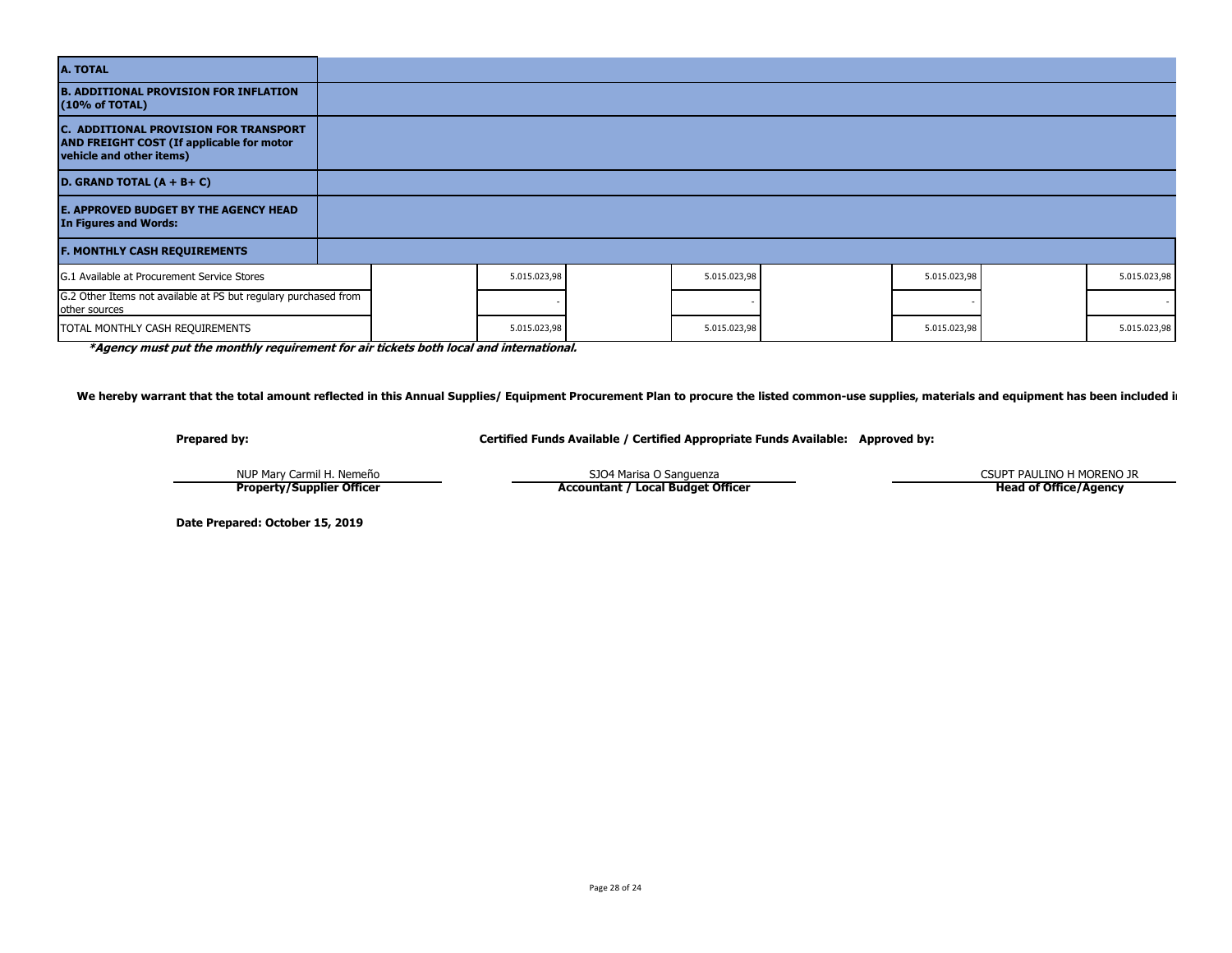| | | | | | | | | |
|---|---|---|---|---|---|---|---|---|
| **A. TOTAL** | | | | | | | | |
| **B. ADDITIONAL PROVISION FOR INFLATION (10% of TOTAL)** | | | | | | | | |
| **C. ADDITIONAL PROVISION FOR TRANSPORT AND FREIGHT COST (If applicable for motor vehicle and other items)** | | | | | | | | |
| **D. GRAND TOTAL (A + B+ C)** | | | | | | | | |
| **E. APPROVED BUDGET BY THE AGENCY HEAD In Figures and Words:** | | | | | | | | |
| **F. MONTHLY CASH REQUIREMENTS** | | | | | | | | |
| G.1 Available at Procurement Service Stores | | 5.015.023,98 | | 5.015.023,98 | | 5.015.023,98 | | 5.015.023,98 |
| G.2 Other Items not available at PS but regulary purchased from other sources | | - | | - | | - | | - |
| TOTAL MONTHLY CASH REQUIREMENTS | | 5.015.023,98 | | 5.015.023,98 | | 5.015.023,98 | | 5.015.023,98 |

***Agency must put the monthly requirement for air tickets both local and international.***

**We hereby warrant that the total amount reflected in this Annual Supplies/ Equipment Procurement Plan to procure the listed common-use supplies, materials and equipment has been included i**

| **Prepared by:** | **Certified Funds Available / Certified Appropriate Funds Available:** | **Approved by:** |
|---|---|---|
| NUP Mary Carmil H. Nemeño | SJO4 Marisa O Sanguenza | CSUPT PAULINO H MORENO JR |
| **Property/Supplier Officer** | **Accountant / Local Budget Officer** | **Head of Office/Agency** |

**Date Prepared: October 15, 2019**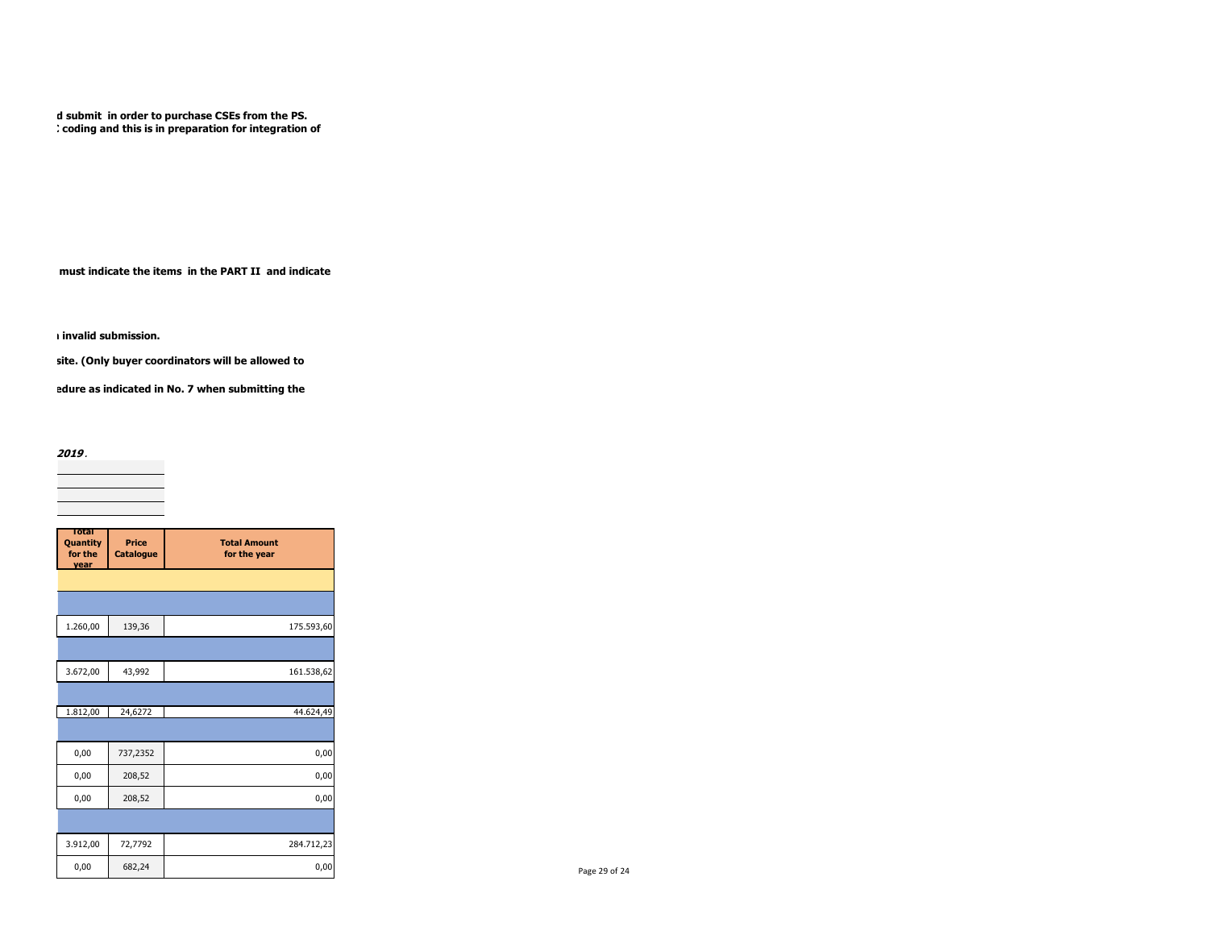d submit in order to purchase CSEs from the PS.
: coding and this is in preparation for integration of

must indicate the items in the PART II and indicate

ı invalid submission.

site. (Only buyer coordinators will be allowed to

edure as indicated in No. 7 when submitting the

***2019***.

| Total Quantity for the year | Price Catalogue | Total Amount for the year |
|---|---|---|
| | | |
| | | |
| 1.260,00 | 139,36 | 175.593,60 |
| | | |
| 3.672,00 | 43,992 | 161.538,62 |
| | | |
| 1.812,00 | 24,6272 | 44.624,49 |
| | | |
| 0,00 | 737,2352 | 0,00 |
| 0,00 | 208,52 | 0,00 |
| 0,00 | 208,52 | 0,00 |
| | | |
| 3.912,00 | 72,7792 | 284.712,23 |
| 0,00 | 682,24 | 0,00 |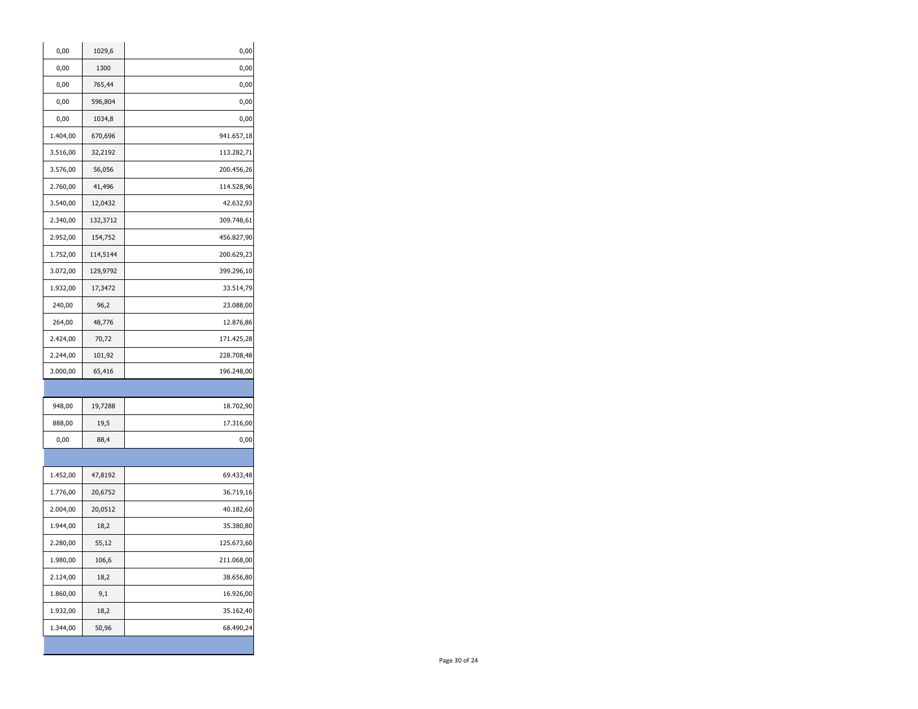| | | |
|---|---|---|
| 0,00 | 1029,6 | 0,00 |
| 0,00 | 1300 | 0,00 |
| 0,00 | 765,44 | 0,00 |
| 0,00 | 596,804 | 0,00 |
| 0,00 | 1034,8 | 0,00 |
| 1.404,00 | 670,696 | 941.657,18 |
| 3.516,00 | 32,2192 | 113.282,71 |
| 3.576,00 | 56,056 | 200.456,26 |
| 2.760,00 | 41,496 | 114.528,96 |
| 3.540,00 | 12,0432 | 42.632,93 |
| 2.340,00 | 132,3712 | 309.748,61 |
| 2.952,00 | 154,752 | 456.827,90 |
| 1.752,00 | 114,5144 | 200.629,23 |
| 3.072,00 | 129,9792 | 399.296,10 |
| 1.932,00 | 17,3472 | 33.514,79 |
| 240,00 | 96,2 | 23.088,00 |
| 264,00 | 48,776 | 12.876,86 |
| 2.424,00 | 70,72 | 171.425,28 |
| 2.244,00 | 101,92 | 228.708,48 |
| 3.000,00 | 65,416 | 196.248,00 |
| | | |
| 948,00 | 19,7288 | 18.702,90 |
| 888,00 | 19,5 | 17.316,00 |
| 0,00 | 88,4 | 0,00 |
| | | |
| 1.452,00 | 47,8192 | 69.433,48 |
| 1.776,00 | 20,6752 | 36.719,16 |
| 2.004,00 | 20,0512 | 40.182,60 |
| 1.944,00 | 18,2 | 35.380,80 |
| 2.280,00 | 55,12 | 125.673,60 |
| 1.980,00 | 106,6 | 211.068,00 |
| 2.124,00 | 18,2 | 38.656,80 |
| 1.860,00 | 9,1 | 16.926,00 |
| 1.932,00 | 18,2 | 35.162,40 |
| 1.344,00 | 50,96 | 68.490,24 |
| | | |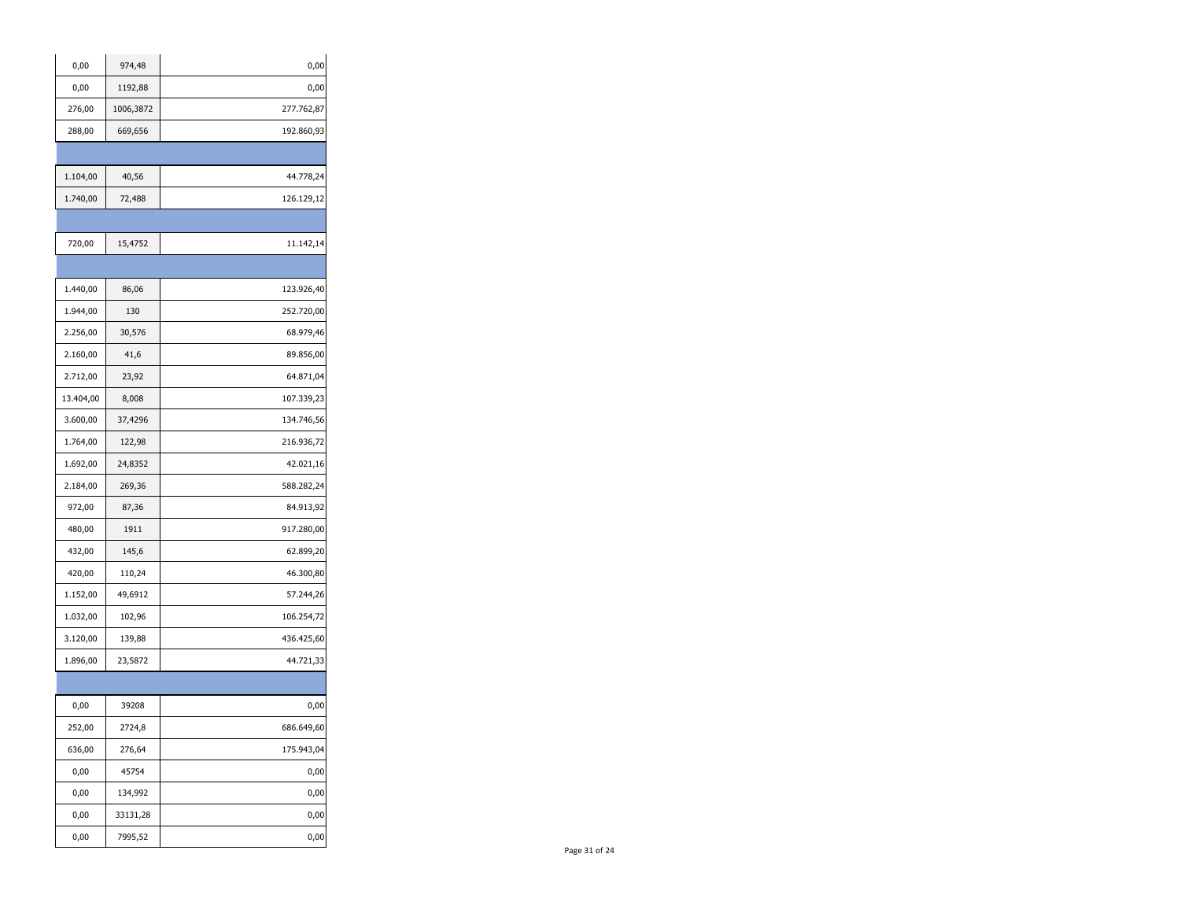| | | |
|---|---|---|
| 0,00 | 974,48 | 0,00 |
| 0,00 | 1192,88 | 0,00 |
| 276,00 | 1006,3872 | 277.762,87 |
| 288,00 | 669,656 | 192.860,93 |
| | | |
| 1.104,00 | 40,56 | 44.778,24 |
| 1.740,00 | 72,488 | 126.129,12 |
| | | |
| 720,00 | 15,4752 | 11.142,14 |
| | | |
| 1.440,00 | 86,06 | 123.926,40 |
| 1.944,00 | 130 | 252.720,00 |
| 2.256,00 | 30,576 | 68.979,46 |
| 2.160,00 | 41,6 | 89.856,00 |
| 2.712,00 | 23,92 | 64.871,04 |
| 13.404,00 | 8,008 | 107.339,23 |
| 3.600,00 | 37,4296 | 134.746,56 |
| 1.764,00 | 122,98 | 216.936,72 |
| 1.692,00 | 24,8352 | 42.021,16 |
| 2.184,00 | 269,36 | 588.282,24 |
| 972,00 | 87,36 | 84.913,92 |
| 480,00 | 1911 | 917.280,00 |
| 432,00 | 145,6 | 62.899,20 |
| 420,00 | 110,24 | 46.300,80 |
| 1.152,00 | 49,6912 | 57.244,26 |
| 1.032,00 | 102,96 | 106.254,72 |
| 3.120,00 | 139,88 | 436.425,60 |
| 1.896,00 | 23,5872 | 44.721,33 |
| | | |
| 0,00 | 39208 | 0,00 |
| 252,00 | 2724,8 | 686.649,60 |
| 636,00 | 276,64 | 175.943,04 |
| 0,00 | 45754 | 0,00 |
| 0,00 | 134,992 | 0,00 |
| 0,00 | 33131,28 | 0,00 |
| 0,00 | 7995,52 | 0,00 |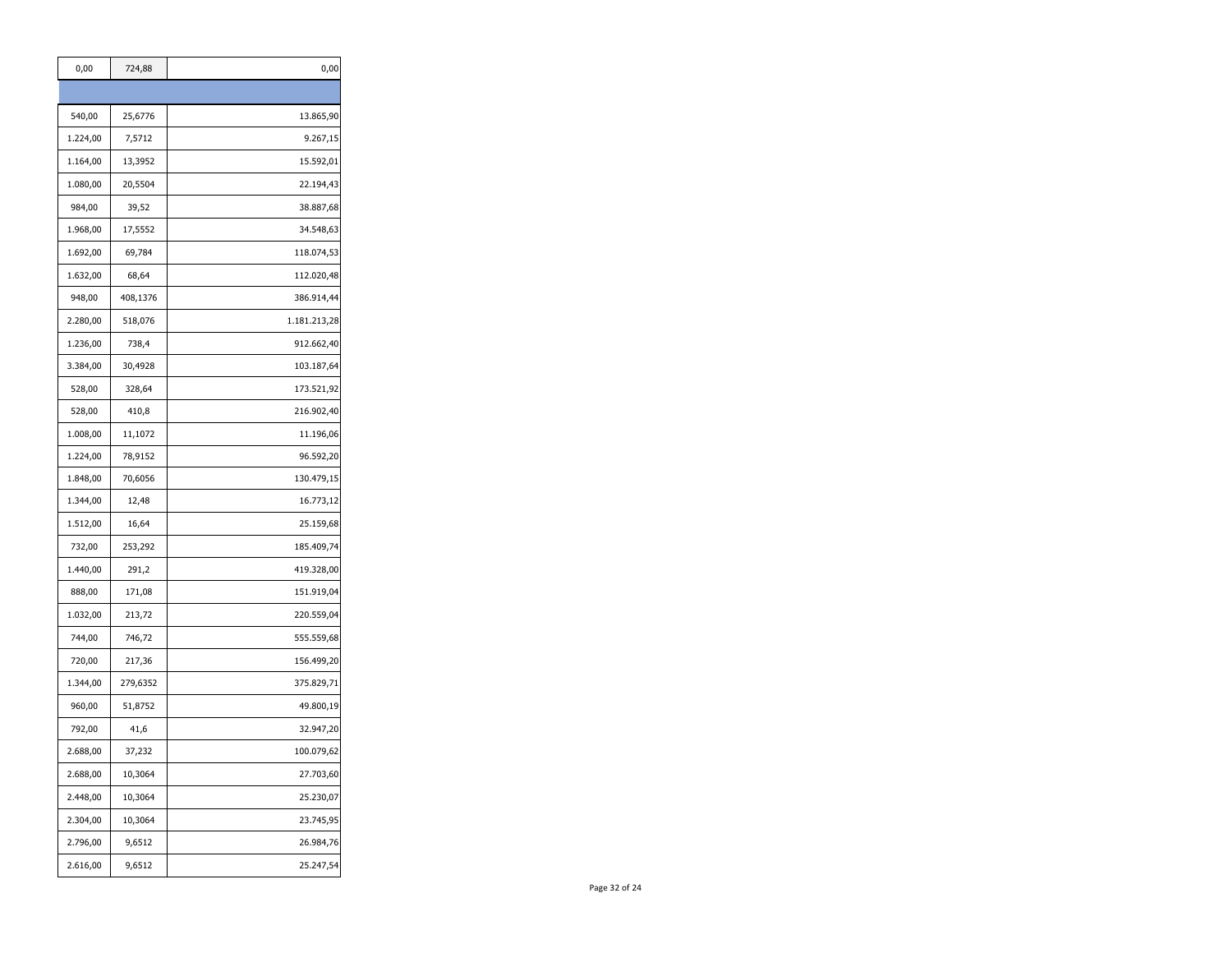| | | |
|---|---|---|
| 0,00 | 724,88 | 0,00 |
| | | |
| 540,00 | 25,6776 | 13.865,90 |
| 1.224,00 | 7,5712 | 9.267,15 |
| 1.164,00 | 13,3952 | 15.592,01 |
| 1.080,00 | 20,5504 | 22.194,43 |
| 984,00 | 39,52 | 38.887,68 |
| 1.968,00 | 17,5552 | 34.548,63 |
| 1.692,00 | 69,784 | 118.074,53 |
| 1.632,00 | 68,64 | 112.020,48 |
| 948,00 | 408,1376 | 386.914,44 |
| 2.280,00 | 518,076 | 1.181.213,28 |
| 1.236,00 | 738,4 | 912.662,40 |
| 3.384,00 | 30,4928 | 103.187,64 |
| 528,00 | 328,64 | 173.521,92 |
| 528,00 | 410,8 | 216.902,40 |
| 1.008,00 | 11,1072 | 11.196,06 |
| 1.224,00 | 78,9152 | 96.592,20 |
| 1.848,00 | 70,6056 | 130.479,15 |
| 1.344,00 | 12,48 | 16.773,12 |
| 1.512,00 | 16,64 | 25.159,68 |
| 732,00 | 253,292 | 185.409,74 |
| 1.440,00 | 291,2 | 419.328,00 |
| 888,00 | 171,08 | 151.919,04 |
| 1.032,00 | 213,72 | 220.559,04 |
| 744,00 | 746,72 | 555.559,68 |
| 720,00 | 217,36 | 156.499,20 |
| 1.344,00 | 279,6352 | 375.829,71 |
| 960,00 | 51,8752 | 49.800,19 |
| 792,00 | 41,6 | 32.947,20 |
| 2.688,00 | 37,232 | 100.079,62 |
| 2.688,00 | 10,3064 | 27.703,60 |
| 2.448,00 | 10,3064 | 25.230,07 |
| 2.304,00 | 10,3064 | 23.745,95 |
| 2.796,00 | 9,6512 | 26.984,76 |
| 2.616,00 | 9,6512 | 25.247,54 |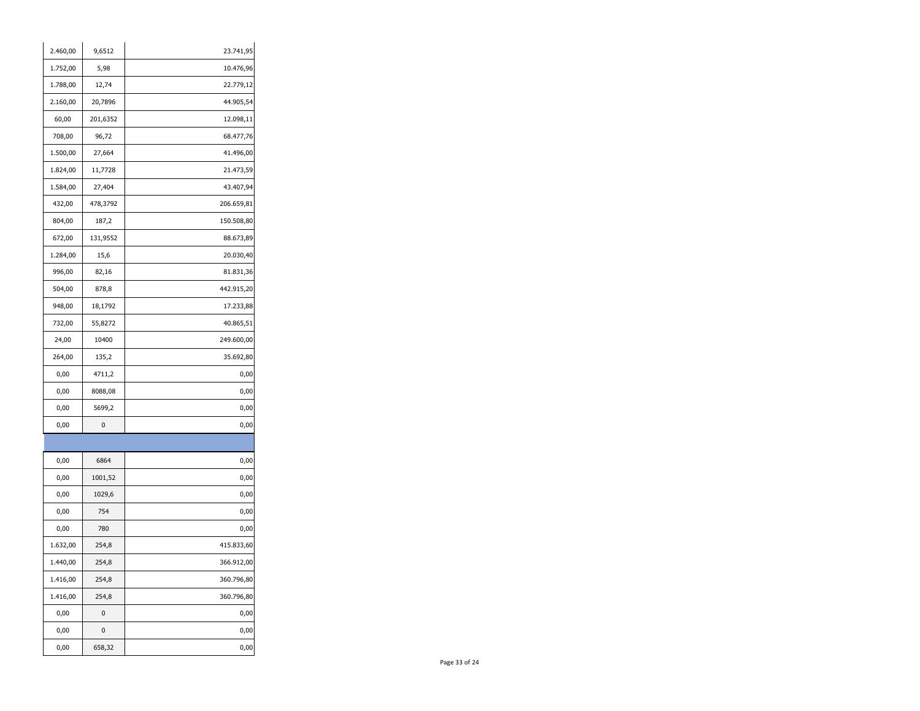| | | |
|---|---|---|
| 2.460,00 | 9,6512 | 23.741,95 |
| 1.752,00 | 5,98 | 10.476,96 |
| 1.788,00 | 12,74 | 22.779,12 |
| 2.160,00 | 20,7896 | 44.905,54 |
| 60,00 | 201,6352 | 12.098,11 |
| 708,00 | 96,72 | 68.477,76 |
| 1.500,00 | 27,664 | 41.496,00 |
| 1.824,00 | 11,7728 | 21.473,59 |
| 1.584,00 | 27,404 | 43.407,94 |
| 432,00 | 478,3792 | 206.659,81 |
| 804,00 | 187,2 | 150.508,80 |
| 672,00 | 131,9552 | 88.673,89 |
| 1.284,00 | 15,6 | 20.030,40 |
| 996,00 | 82,16 | 81.831,36 |
| 504,00 | 878,8 | 442.915,20 |
| 948,00 | 18,1792 | 17.233,88 |
| 732,00 | 55,8272 | 40.865,51 |
| 24,00 | 10400 | 249.600,00 |
| 264,00 | 135,2 | 35.692,80 |
| 0,00 | 4711,2 | 0,00 |
| 0,00 | 8088,08 | 0,00 |
| 0,00 | 5699,2 | 0,00 |
| 0,00 | 0 | 0,00 |
| | | |
| 0,00 | 6864 | 0,00 |
| 0,00 | 1001,52 | 0,00 |
| 0,00 | 1029,6 | 0,00 |
| 0,00 | 754 | 0,00 |
| 0,00 | 780 | 0,00 |
| 1.632,00 | 254,8 | 415.833,60 |
| 1.440,00 | 254,8 | 366.912,00 |
| 1.416,00 | 254,8 | 360.796,80 |
| 1.416,00 | 254,8 | 360.796,80 |
| 0,00 | 0 | 0,00 |
| 0,00 | 0 | 0,00 |
| 0,00 | 658,32 | 0,00 |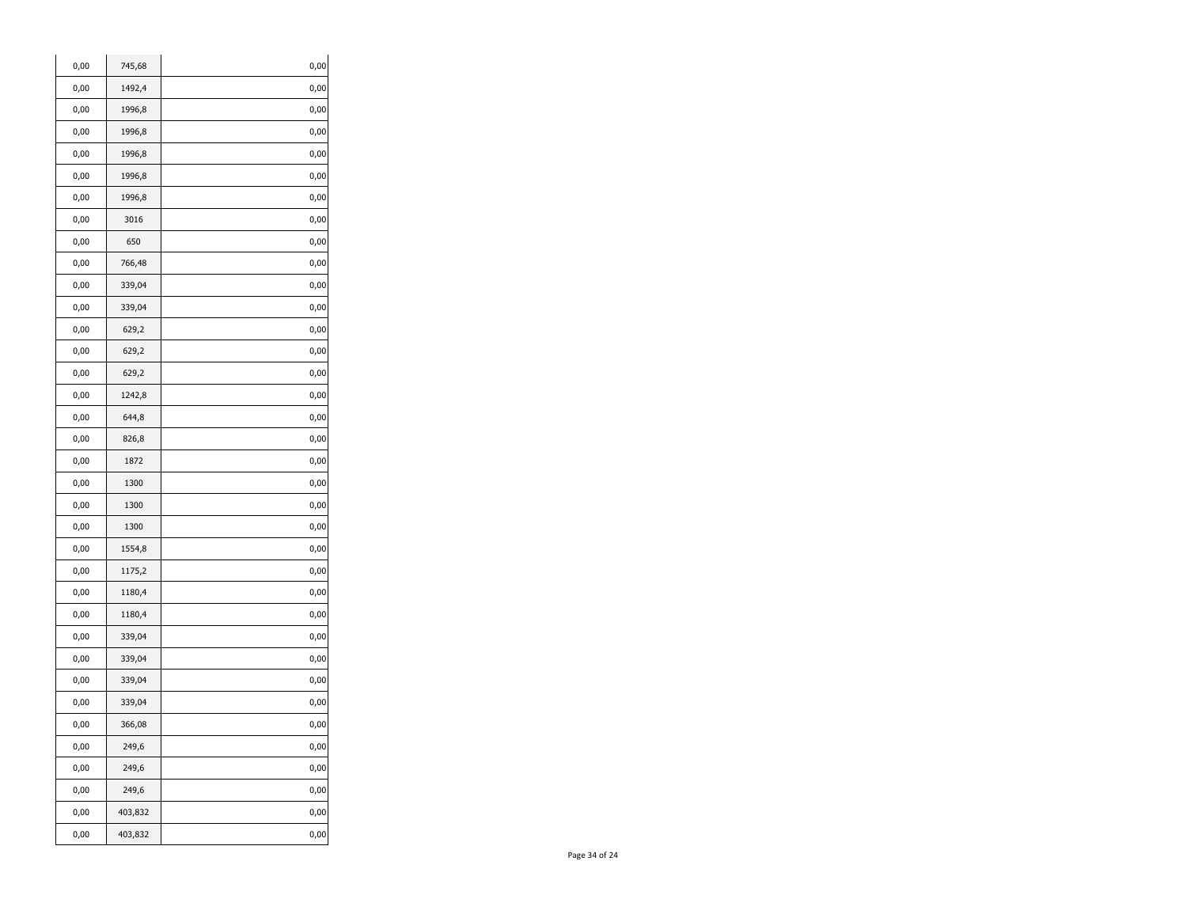| | | |
|---|---|---|
| 0,00 | 745,68 | 0,00 |
| 0,00 | 1492,4 | 0,00 |
| 0,00 | 1996,8 | 0,00 |
| 0,00 | 1996,8 | 0,00 |
| 0,00 | 1996,8 | 0,00 |
| 0,00 | 1996,8 | 0,00 |
| 0,00 | 1996,8 | 0,00 |
| 0,00 | 3016 | 0,00 |
| 0,00 | 650 | 0,00 |
| 0,00 | 766,48 | 0,00 |
| 0,00 | 339,04 | 0,00 |
| 0,00 | 339,04 | 0,00 |
| 0,00 | 629,2 | 0,00 |
| 0,00 | 629,2 | 0,00 |
| 0,00 | 629,2 | 0,00 |
| 0,00 | 1242,8 | 0,00 |
| 0,00 | 644,8 | 0,00 |
| 0,00 | 826,8 | 0,00 |
| 0,00 | 1872 | 0,00 |
| 0,00 | 1300 | 0,00 |
| 0,00 | 1300 | 0,00 |
| 0,00 | 1300 | 0,00 |
| 0,00 | 1554,8 | 0,00 |
| 0,00 | 1175,2 | 0,00 |
| 0,00 | 1180,4 | 0,00 |
| 0,00 | 1180,4 | 0,00 |
| 0,00 | 339,04 | 0,00 |
| 0,00 | 339,04 | 0,00 |
| 0,00 | 339,04 | 0,00 |
| 0,00 | 339,04 | 0,00 |
| 0,00 | 366,08 | 0,00 |
| 0,00 | 249,6 | 0,00 |
| 0,00 | 249,6 | 0,00 |
| 0,00 | 249,6 | 0,00 |
| 0,00 | 403,832 | 0,00 |
| 0,00 | 403,832 | 0,00 |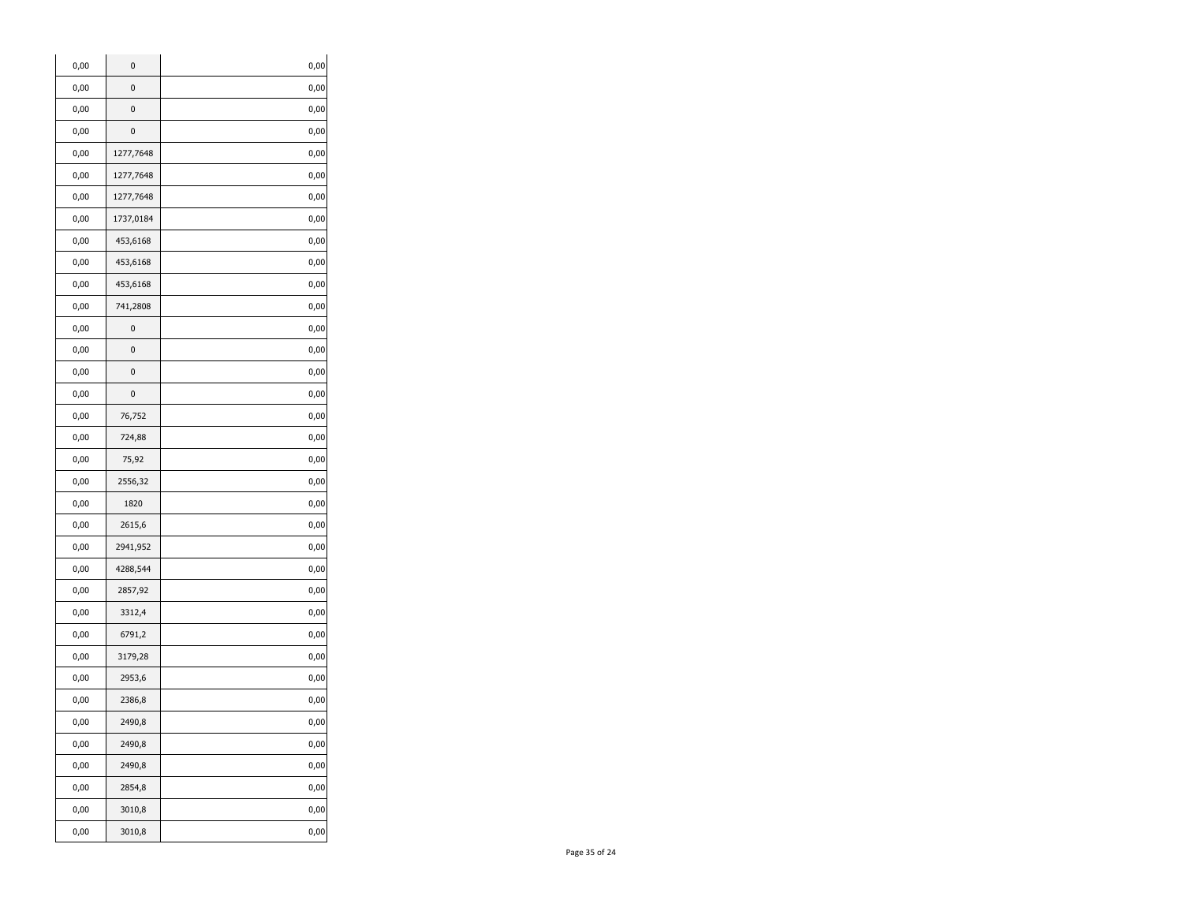| | | |
|---|---|---|
| 0,00 | 0 | 0,00 |
| 0,00 | 0 | 0,00 |
| 0,00 | 0 | 0,00 |
| 0,00 | 0 | 0,00 |
| 0,00 | 1277,7648 | 0,00 |
| 0,00 | 1277,7648 | 0,00 |
| 0,00 | 1277,7648 | 0,00 |
| 0,00 | 1737,0184 | 0,00 |
| 0,00 | 453,6168 | 0,00 |
| 0,00 | 453,6168 | 0,00 |
| 0,00 | 453,6168 | 0,00 |
| 0,00 | 741,2808 | 0,00 |
| 0,00 | 0 | 0,00 |
| 0,00 | 0 | 0,00 |
| 0,00 | 0 | 0,00 |
| 0,00 | 0 | 0,00 |
| 0,00 | 76,752 | 0,00 |
| 0,00 | 724,88 | 0,00 |
| 0,00 | 75,92 | 0,00 |
| 0,00 | 2556,32 | 0,00 |
| 0,00 | 1820 | 0,00 |
| 0,00 | 2615,6 | 0,00 |
| 0,00 | 2941,952 | 0,00 |
| 0,00 | 4288,544 | 0,00 |
| 0,00 | 2857,92 | 0,00 |
| 0,00 | 3312,4 | 0,00 |
| 0,00 | 6791,2 | 0,00 |
| 0,00 | 3179,28 | 0,00 |
| 0,00 | 2953,6 | 0,00 |
| 0,00 | 2386,8 | 0,00 |
| 0,00 | 2490,8 | 0,00 |
| 0,00 | 2490,8 | 0,00 |
| 0,00 | 2490,8 | 0,00 |
| 0,00 | 2854,8 | 0,00 |
| 0,00 | 3010,8 | 0,00 |
| 0,00 | 3010,8 | 0,00 |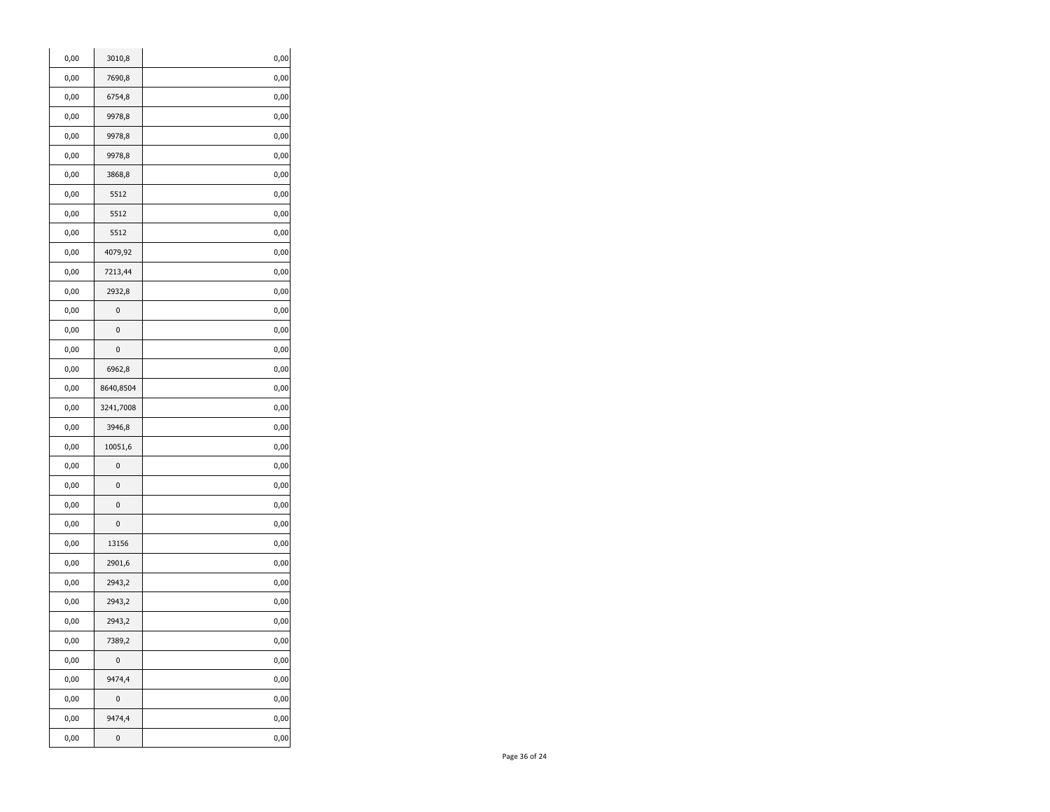| | | |
|---|---|---|
| 0,00 | 3010,8 | 0,00 |
| 0,00 | 7690,8 | 0,00 |
| 0,00 | 6754,8 | 0,00 |
| 0,00 | 9978,8 | 0,00 |
| 0,00 | 9978,8 | 0,00 |
| 0,00 | 9978,8 | 0,00 |
| 0,00 | 3868,8 | 0,00 |
| 0,00 | 5512 | 0,00 |
| 0,00 | 5512 | 0,00 |
| 0,00 | 5512 | 0,00 |
| 0,00 | 4079,92 | 0,00 |
| 0,00 | 7213,44 | 0,00 |
| 0,00 | 2932,8 | 0,00 |
| 0,00 | 0 | 0,00 |
| 0,00 | 0 | 0,00 |
| 0,00 | 0 | 0,00 |
| 0,00 | 6962,8 | 0,00 |
| 0,00 | 8640,8504 | 0,00 |
| 0,00 | 3241,7008 | 0,00 |
| 0,00 | 3946,8 | 0,00 |
| 0,00 | 10051,6 | 0,00 |
| 0,00 | 0 | 0,00 |
| 0,00 | 0 | 0,00 |
| 0,00 | 0 | 0,00 |
| 0,00 | 0 | 0,00 |
| 0,00 | 13156 | 0,00 |
| 0,00 | 2901,6 | 0,00 |
| 0,00 | 2943,2 | 0,00 |
| 0,00 | 2943,2 | 0,00 |
| 0,00 | 2943,2 | 0,00 |
| 0,00 | 7389,2 | 0,00 |
| 0,00 | 0 | 0,00 |
| 0,00 | 9474,4 | 0,00 |
| 0,00 | 0 | 0,00 |
| 0,00 | 9474,4 | 0,00 |
| 0,00 | 0 | 0,00 |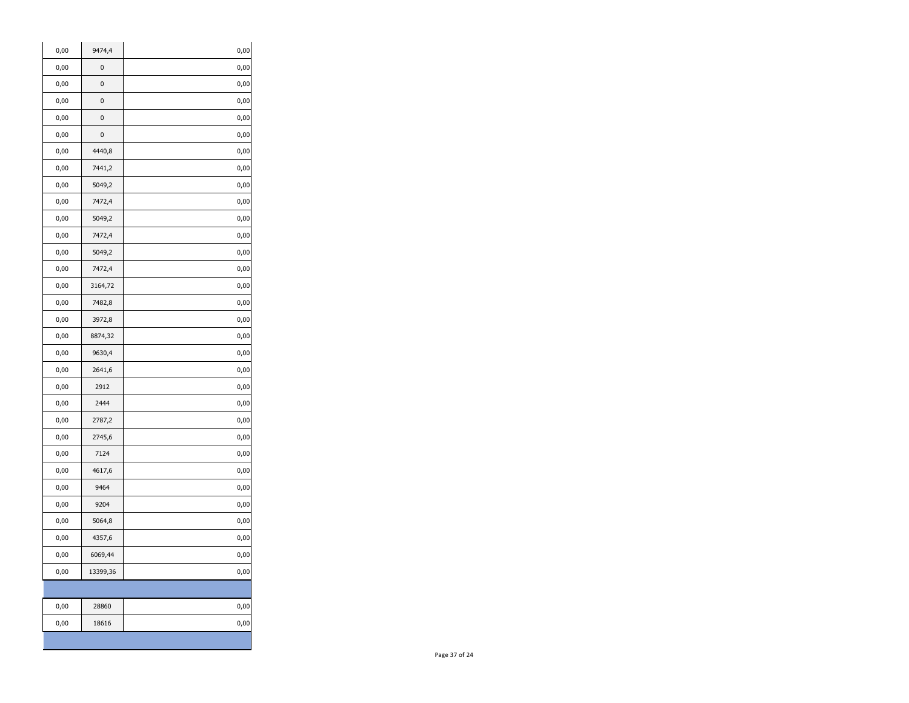| | | |
|---|---|---|
| 0,00 | 9474,4 | 0,00 |
| 0,00 | 0 | 0,00 |
| 0,00 | 0 | 0,00 |
| 0,00 | 0 | 0,00 |
| 0,00 | 0 | 0,00 |
| 0,00 | 0 | 0,00 |
| 0,00 | 4440,8 | 0,00 |
| 0,00 | 7441,2 | 0,00 |
| 0,00 | 5049,2 | 0,00 |
| 0,00 | 7472,4 | 0,00 |
| 0,00 | 5049,2 | 0,00 |
| 0,00 | 7472,4 | 0,00 |
| 0,00 | 5049,2 | 0,00 |
| 0,00 | 7472,4 | 0,00 |
| 0,00 | 3164,72 | 0,00 |
| 0,00 | 7482,8 | 0,00 |
| 0,00 | 3972,8 | 0,00 |
| 0,00 | 8874,32 | 0,00 |
| 0,00 | 9630,4 | 0,00 |
| 0,00 | 2641,6 | 0,00 |
| 0,00 | 2912 | 0,00 |
| 0,00 | 2444 | 0,00 |
| 0,00 | 2787,2 | 0,00 |
| 0,00 | 2745,6 | 0,00 |
| 0,00 | 7124 | 0,00 |
| 0,00 | 4617,6 | 0,00 |
| 0,00 | 9464 | 0,00 |
| 0,00 | 9204 | 0,00 |
| 0,00 | 5064,8 | 0,00 |
| 0,00 | 4357,6 | 0,00 |
| 0,00 | 6069,44 | 0,00 |
| 0,00 | 13399,36 | 0,00 |
| | | |
| 0,00 | 28860 | 0,00 |
| 0,00 | 18616 | 0,00 |
| | | |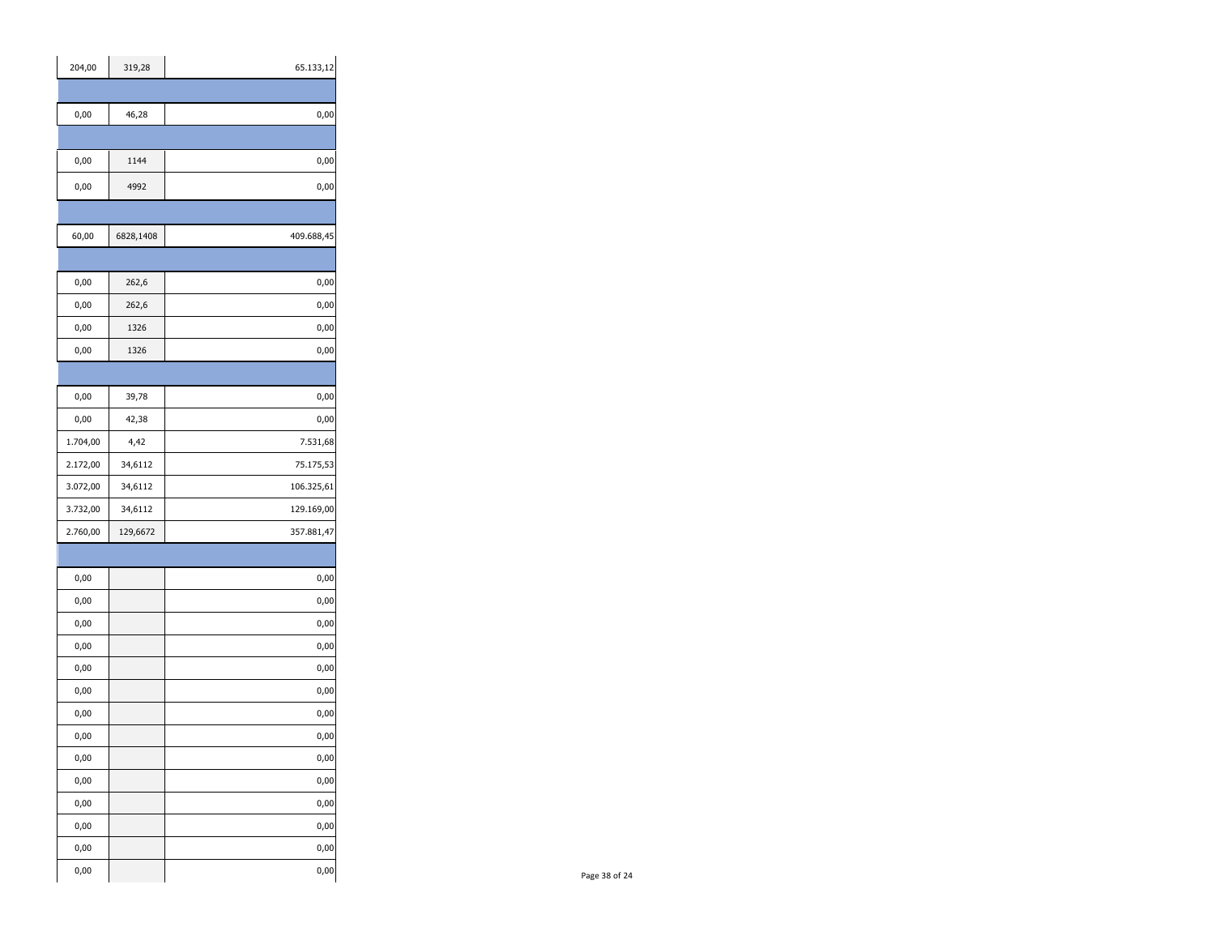| | | |
|---|---|---|
| 204,00 | 319,28 | 65.133,12 |
| | | |
| 0,00 | 46,28 | 0,00 |
| | | |
| 0,00 | 1144 | 0,00 |
| 0,00 | 4992 | 0,00 |
| | | |
| 60,00 | 6828,1408 | 409.688,45 |
| | | |
| 0,00 | 262,6 | 0,00 |
| 0,00 | 262,6 | 0,00 |
| 0,00 | 1326 | 0,00 |
| 0,00 | 1326 | 0,00 |
| | | |
| 0,00 | 39,78 | 0,00 |
| 0,00 | 42,38 | 0,00 |
| 1.704,00 | 4,42 | 7.531,68 |
| 2.172,00 | 34,6112 | 75.175,53 |
| 3.072,00 | 34,6112 | 106.325,61 |
| 3.732,00 | 34,6112 | 129.169,00 |
| 2.760,00 | 129,6672 | 357.881,47 |
| | | |
| 0,00 | | 0,00 |
| 0,00 | | 0,00 |
| 0,00 | | 0,00 |
| 0,00 | | 0,00 |
| 0,00 | | 0,00 |
| 0,00 | | 0,00 |
| 0,00 | | 0,00 |
| 0,00 | | 0,00 |
| 0,00 | | 0,00 |
| 0,00 | | 0,00 |
| 0,00 | | 0,00 |
| 0,00 | | 0,00 |
| 0,00 | | 0,00 |
| 0,00 | | 0,00 |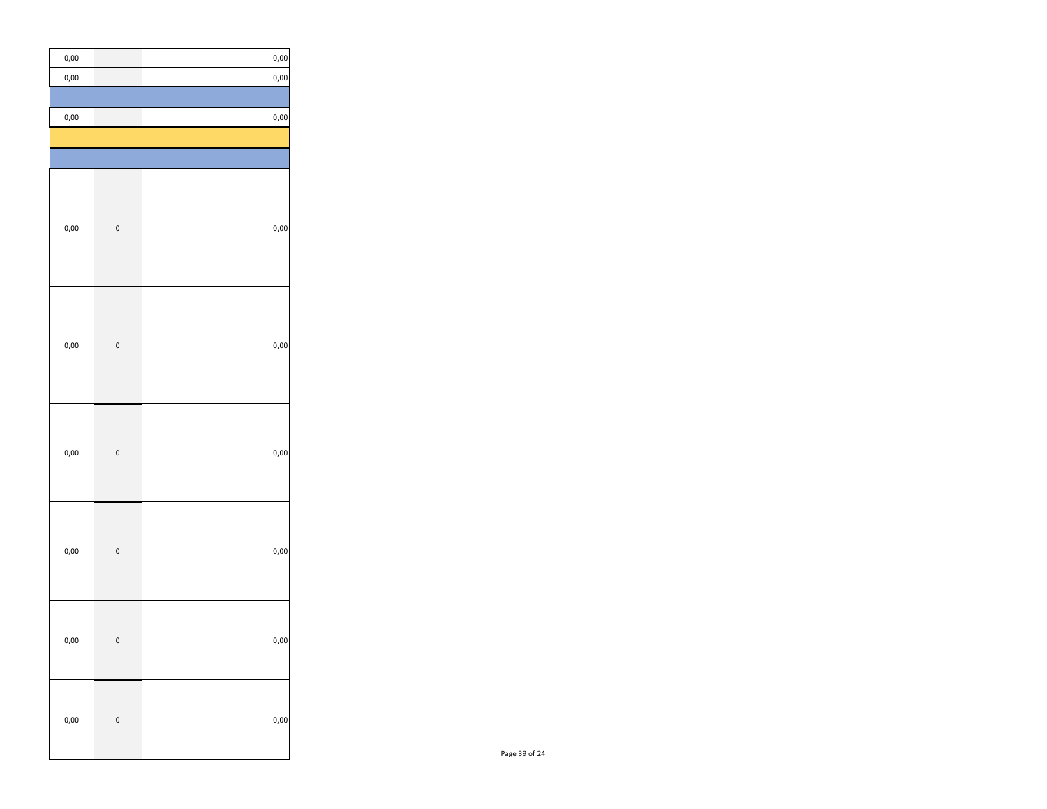| | | |
|---|---|---|
| 0,00 | | 0,00 |
| 0,00 | | 0,00 |
| | | |
| 0,00 | | 0,00 |
| | | |
| | | |
| 0,00 | 0 | 0,00 |
| 0,00 | 0 | 0,00 |
| 0,00 | 0 | 0,00 |
| 0,00 | 0 | 0,00 |
| 0,00 | 0 | 0,00 |
| 0,00 | 0 | 0,00 |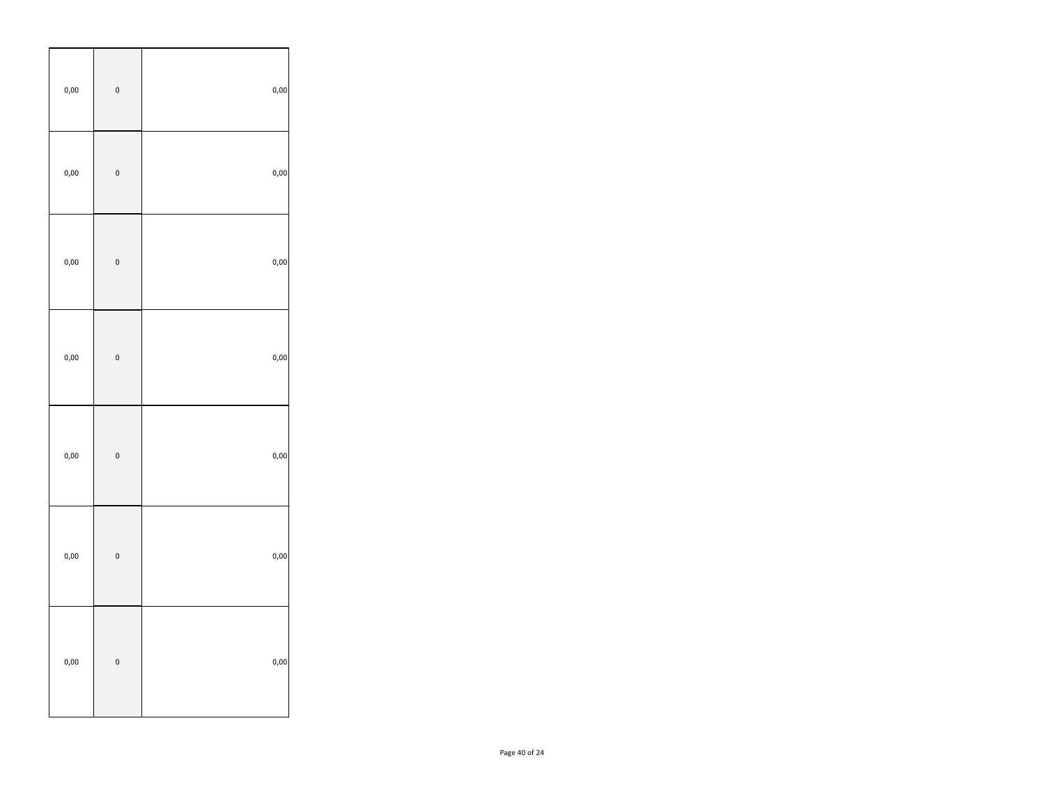| | | |
|---|---|---|
| 0,00 | 0 | 0,00 |
| 0,00 | 0 | 0,00 |
| 0,00 | 0 | 0,00 |
| 0,00 | 0 | 0,00 |
| 0,00 | 0 | 0,00 |
| 0,00 | 0 | 0,00 |
| 0,00 | 0 | 0,00 |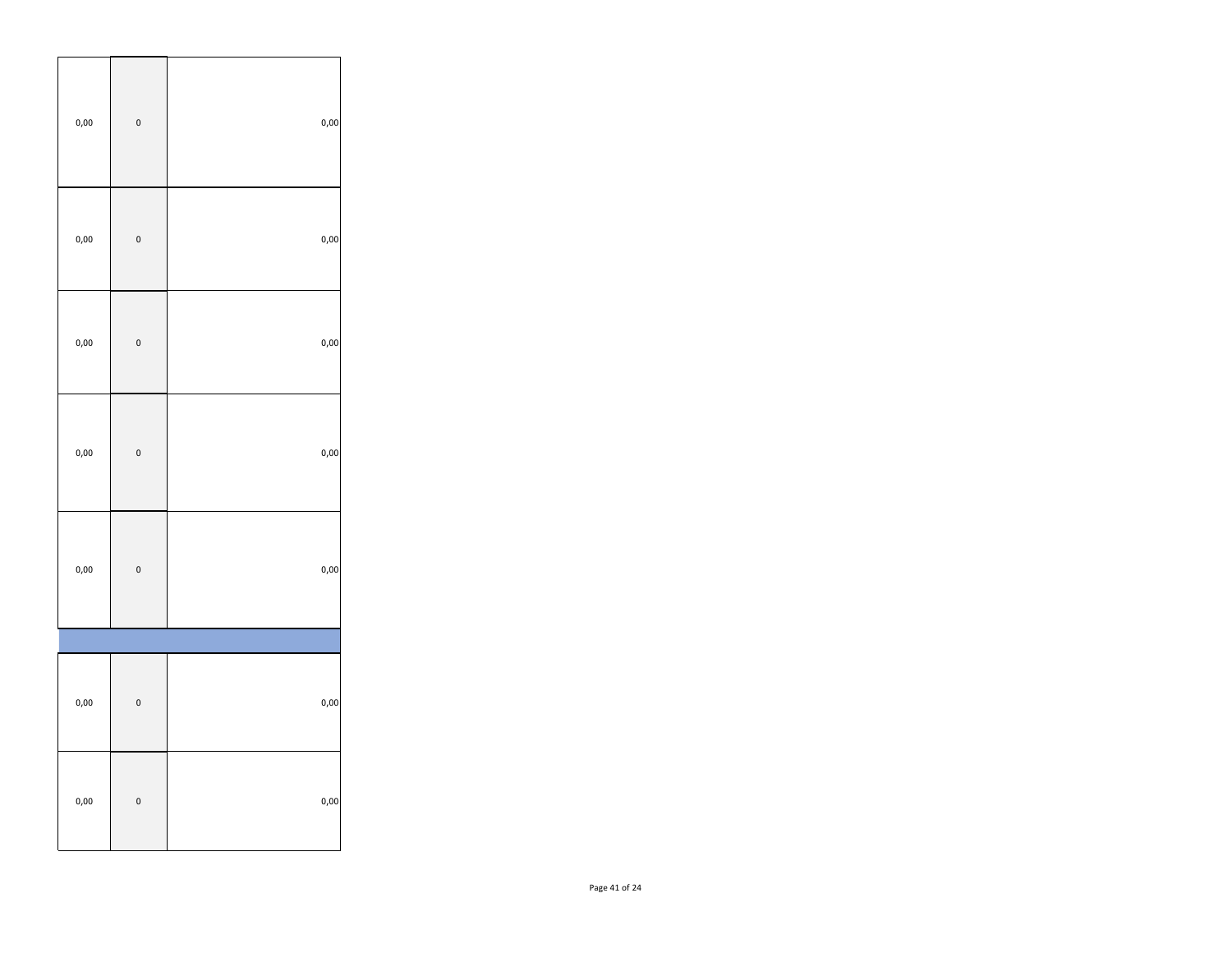| | | |
|---|---|---|
| 0,00 | 0 | 0,00 |
| 0,00 | 0 | 0,00 |
| 0,00 | 0 | 0,00 |
| 0,00 | 0 | 0,00 |
| 0,00 | 0 | 0,00 |
| | | |
| 0,00 | 0 | 0,00 |
| 0,00 | 0 | 0,00 |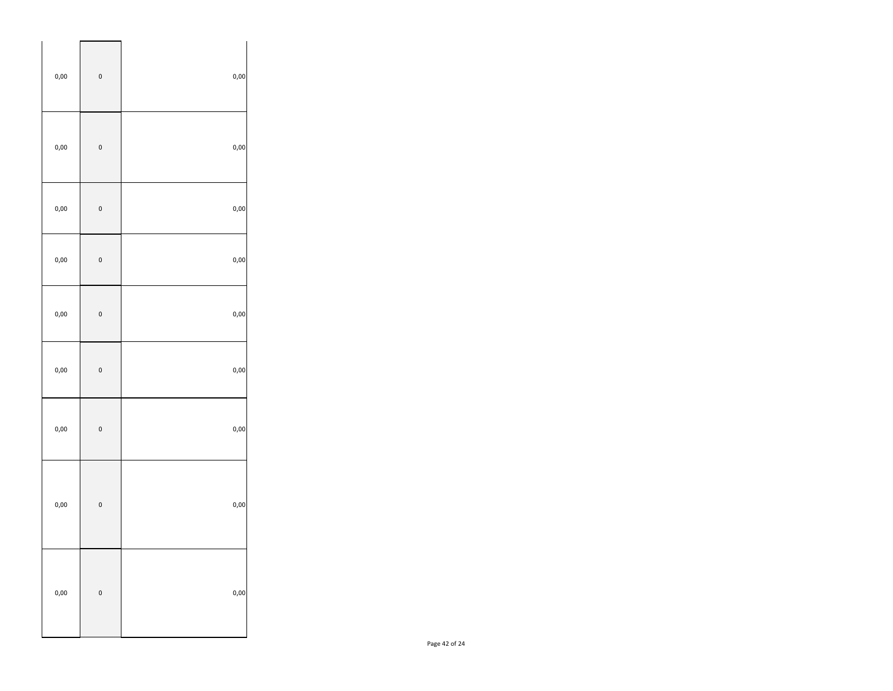| | | |
|---|---|---|
| 0,00 | 0 | 0,00 |
| 0,00 | 0 | 0,00 |
| 0,00 | 0 | 0,00 |
| 0,00 | 0 | 0,00 |
| 0,00 | 0 | 0,00 |
| 0,00 | 0 | 0,00 |
| 0,00 | 0 | 0,00 |
| 0,00 | 0 | 0,00 |
| 0,00 | 0 | 0,00 |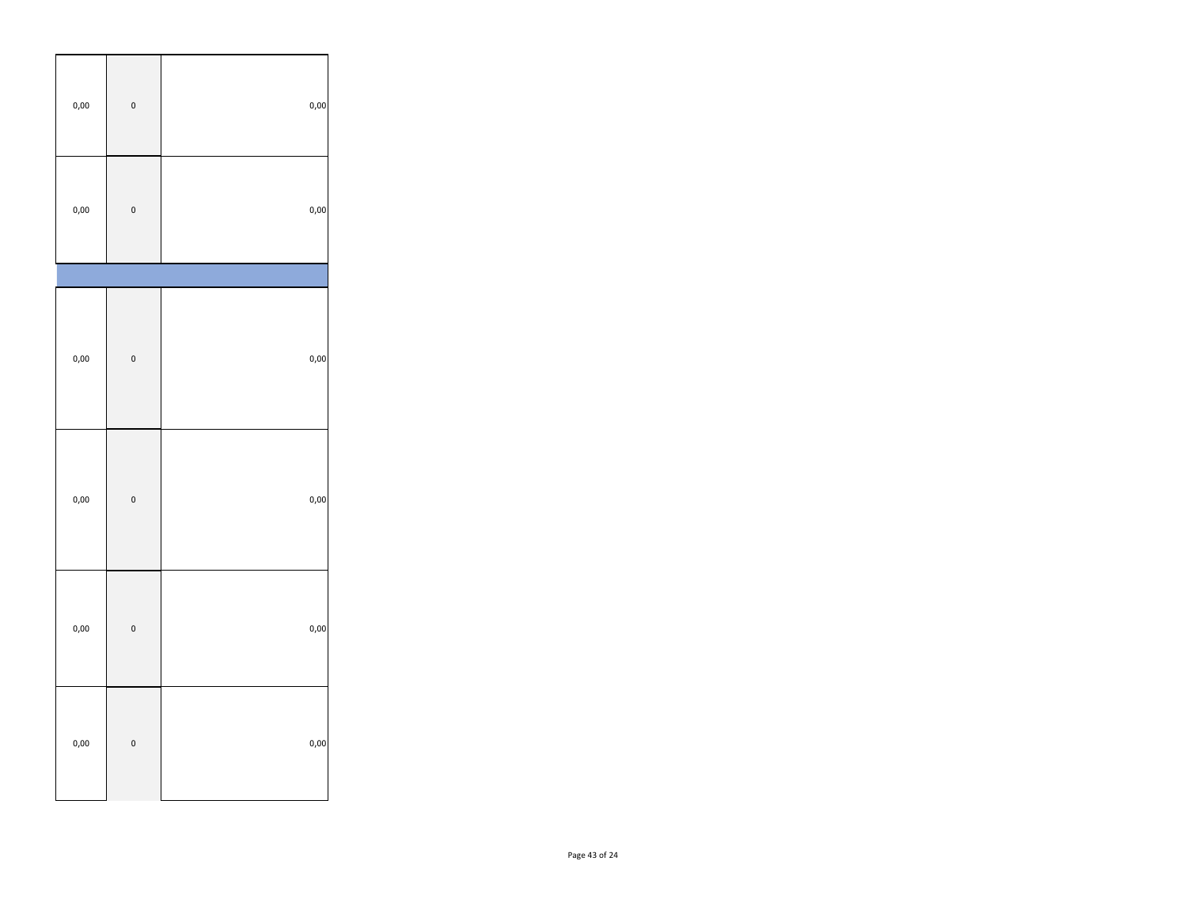| | | |
|---|---|---|
| 0,00 | 0 | 0,00 |
| 0,00 | 0 | 0,00 |
| | | |
| 0,00 | 0 | 0,00 |
| 0,00 | 0 | 0,00 |
| 0,00 | 0 | 0,00 |
| 0,00 | 0 | 0,00 |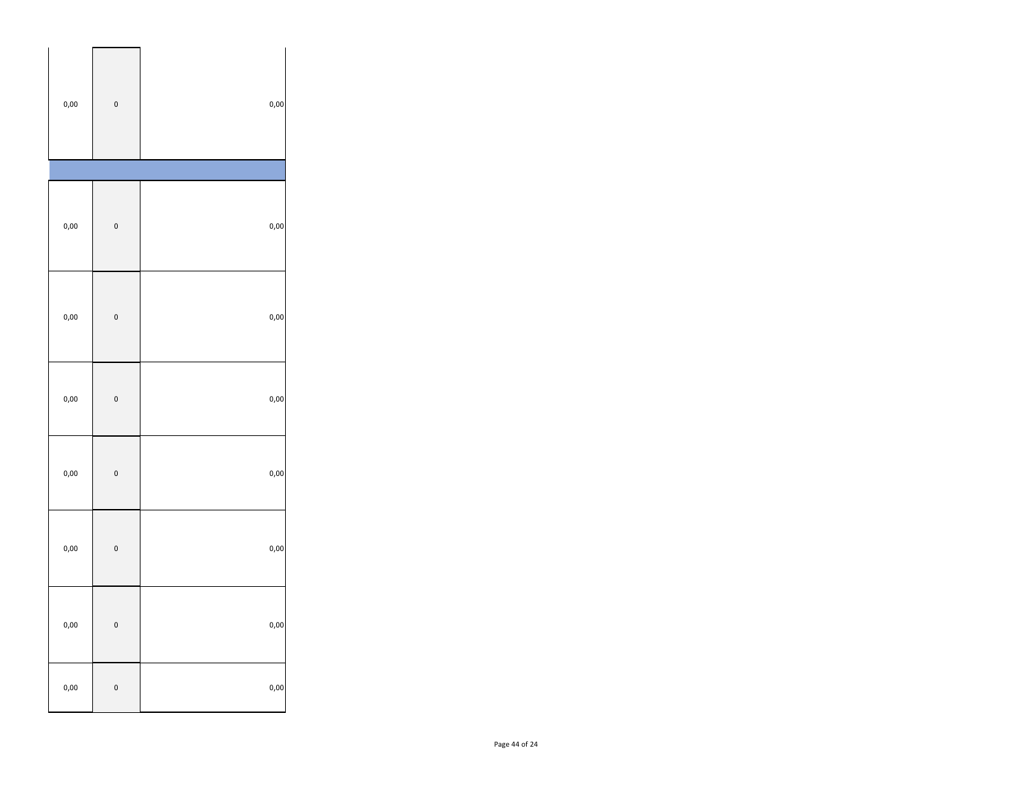| | | |
|---|---|---|
| 0,00 | 0 | 0,00 |
| | | |
| 0,00 | 0 | 0,00 |
| 0,00 | 0 | 0,00 |
| 0,00 | 0 | 0,00 |
| 0,00 | 0 | 0,00 |
| 0,00 | 0 | 0,00 |
| 0,00 | 0 | 0,00 |
| 0,00 | 0 | 0,00 |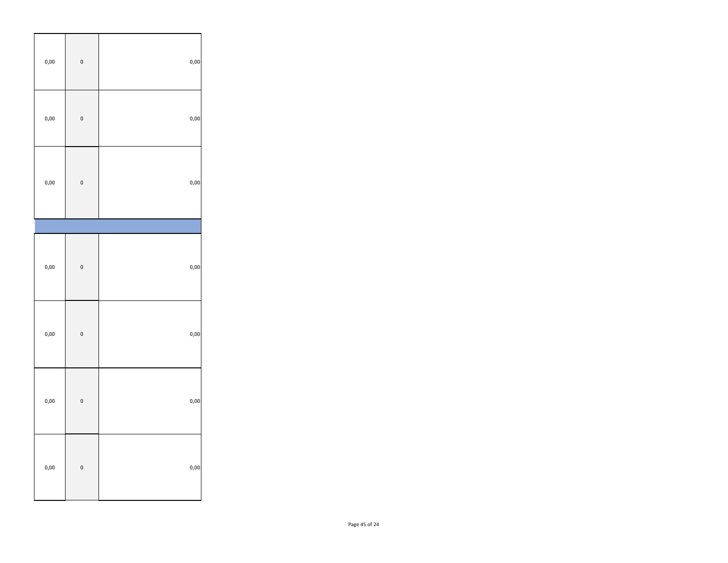| | | |
|---|---|---|
| 0,00 | 0 | 0,00 |
| 0,00 | 0 | 0,00 |
| 0,00 | 0 | 0,00 |
| | | |
| 0,00 | 0 | 0,00 |
| 0,00 | 0 | 0,00 |
| 0,00 | 0 | 0,00 |
| 0,00 | 0 | 0,00 |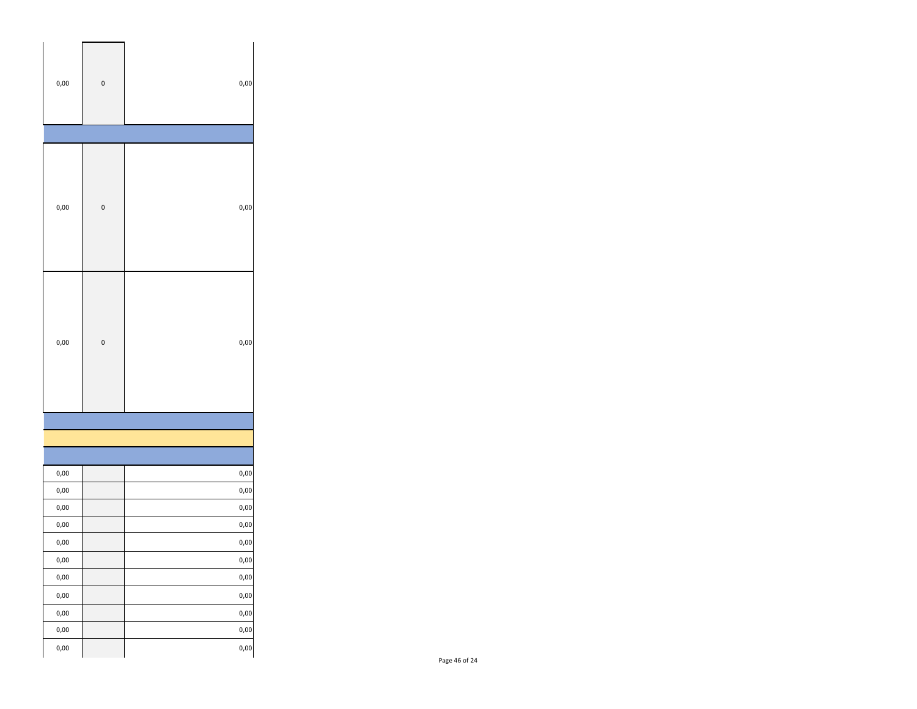| | | |
|---|---|---|
| 0,00 | 0 | 0,00 |
| | | |
| 0,00 | 0 | 0,00 |
| 0,00 | 0 | 0,00 |
| | | |
| | | |
| | | |
| 0,00 | | 0,00 |
| 0,00 | | 0,00 |
| 0,00 | | 0,00 |
| 0,00 | | 0,00 |
| 0,00 | | 0,00 |
| 0,00 | | 0,00 |
| 0,00 | | 0,00 |
| 0,00 | | 0,00 |
| 0,00 | | 0,00 |
| 0,00 | | 0,00 |
| 0,00 | | 0,00 |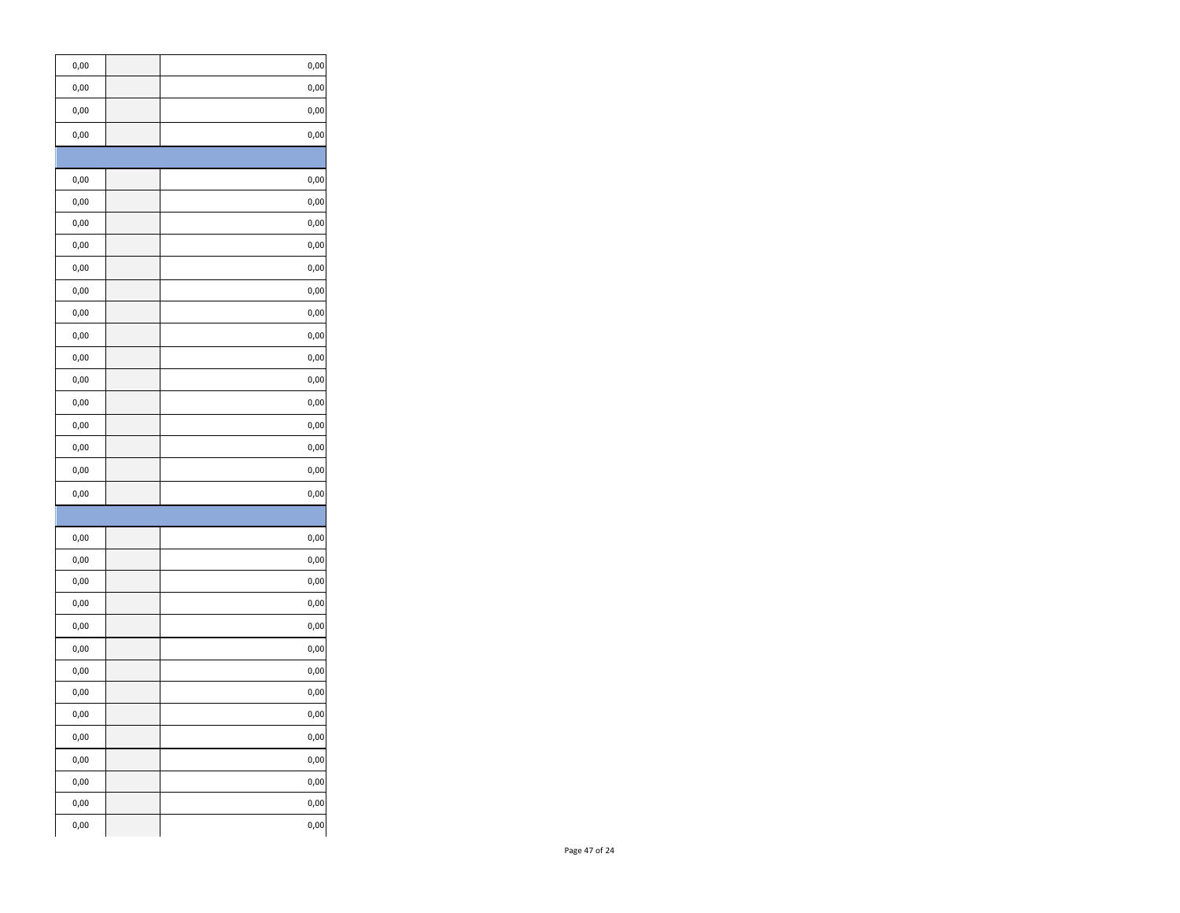| | | |
|---|---|---|
| 0,00 | | 0,00 |
| 0,00 | | 0,00 |
| 0,00 | | 0,00 |
| 0,00 | | 0,00 |
| | | |
| 0,00 | | 0,00 |
| 0,00 | | 0,00 |
| 0,00 | | 0,00 |
| 0,00 | | 0,00 |
| 0,00 | | 0,00 |
| 0,00 | | 0,00 |
| 0,00 | | 0,00 |
| 0,00 | | 0,00 |
| 0,00 | | 0,00 |
| 0,00 | | 0,00 |
| 0,00 | | 0,00 |
| 0,00 | | 0,00 |
| 0,00 | | 0,00 |
| 0,00 | | 0,00 |
| 0,00 | | 0,00 |
| | | |
| 0,00 | | 0,00 |
| 0,00 | | 0,00 |
| 0,00 | | 0,00 |
| 0,00 | | 0,00 |
| 0,00 | | 0,00 |
| 0,00 | | 0,00 |
| 0,00 | | 0,00 |
| 0,00 | | 0,00 |
| 0,00 | | 0,00 |
| 0,00 | | 0,00 |
| 0,00 | | 0,00 |
| 0,00 | | 0,00 |
| 0,00 | | 0,00 |
| 0,00 | | 0,00 |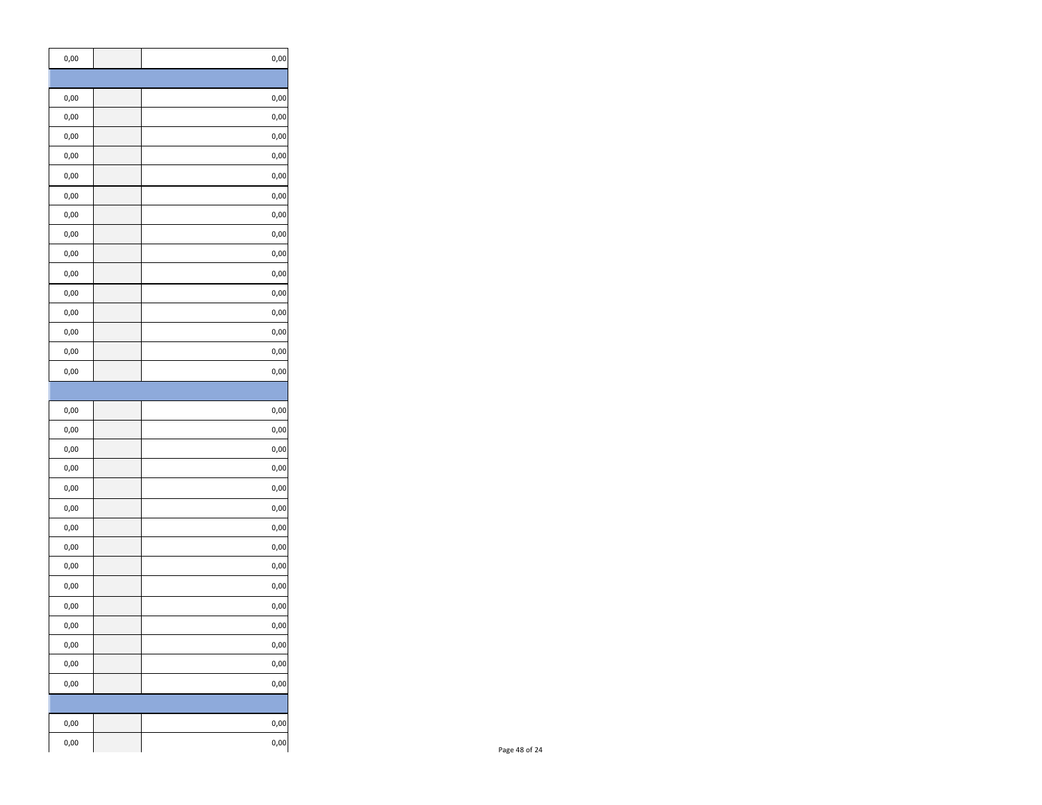| | | |
|---|---|---|
| 0,00 | | 0,00 |
| | | |
| 0,00 | | 0,00 |
| 0,00 | | 0,00 |
| 0,00 | | 0,00 |
| 0,00 | | 0,00 |
| 0,00 | | 0,00 |
| 0,00 | | 0,00 |
| 0,00 | | 0,00 |
| 0,00 | | 0,00 |
| 0,00 | | 0,00 |
| 0,00 | | 0,00 |
| 0,00 | | 0,00 |
| 0,00 | | 0,00 |
| 0,00 | | 0,00 |
| 0,00 | | 0,00 |
| 0,00 | | 0,00 |
| | | |
| 0,00 | | 0,00 |
| 0,00 | | 0,00 |
| 0,00 | | 0,00 |
| 0,00 | | 0,00 |
| 0,00 | | 0,00 |
| 0,00 | | 0,00 |
| 0,00 | | 0,00 |
| 0,00 | | 0,00 |
| 0,00 | | 0,00 |
| 0,00 | | 0,00 |
| 0,00 | | 0,00 |
| 0,00 | | 0,00 |
| 0,00 | | 0,00 |
| 0,00 | | 0,00 |
| 0,00 | | 0,00 |
| | | |
| 0,00 | | 0,00 |
| 0,00 | | 0,00 |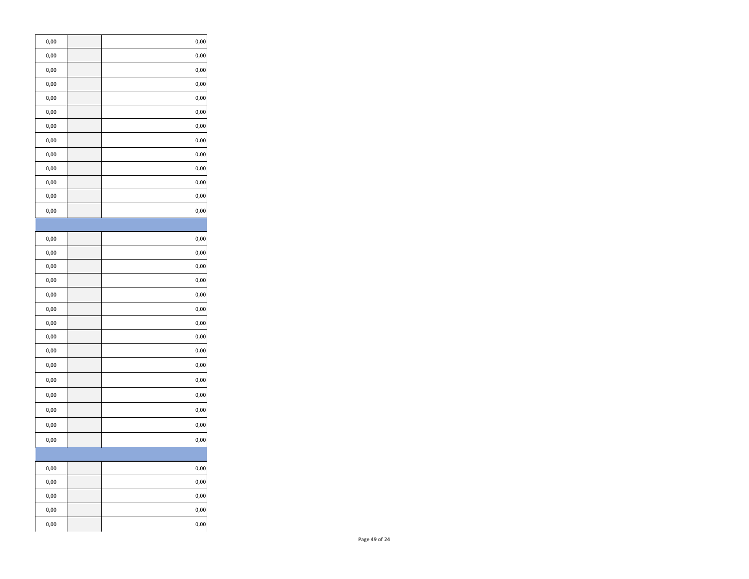| | | |
|---|---|---|
| 0,00 | | 0,00 |
| 0,00 | | 0,00 |
| 0,00 | | 0,00 |
| 0,00 | | 0,00 |
| 0,00 | | 0,00 |
| 0,00 | | 0,00 |
| 0,00 | | 0,00 |
| 0,00 | | 0,00 |
| 0,00 | | 0,00 |
| 0,00 | | 0,00 |
| 0,00 | | 0,00 |
| 0,00 | | 0,00 |
| 0,00 | | 0,00 |
| | | |
| 0,00 | | 0,00 |
| 0,00 | | 0,00 |
| 0,00 | | 0,00 |
| 0,00 | | 0,00 |
| 0,00 | | 0,00 |
| 0,00 | | 0,00 |
| 0,00 | | 0,00 |
| 0,00 | | 0,00 |
| 0,00 | | 0,00 |
| 0,00 | | 0,00 |
| 0,00 | | 0,00 |
| 0,00 | | 0,00 |
| 0,00 | | 0,00 |
| 0,00 | | 0,00 |
| 0,00 | | 0,00 |
| | | |
| 0,00 | | 0,00 |
| 0,00 | | 0,00 |
| 0,00 | | 0,00 |
| 0,00 | | 0,00 |
| 0,00 | | 0,00 |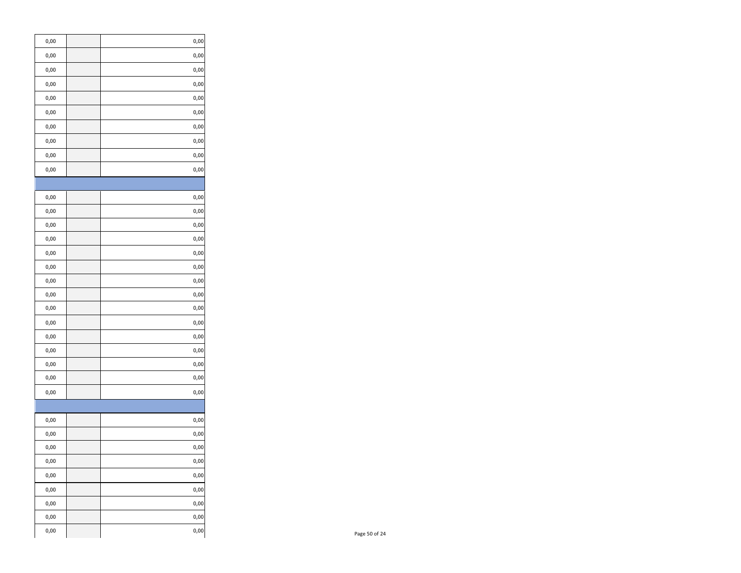| | | |
|---|---|---|
| 0,00 | | 0,00 |
| 0,00 | | 0,00 |
| 0,00 | | 0,00 |
| 0,00 | | 0,00 |
| 0,00 | | 0,00 |
| 0,00 | | 0,00 |
| 0,00 | | 0,00 |
| 0,00 | | 0,00 |
| 0,00 | | 0,00 |
| 0,00 | | 0,00 |
| | | |
| 0,00 | | 0,00 |
| 0,00 | | 0,00 |
| 0,00 | | 0,00 |
| 0,00 | | 0,00 |
| 0,00 | | 0,00 |
| 0,00 | | 0,00 |
| 0,00 | | 0,00 |
| 0,00 | | 0,00 |
| 0,00 | | 0,00 |
| 0,00 | | 0,00 |
| 0,00 | | 0,00 |
| 0,00 | | 0,00 |
| 0,00 | | 0,00 |
| 0,00 | | 0,00 |
| 0,00 | | 0,00 |
| | | |
| 0,00 | | 0,00 |
| 0,00 | | 0,00 |
| 0,00 | | 0,00 |
| 0,00 | | 0,00 |
| 0,00 | | 0,00 |
| 0,00 | | 0,00 |
| 0,00 | | 0,00 |
| 0,00 | | 0,00 |
| 0,00 | | 0,00 |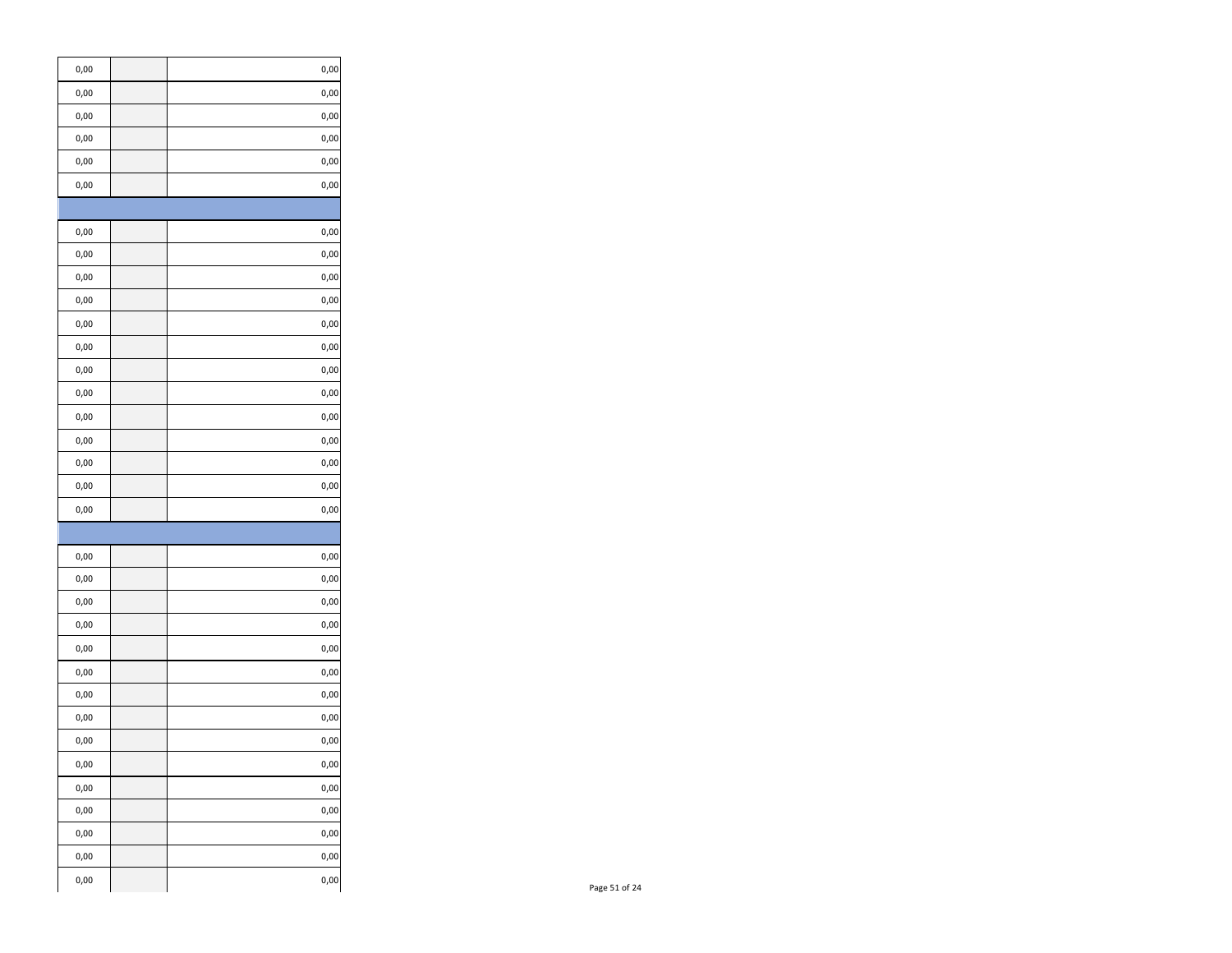| | | |
|---|---|---|
| 0,00 | | 0,00 |
| 0,00 | | 0,00 |
| 0,00 | | 0,00 |
| 0,00 | | 0,00 |
| 0,00 | | 0,00 |
| 0,00 | | 0,00 |
| | | |
| 0,00 | | 0,00 |
| 0,00 | | 0,00 |
| 0,00 | | 0,00 |
| 0,00 | | 0,00 |
| 0,00 | | 0,00 |
| 0,00 | | 0,00 |
| 0,00 | | 0,00 |
| 0,00 | | 0,00 |
| 0,00 | | 0,00 |
| 0,00 | | 0,00 |
| 0,00 | | 0,00 |
| 0,00 | | 0,00 |
| 0,00 | | 0,00 |
| | | |
| 0,00 | | 0,00 |
| 0,00 | | 0,00 |
| 0,00 | | 0,00 |
| 0,00 | | 0,00 |
| 0,00 | | 0,00 |
| 0,00 | | 0,00 |
| 0,00 | | 0,00 |
| 0,00 | | 0,00 |
| 0,00 | | 0,00 |
| 0,00 | | 0,00 |
| 0,00 | | 0,00 |
| 0,00 | | 0,00 |
| 0,00 | | 0,00 |
| 0,00 | | 0,00 |
| 0,00 | | 0,00 |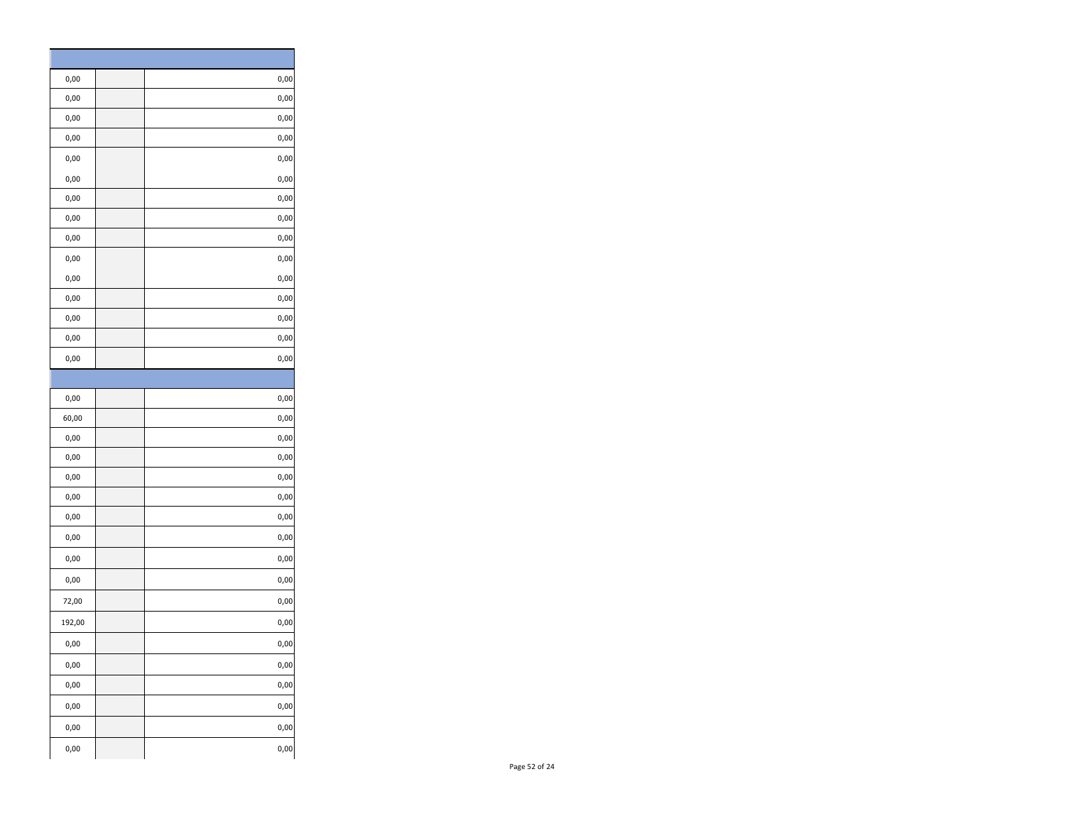| | | |
|---|---|---|
| 0,00 | | 0,00 |
| 0,00 | | 0,00 |
| 0,00 | | 0,00 |
| 0,00 | | 0,00 |
| 0,00 | | 0,00 |
| 0,00 | | 0,00 |
| 0,00 | | 0,00 |
| 0,00 | | 0,00 |
| 0,00 | | 0,00 |
| 0,00 | | 0,00 |
| 0,00 | | 0,00 |
| 0,00 | | 0,00 |
| 0,00 | | 0,00 |
| 0,00 | | 0,00 |
| 0,00 | | 0,00 |
| | | |
| 0,00 | | 0,00 |
| 60,00 | | 0,00 |
| 0,00 | | 0,00 |
| 0,00 | | 0,00 |
| 0,00 | | 0,00 |
| 0,00 | | 0,00 |
| 0,00 | | 0,00 |
| 0,00 | | 0,00 |
| 0,00 | | 0,00 |
| 0,00 | | 0,00 |
| 72,00 | | 0,00 |
| 192,00 | | 0,00 |
| 0,00 | | 0,00 |
| 0,00 | | 0,00 |
| 0,00 | | 0,00 |
| 0,00 | | 0,00 |
| 0,00 | | 0,00 |
| 0,00 | | 0,00 |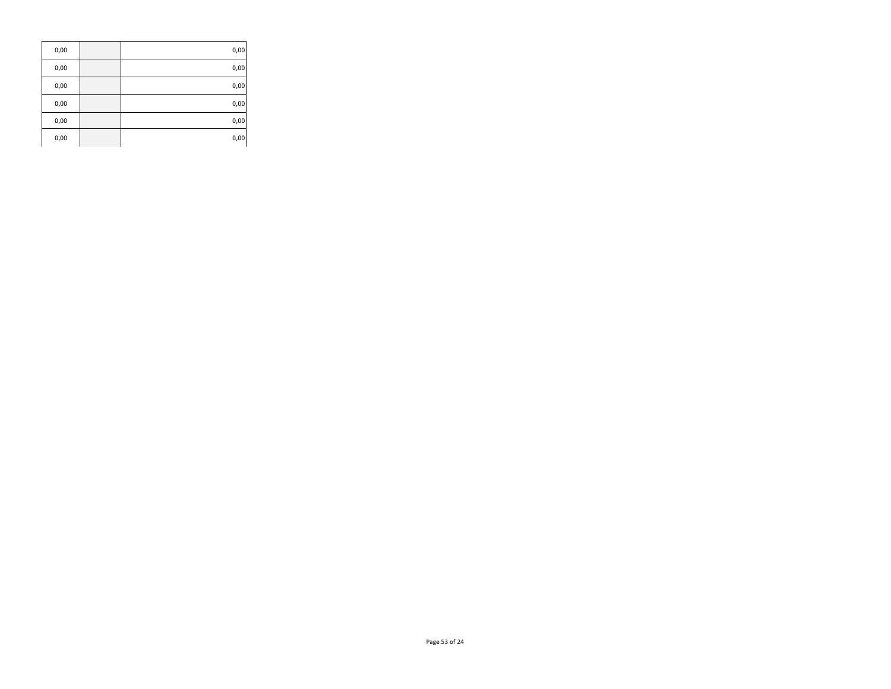| | | |
|---|---|---|
| 0,00 | | 0,00 |
| 0,00 | | 0,00 |
| 0,00 | | 0,00 |
| 0,00 | | 0,00 |
| 0,00 | | 0,00 |
| 0,00 | | 0,00 |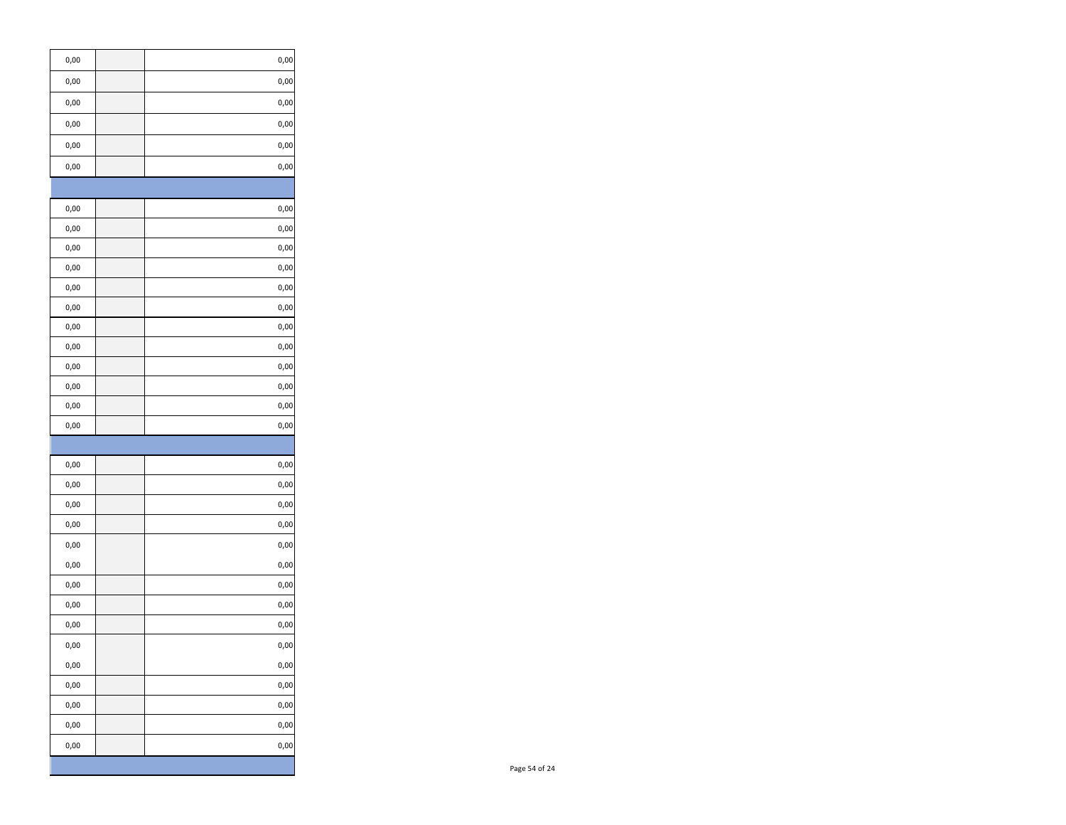| | | |
|---|---|---|
| 0,00 | | 0,00 |
| 0,00 | | 0,00 |
| 0,00 | | 0,00 |
| 0,00 | | 0,00 |
| 0,00 | | 0,00 |
| 0,00 | | 0,00 |
| | | |
| 0,00 | | 0,00 |
| 0,00 | | 0,00 |
| 0,00 | | 0,00 |
| 0,00 | | 0,00 |
| 0,00 | | 0,00 |
| 0,00 | | 0,00 |
| 0,00 | | 0,00 |
| 0,00 | | 0,00 |
| 0,00 | | 0,00 |
| 0,00 | | 0,00 |
| 0,00 | | 0,00 |
| 0,00 | | 0,00 |
| | | |
| 0,00 | | 0,00 |
| 0,00 | | 0,00 |
| 0,00 | | 0,00 |
| 0,00 | | 0,00 |
| 0,00 | | 0,00 |
| 0,00 | | 0,00 |
| 0,00 | | 0,00 |
| 0,00 | | 0,00 |
| 0,00 | | 0,00 |
| 0,00 | | 0,00 |
| 0,00 | | 0,00 |
| 0,00 | | 0,00 |
| 0,00 | | 0,00 |
| 0,00 | | 0,00 |
| 0,00 | | 0,00 |
| | | |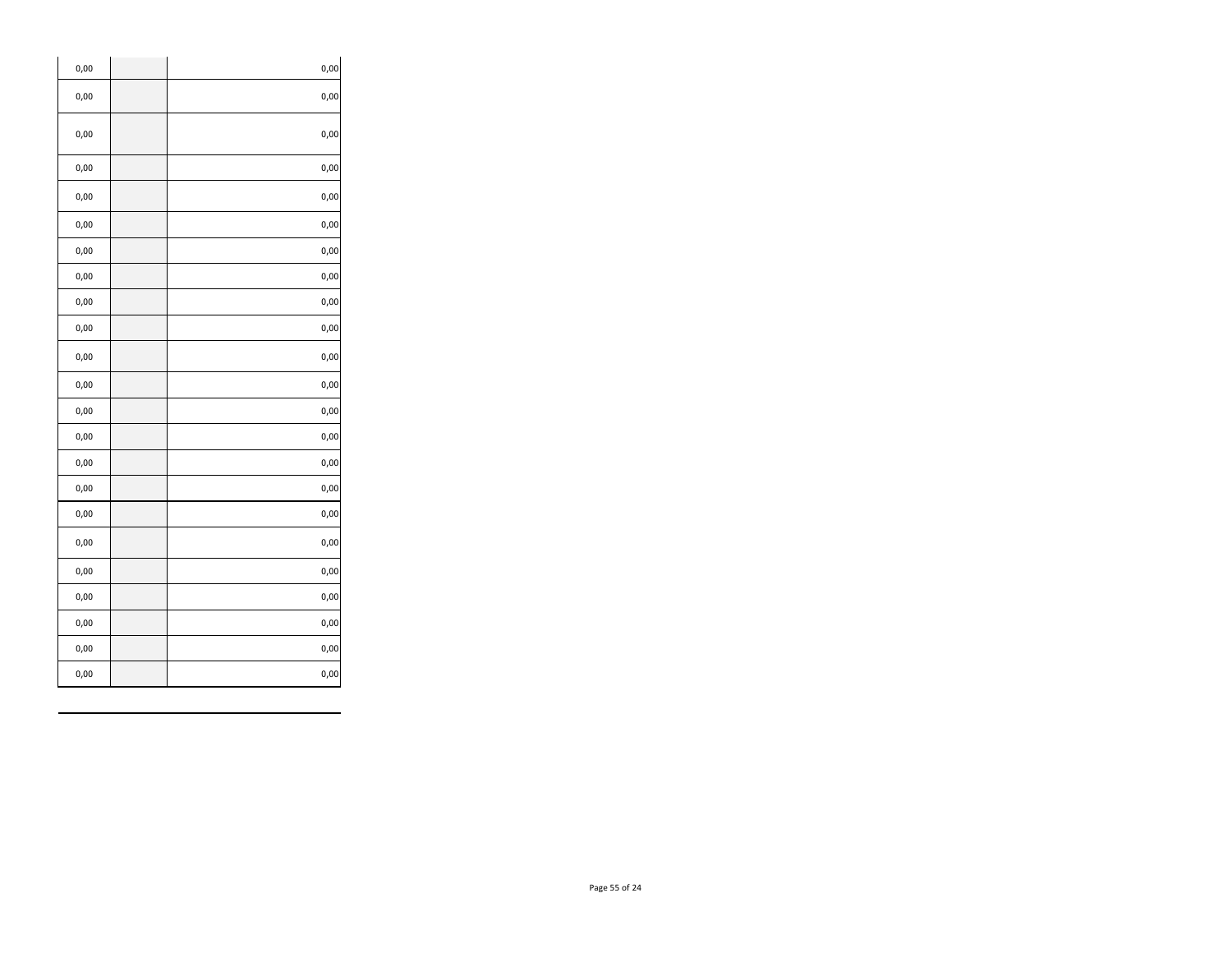| | | |
|---|---|---|
| 0,00 | | 0,00 |
| 0,00 | | 0,00 |
| 0,00 | | 0,00 |
| 0,00 | | 0,00 |
| 0,00 | | 0,00 |
| 0,00 | | 0,00 |
| 0,00 | | 0,00 |
| 0,00 | | 0,00 |
| 0,00 | | 0,00 |
| 0,00 | | 0,00 |
| 0,00 | | 0,00 |
| 0,00 | | 0,00 |
| 0,00 | | 0,00 |
| 0,00 | | 0,00 |
| 0,00 | | 0,00 |
| 0,00 | | 0,00 |
| 0,00 | | 0,00 |
| 0,00 | | 0,00 |
| 0,00 | | 0,00 |
| 0,00 | | 0,00 |
| 0,00 | | 0,00 |
| 0,00 | | 0,00 |
| 0,00 | | 0,00 |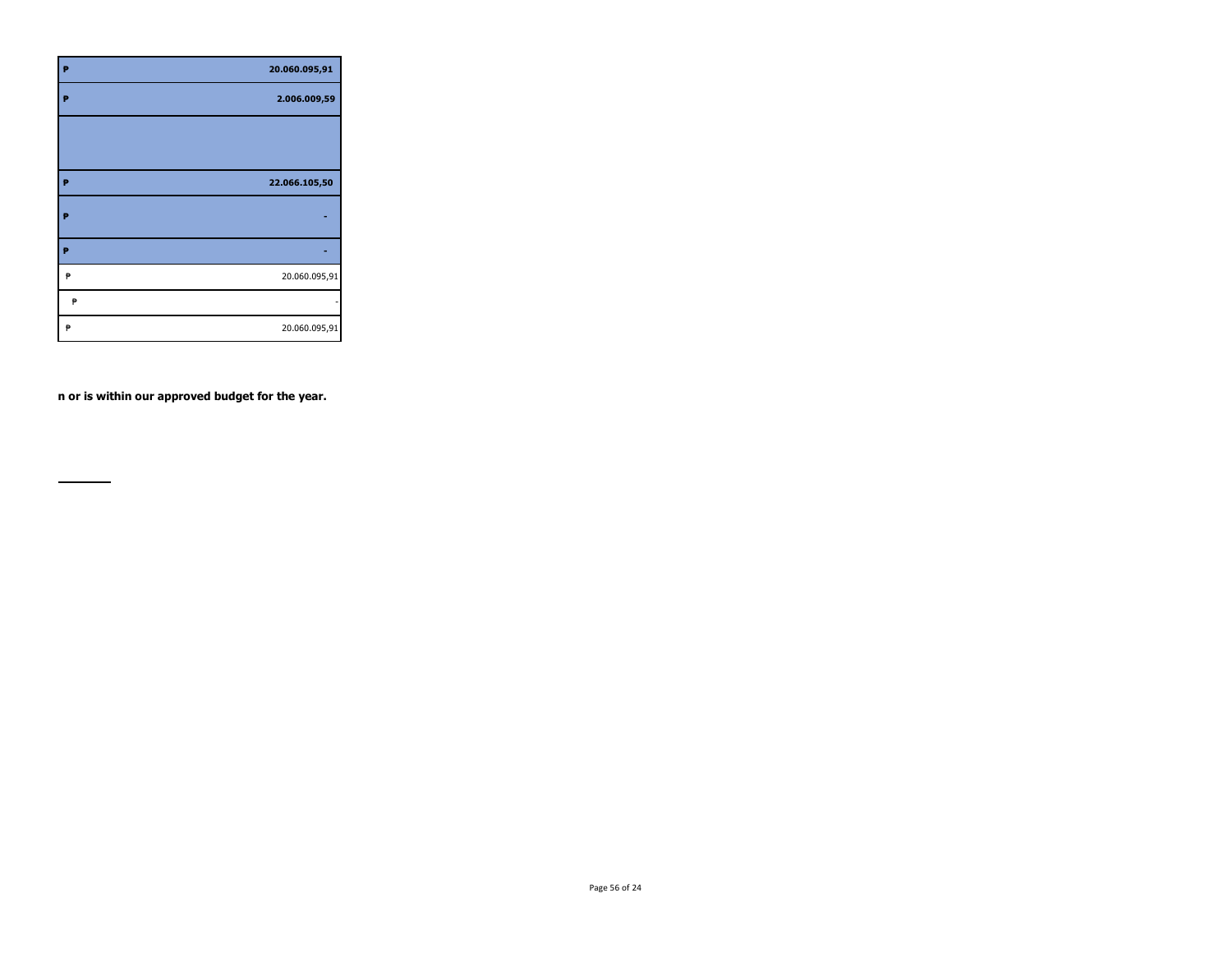| | |
|---|---|
| **₱** | **20.060.095,91** |
| **₱** | **2.006.009,59** |
| | |
| **₱** | **22.066.105,50** |
| **₱** | **-** |
| **₱** | **-** |
| ₱ | 20.060.095,91 |
| ₱ | - |
| ₱ | 20.060.095,91 |

**n or is within our approved budget for the year.**